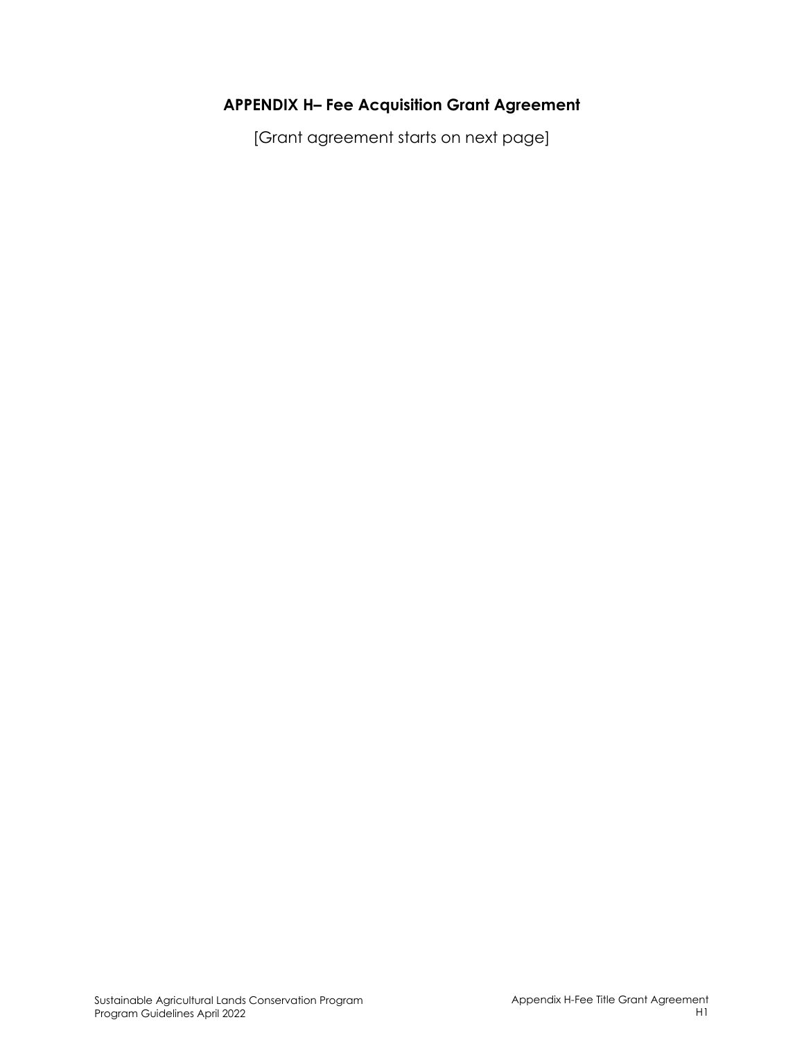# APPENDIX H– Fee Acquisition Grant Agreement

[Grant agreement starts on next page]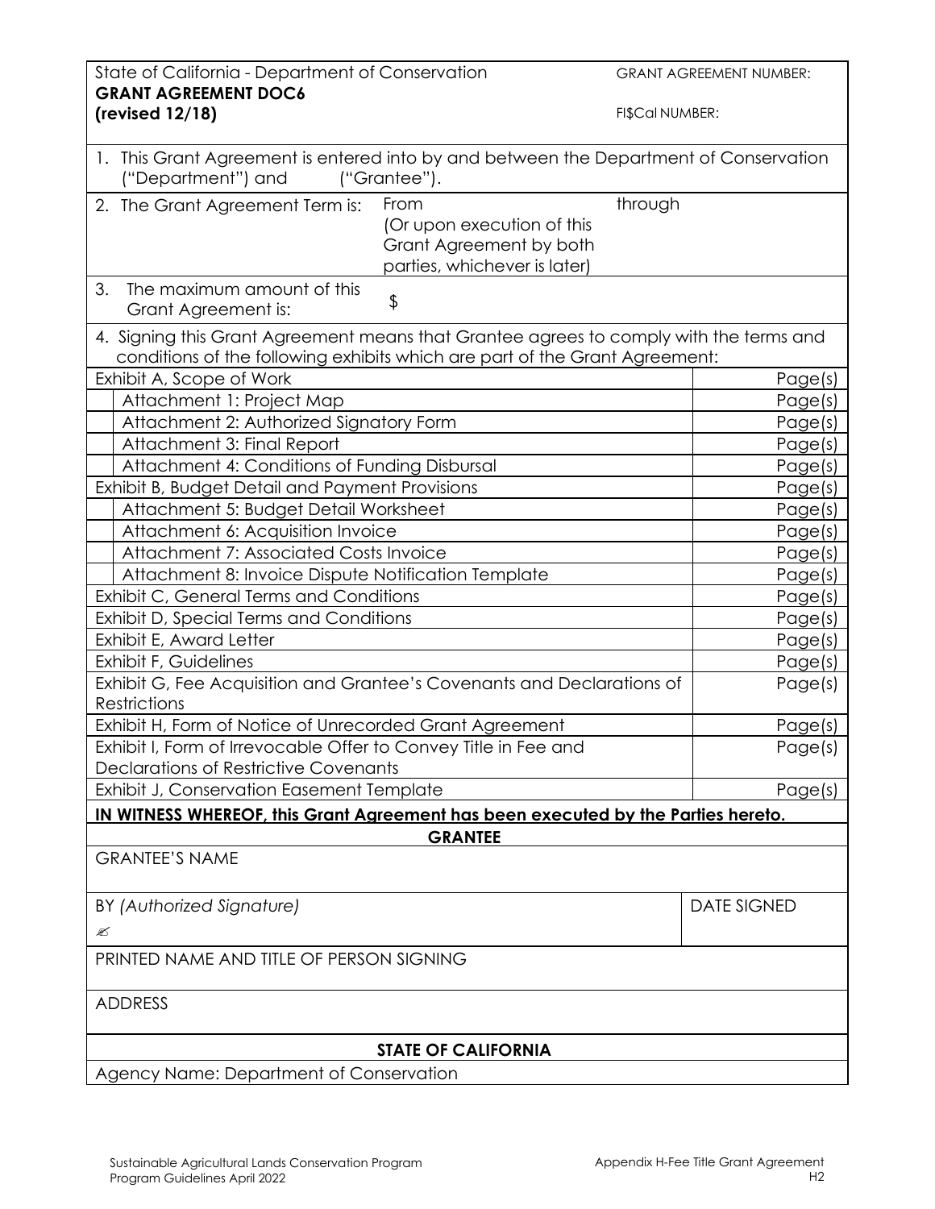State of California - Department of Conservation
**GRANT AGREEMENT DOC6**
**(revised 12/18)**

GRANT AGREEMENT NUMBER:

FI$Cal NUMBER:

1. This Grant Agreement is entered into by and between the Department of Conservation ("Department") and ("Grantee").

2. The Grant Agreement Term is: From through (Or upon execution of this Grant Agreement by both parties, whichever is later)

3. The maximum amount of this Grant Agreement is: $

4. Signing this Grant Agreement means that Grantee agrees to comply with the terms and conditions of the following exhibits which are part of the Grant Agreement:

| Exhibit | Pages |
|---|---|
| Exhibit A, Scope of Work | Page(s) |
| Attachment 1: Project Map | Page(s) |
| Attachment 2: Authorized Signatory Form | Page(s) |
| Attachment 3: Final Report | Page(s) |
| Attachment 4: Conditions of Funding Disbursal | Page(s) |
| Exhibit B, Budget Detail and Payment Provisions | Page(s) |
| Attachment 5: Budget Detail Worksheet | Page(s) |
| Attachment 6: Acquisition Invoice | Page(s) |
| Attachment 7: Associated Costs Invoice | Page(s) |
| Attachment 8: Invoice Dispute Notification Template | Page(s) |
| Exhibit C, General Terms and Conditions | Page(s) |
| Exhibit D, Special Terms and Conditions | Page(s) |
| Exhibit E, Award Letter | Page(s) |
| Exhibit F, Guidelines | Page(s) |
| Exhibit G, Fee Acquisition and Grantee's Covenants and Declarations of Restrictions | Page(s) |
| Exhibit H, Form of Notice of Unrecorded Grant Agreement | Page(s) |
| Exhibit I, Form of Irrevocable Offer to Convey Title in Fee and Declarations of Restrictive Covenants | Page(s) |
| Exhibit J, Conservation Easement Template | Page(s) |

**IN WITNESS WHEREOF, this Grant Agreement has been executed by the Parties hereto.**

**GRANTEE**

GRANTEE'S NAME

BY *(Authorized Signature)*

✍

DATE SIGNED

PRINTED NAME AND TITLE OF PERSON SIGNING

ADDRESS

**STATE OF CALIFORNIA**

Agency Name: Department of Conservation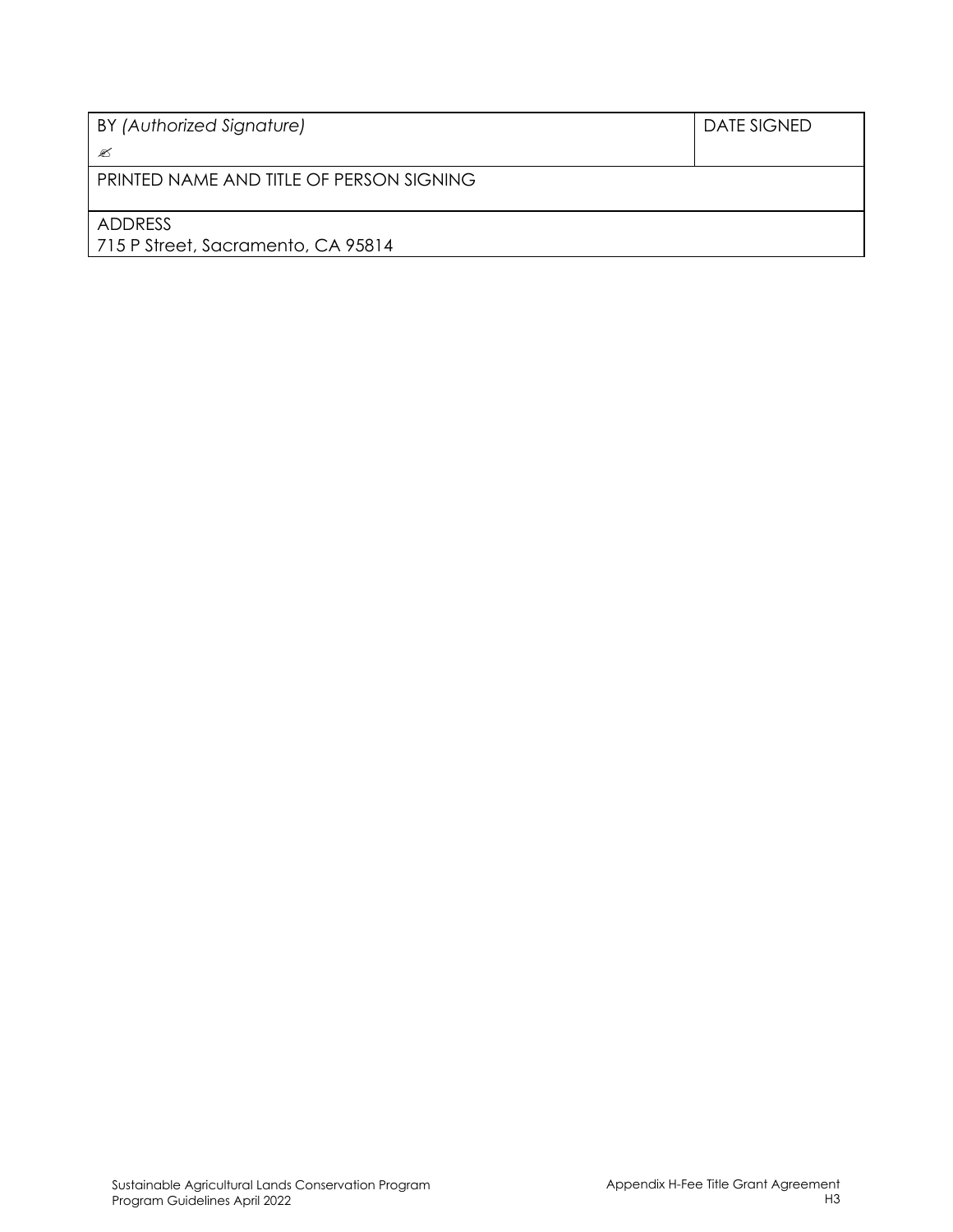| BY *(Authorized Signature)* ✍ | DATE SIGNED |
|---|---|
| PRINTED NAME AND TITLE OF PERSON SIGNING | |
| ADDRESS 715 P Street, Sacramento, CA 95814 | |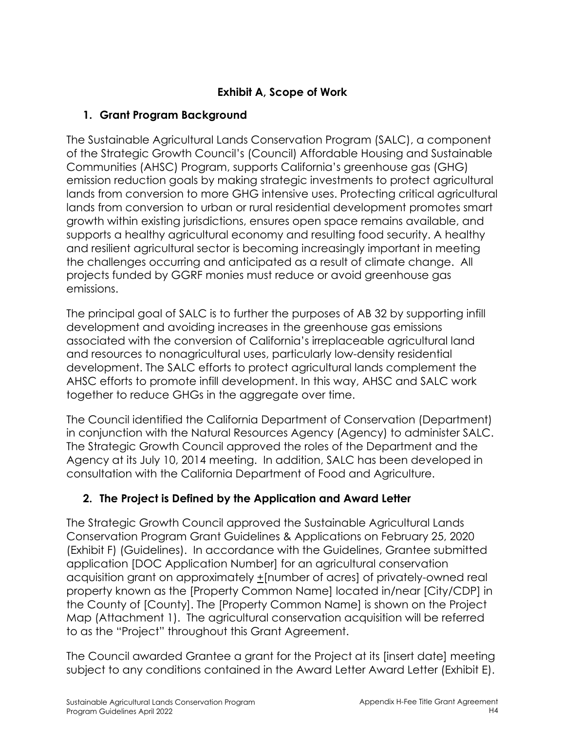## Exhibit A, Scope of Work

### 1. Grant Program Background

The Sustainable Agricultural Lands Conservation Program (SALC), a component of the Strategic Growth Council's (Council) Affordable Housing and Sustainable Communities (AHSC) Program, supports California's greenhouse gas (GHG) emission reduction goals by making strategic investments to protect agricultural lands from conversion to more GHG intensive uses. Protecting critical agricultural lands from conversion to urban or rural residential development promotes smart growth within existing jurisdictions, ensures open space remains available, and supports a healthy agricultural economy and resulting food security. A healthy and resilient agricultural sector is becoming increasingly important in meeting the challenges occurring and anticipated as a result of climate change. All projects funded by GGRF monies must reduce or avoid greenhouse gas emissions.

The principal goal of SALC is to further the purposes of AB 32 by supporting infill development and avoiding increases in the greenhouse gas emissions associated with the conversion of California's irreplaceable agricultural land and resources to nonagricultural uses, particularly low-density residential development. The SALC efforts to protect agricultural lands complement the AHSC efforts to promote infill development. In this way, AHSC and SALC work together to reduce GHGs in the aggregate over time.

The Council identified the California Department of Conservation (Department) in conjunction with the Natural Resources Agency (Agency) to administer SALC. The Strategic Growth Council approved the roles of the Department and the Agency at its July 10, 2014 meeting. In addition, SALC has been developed in consultation with the California Department of Food and Agriculture.

### 2. The Project is Defined by the Application and Award Letter

The Strategic Growth Council approved the Sustainable Agricultural Lands Conservation Program Grant Guidelines & Applications on February 25, 2020 (Exhibit F) (Guidelines). In accordance with the Guidelines, Grantee submitted application [DOC Application Number] for an agricultural conservation acquisition grant on approximately ±[number of acres] of privately-owned real property known as the [Property Common Name] located in/near [City/CDP] in the County of [County]. The [Property Common Name] is shown on the Project Map (Attachment 1). The agricultural conservation acquisition will be referred to as the "Project" throughout this Grant Agreement.

The Council awarded Grantee a grant for the Project at its [insert date] meeting subject to any conditions contained in the Award Letter Award Letter (Exhibit E).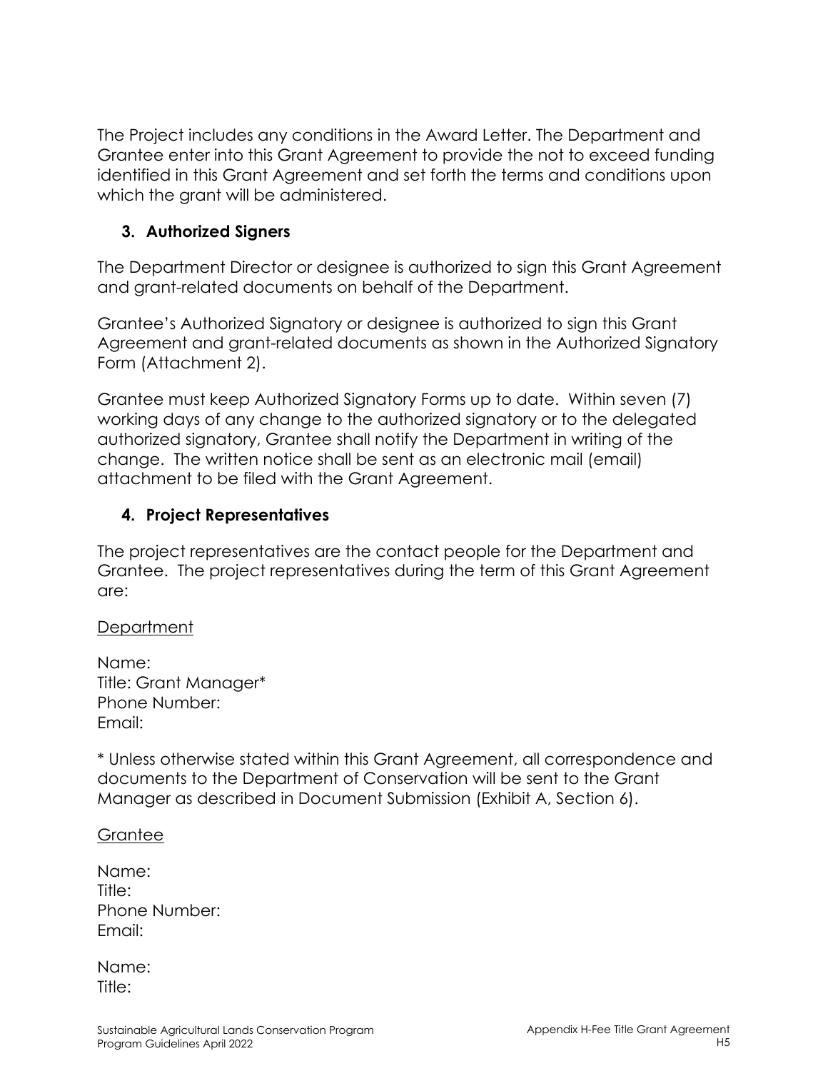The Project includes any conditions in the Award Letter. The Department and Grantee enter into this Grant Agreement to provide the not to exceed funding identified in this Grant Agreement and set forth the terms and conditions upon which the grant will be administered.

### 3. Authorized Signers

The Department Director or designee is authorized to sign this Grant Agreement and grant-related documents on behalf of the Department.

Grantee's Authorized Signatory or designee is authorized to sign this Grant Agreement and grant-related documents as shown in the Authorized Signatory Form (Attachment 2).

Grantee must keep Authorized Signatory Forms up to date. Within seven (7) working days of any change to the authorized signatory or to the delegated authorized signatory, Grantee shall notify the Department in writing of the change. The written notice shall be sent as an electronic mail (email) attachment to be filed with the Grant Agreement.

### 4. Project Representatives

The project representatives are the contact people for the Department and Grantee. The project representatives during the term of this Grant Agreement are:

<u>Department</u>

Name:
Title: Grant Manager*
Phone Number:
Email:

* Unless otherwise stated within this Grant Agreement, all correspondence and documents to the Department of Conservation will be sent to the Grant Manager as described in Document Submission (Exhibit A, Section 6).

<u>Grantee</u>

Name:
Title:
Phone Number:
Email:

Name:
Title: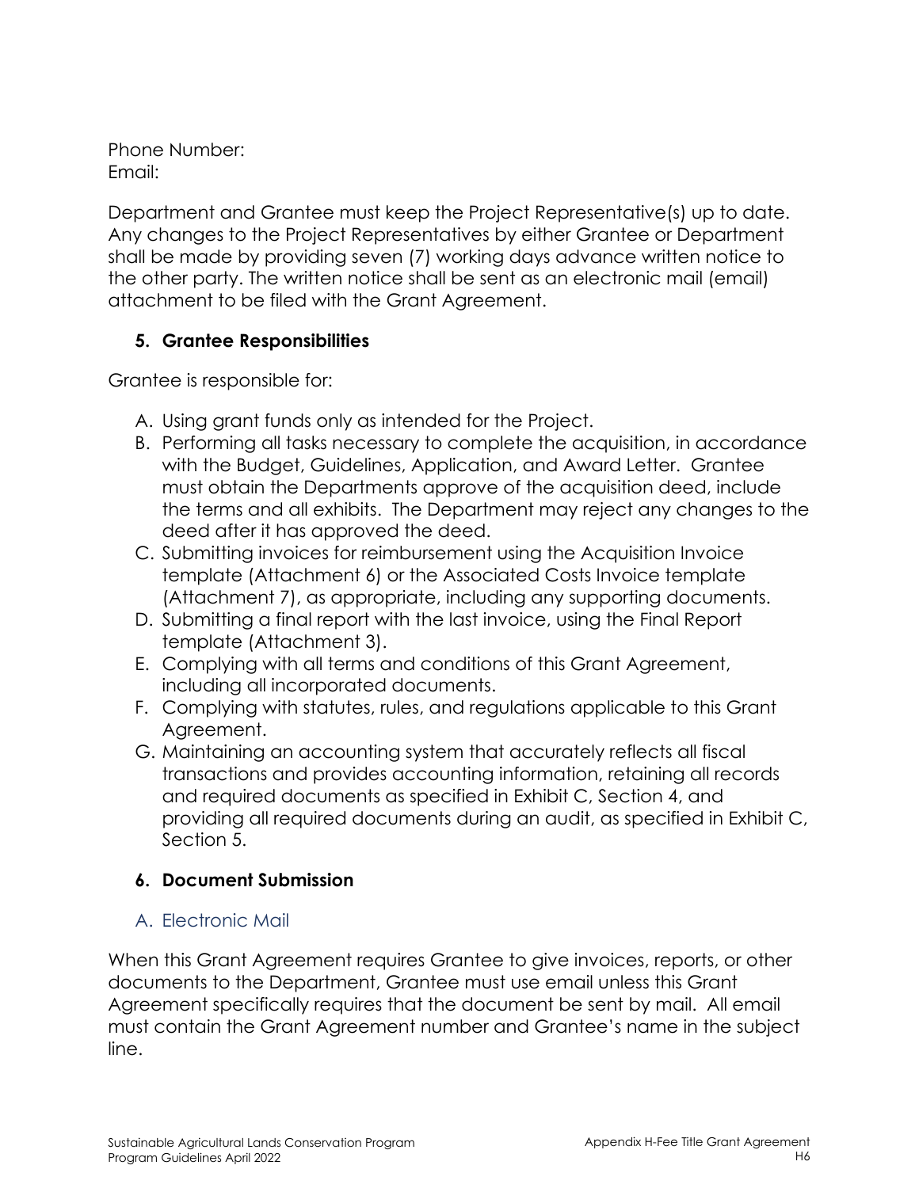Phone Number:
Email:

Department and Grantee must keep the Project Representative(s) up to date. Any changes to the Project Representatives by either Grantee or Department shall be made by providing seven (7) working days advance written notice to the other party. The written notice shall be sent as an electronic mail (email) attachment to be filed with the Grant Agreement.

### 5. Grantee Responsibilities

Grantee is responsible for:

A. Using grant funds only as intended for the Project.
B. Performing all tasks necessary to complete the acquisition, in accordance with the Budget, Guidelines, Application, and Award Letter. Grantee must obtain the Departments approve of the acquisition deed, include the terms and all exhibits. The Department may reject any changes to the deed after it has approved the deed.
C. Submitting invoices for reimbursement using the Acquisition Invoice template (Attachment 6) or the Associated Costs Invoice template (Attachment 7), as appropriate, including any supporting documents.
D. Submitting a final report with the last invoice, using the Final Report template (Attachment 3).
E. Complying with all terms and conditions of this Grant Agreement, including all incorporated documents.
F. Complying with statutes, rules, and regulations applicable to this Grant Agreement.
G. Maintaining an accounting system that accurately reflects all fiscal transactions and provides accounting information, retaining all records and required documents as specified in Exhibit C, Section 4, and providing all required documents during an audit, as specified in Exhibit C, Section 5.

### 6. Document Submission

#### A. Electronic Mail

When this Grant Agreement requires Grantee to give invoices, reports, or other documents to the Department, Grantee must use email unless this Grant Agreement specifically requires that the document be sent by mail. All email must contain the Grant Agreement number and Grantee's name in the subject line.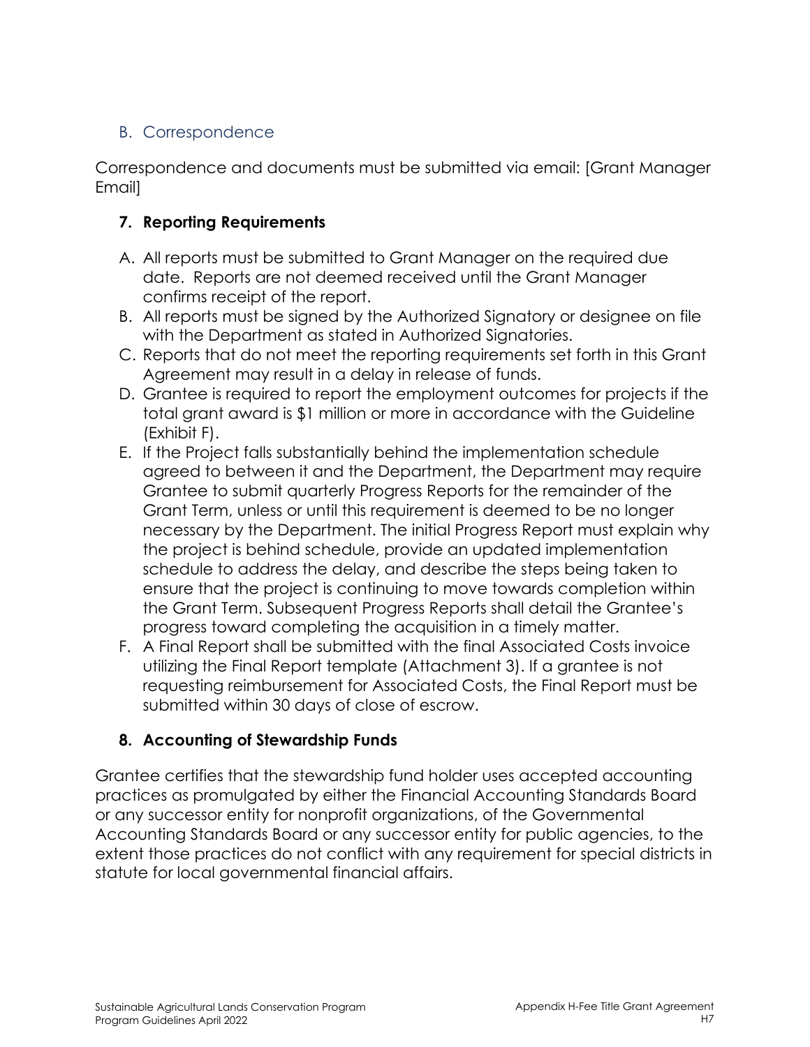### B. Correspondence

Correspondence and documents must be submitted via email: [Grant Manager Email]

#### 7. Reporting Requirements

A. All reports must be submitted to Grant Manager on the required due date. Reports are not deemed received until the Grant Manager confirms receipt of the report.
B. All reports must be signed by the Authorized Signatory or designee on file with the Department as stated in Authorized Signatories.
C. Reports that do not meet the reporting requirements set forth in this Grant Agreement may result in a delay in release of funds.
D. Grantee is required to report the employment outcomes for projects if the total grant award is $1 million or more in accordance with the Guideline (Exhibit F).
E. If the Project falls substantially behind the implementation schedule agreed to between it and the Department, the Department may require Grantee to submit quarterly Progress Reports for the remainder of the Grant Term, unless or until this requirement is deemed to be no longer necessary by the Department. The initial Progress Report must explain why the project is behind schedule, provide an updated implementation schedule to address the delay, and describe the steps being taken to ensure that the project is continuing to move towards completion within the Grant Term. Subsequent Progress Reports shall detail the Grantee's progress toward completing the acquisition in a timely matter.
F. A Final Report shall be submitted with the final Associated Costs invoice utilizing the Final Report template (Attachment 3). If a grantee is not requesting reimbursement for Associated Costs, the Final Report must be submitted within 30 days of close of escrow.

#### 8. Accounting of Stewardship Funds

Grantee certifies that the stewardship fund holder uses accepted accounting practices as promulgated by either the Financial Accounting Standards Board or any successor entity for nonprofit organizations, of the Governmental Accounting Standards Board or any successor entity for public agencies, to the extent those practices do not conflict with any requirement for special districts in statute for local governmental financial affairs.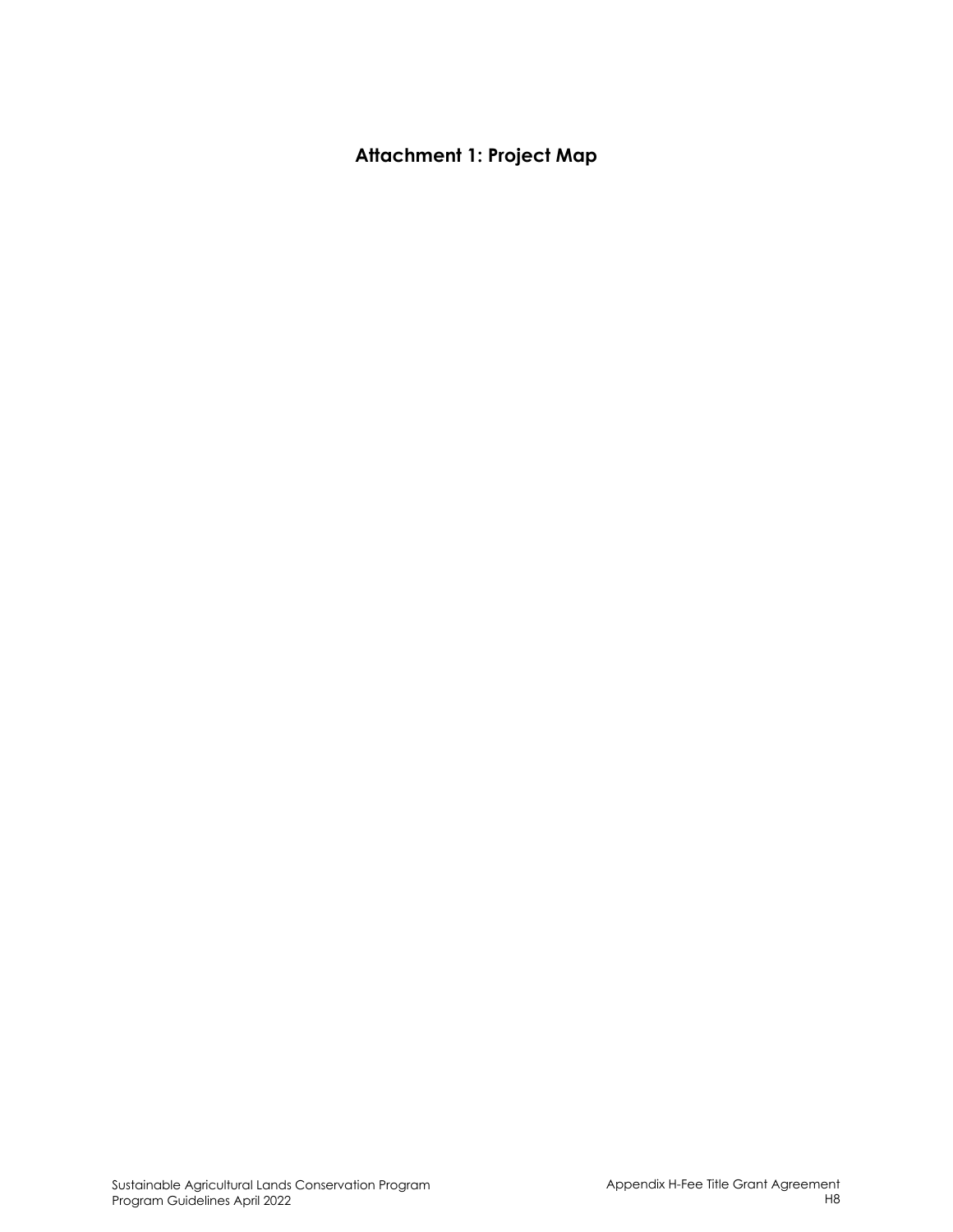## Attachment 1: Project Map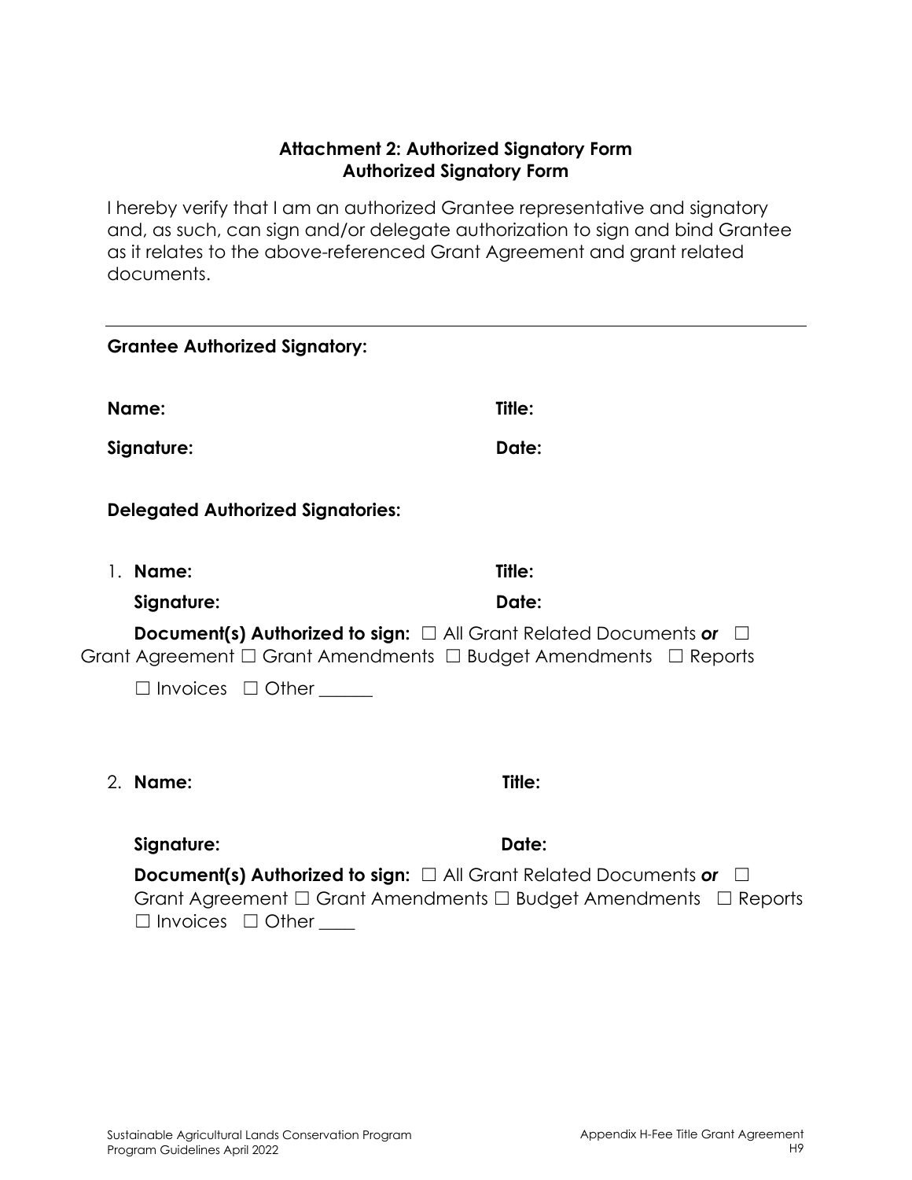**Attachment 2: Authorized Signatory Form**
**Authorized Signatory Form**

I hereby verify that I am an authorized Grantee representative and signatory and, as such, can sign and/or delegate authorization to sign and bind Grantee as it relates to the above-referenced Grant Agreement and grant related documents.

---

**Grantee Authorized Signatory:**

**Name:** **Title:**

**Signature:** **Date:**

**Delegated Authorized Signatories:**

1. **Name:** **Title:**

   **Signature:** **Date:**

   **Document(s) Authorized to sign:** ☐ All Grant Related Documents ***or*** ☐ Grant Agreement ☐ Grant Amendments ☐ Budget Amendments ☐ Reports ☐ Invoices ☐ Other ______

2. **Name:** **Title:**

   **Signature:** **Date:**

   **Document(s) Authorized to sign:** ☐ All Grant Related Documents ***or*** ☐ Grant Agreement ☐ Grant Amendments ☐ Budget Amendments ☐ Reports ☐ Invoices ☐ Other ____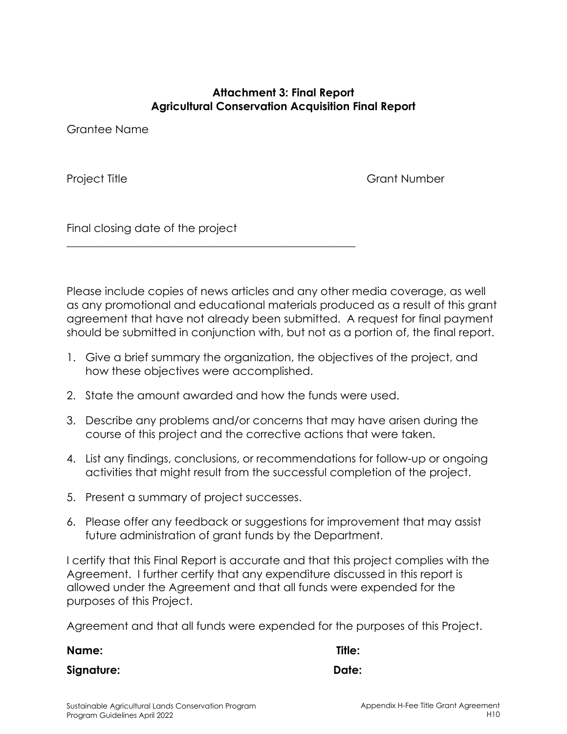**Attachment 3: Final Report**
**Agricultural Conservation Acquisition Final Report**

Grantee Name

Project Title

Grant Number

Final closing date of the project
\_\_\_\_\_\_\_\_\_\_\_\_\_\_\_\_\_\_\_\_\_\_\_\_\_\_\_\_\_\_\_\_\_\_\_\_\_\_\_\_\_\_\_\_\_\_\_\_\_\_

Please include copies of news articles and any other media coverage, as well as any promotional and educational materials produced as a result of this grant agreement that have not already been submitted. A request for final payment should be submitted in conjunction with, but not as a portion of, the final report.

1. Give a brief summary the organization, the objectives of the project, and how these objectives were accomplished.
2. State the amount awarded and how the funds were used.
3. Describe any problems and/or concerns that may have arisen during the course of this project and the corrective actions that were taken.
4. List any findings, conclusions, or recommendations for follow-up or ongoing activities that might result from the successful completion of the project.
5. Present a summary of project successes.
6. Please offer any feedback or suggestions for improvement that may assist future administration of grant funds by the Department.

I certify that this Final Report is accurate and that this project complies with the Agreement. I further certify that any expenditure discussed in this report is allowed under the Agreement and that all funds were expended for the purposes of this Project.

Agreement and that all funds were expended for the purposes of this Project.

**Name:** **Title:**

**Signature:** **Date:**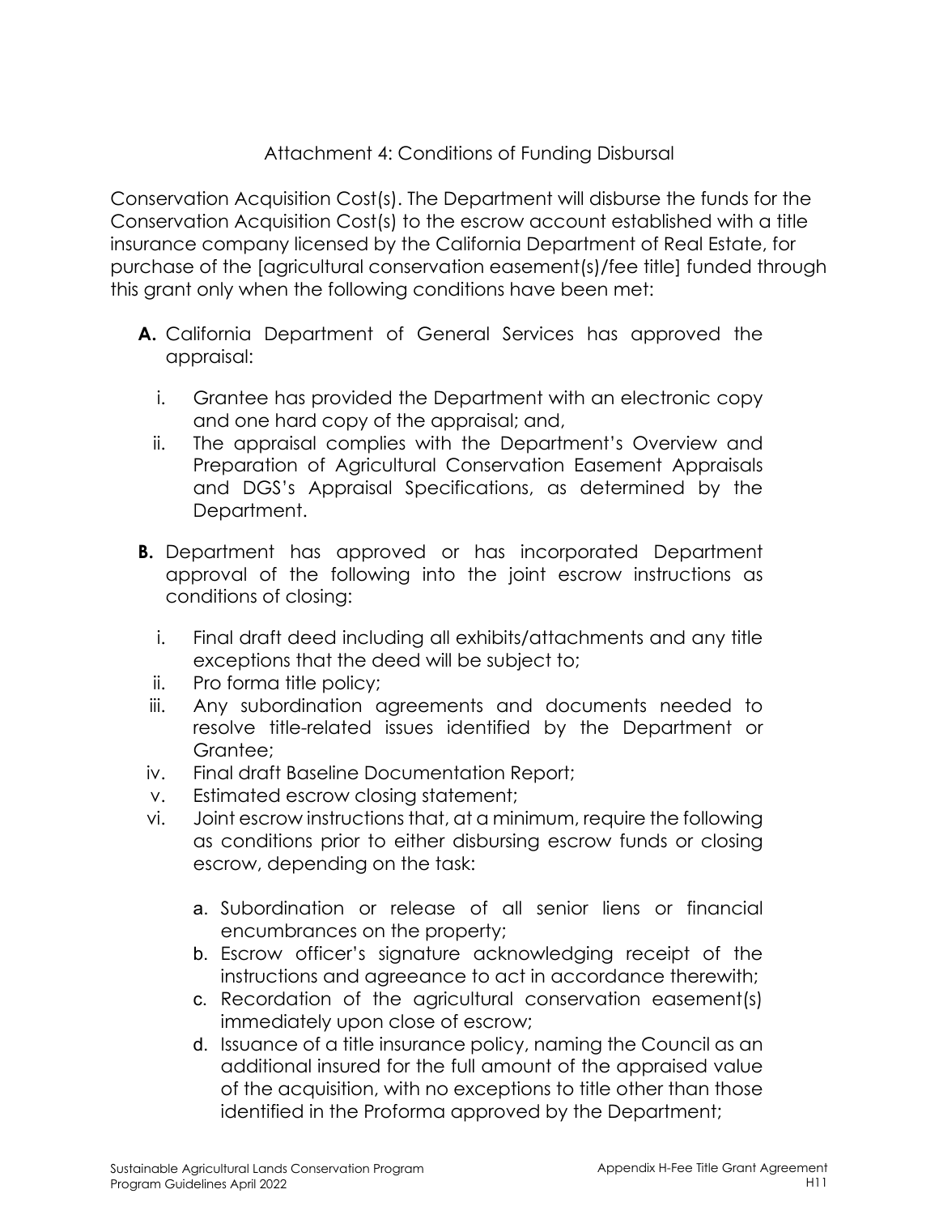# Attachment 4: Conditions of Funding Disbursal

Conservation Acquisition Cost(s). The Department will disburse the funds for the Conservation Acquisition Cost(s) to the escrow account established with a title insurance company licensed by the California Department of Real Estate, for purchase of the [agricultural conservation easement(s)/fee title] funded through this grant only when the following conditions have been met:

**A.** California Department of General Services has approved the appraisal:

   i. Grantee has provided the Department with an electronic copy and one hard copy of the appraisal; and,

   ii. The appraisal complies with the Department's Overview and Preparation of Agricultural Conservation Easement Appraisals and DGS's Appraisal Specifications, as determined by the Department.

**B.** Department has approved or has incorporated Department approval of the following into the joint escrow instructions as conditions of closing:

   i. Final draft deed including all exhibits/attachments and any title exceptions that the deed will be subject to;

   ii. Pro forma title policy;

   iii. Any subordination agreements and documents needed to resolve title-related issues identified by the Department or Grantee;

   iv. Final draft Baseline Documentation Report;

   v. Estimated escrow closing statement;

   vi. Joint escrow instructions that, at a minimum, require the following as conditions prior to either disbursing escrow funds or closing escrow, depending on the task:

      a. Subordination or release of all senior liens or financial encumbrances on the property;

      b. Escrow officer's signature acknowledging receipt of the instructions and agreeance to act in accordance therewith;

      c. Recordation of the agricultural conservation easement(s) immediately upon close of escrow;

      d. Issuance of a title insurance policy, naming the Council as an additional insured for the full amount of the appraised value of the acquisition, with no exceptions to title other than those identified in the Proforma approved by the Department;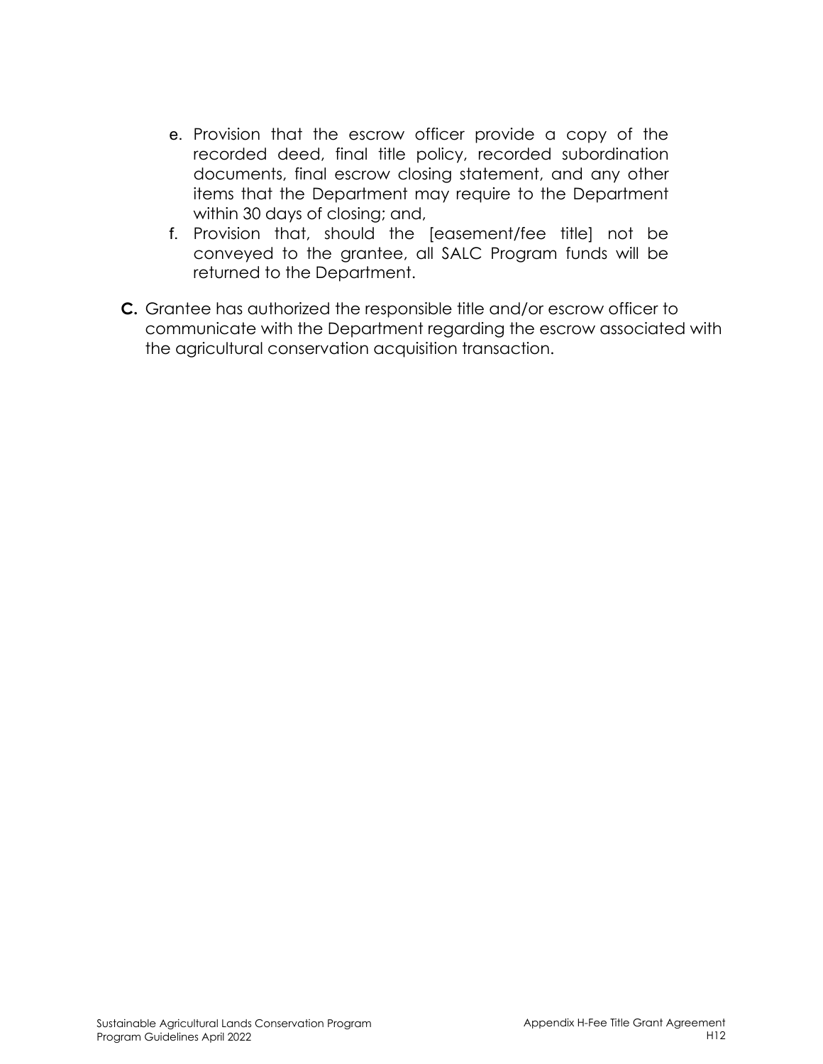e. Provision that the escrow officer provide a copy of the recorded deed, final title policy, recorded subordination documents, final escrow closing statement, and any other items that the Department may require to the Department within 30 days of closing; and,
f. Provision that, should the [easement/fee title] not be conveyed to the grantee, all SALC Program funds will be returned to the Department.

**C.** Grantee has authorized the responsible title and/or escrow officer to communicate with the Department regarding the escrow associated with the agricultural conservation acquisition transaction.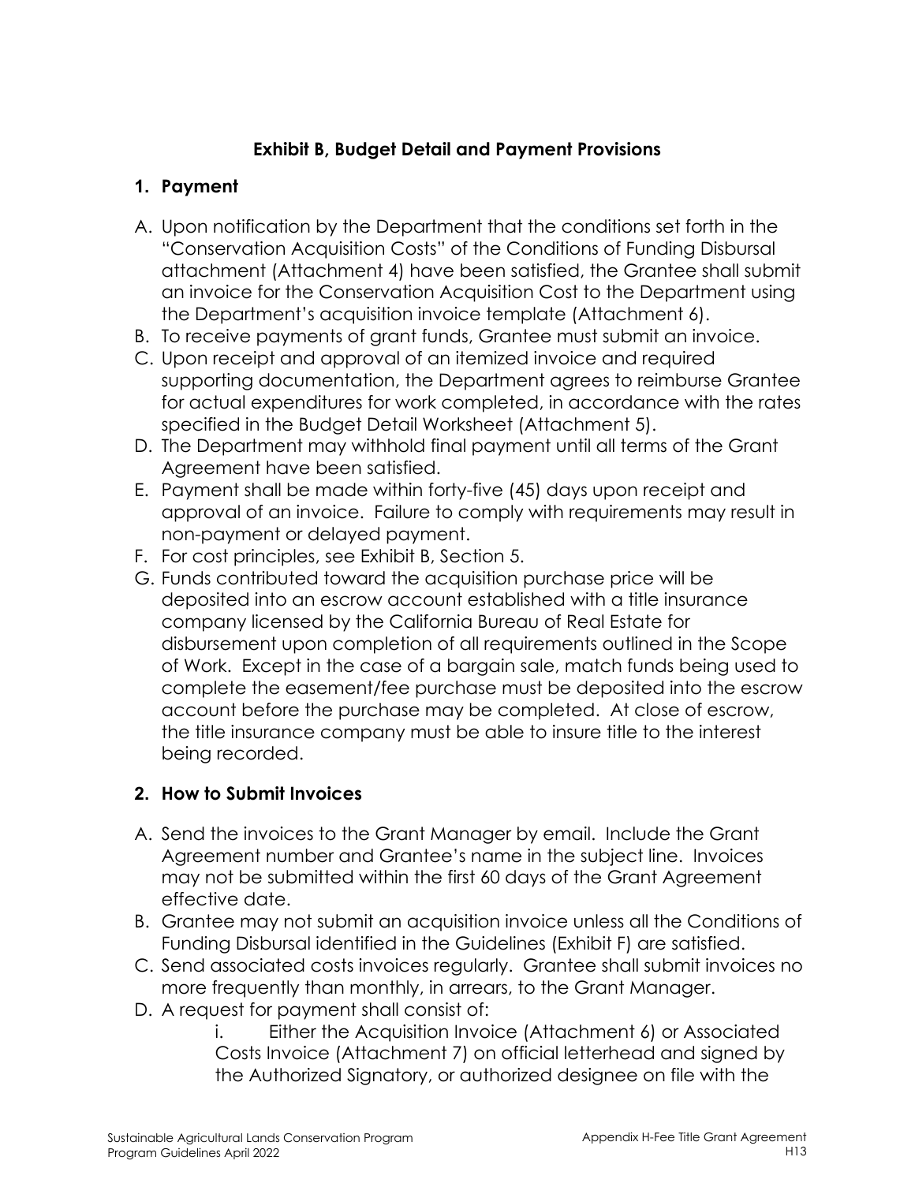## Exhibit B, Budget Detail and Payment Provisions

### 1. Payment

A. Upon notification by the Department that the conditions set forth in the "Conservation Acquisition Costs" of the Conditions of Funding Disbursal attachment (Attachment 4) have been satisfied, the Grantee shall submit an invoice for the Conservation Acquisition Cost to the Department using the Department's acquisition invoice template (Attachment 6).
B. To receive payments of grant funds, Grantee must submit an invoice.
C. Upon receipt and approval of an itemized invoice and required supporting documentation, the Department agrees to reimburse Grantee for actual expenditures for work completed, in accordance with the rates specified in the Budget Detail Worksheet (Attachment 5).
D. The Department may withhold final payment until all terms of the Grant Agreement have been satisfied.
E. Payment shall be made within forty-five (45) days upon receipt and approval of an invoice. Failure to comply with requirements may result in non-payment or delayed payment.
F. For cost principles, see Exhibit B, Section 5.
G. Funds contributed toward the acquisition purchase price will be deposited into an escrow account established with a title insurance company licensed by the California Bureau of Real Estate for disbursement upon completion of all requirements outlined in the Scope of Work. Except in the case of a bargain sale, match funds being used to complete the easement/fee purchase must be deposited into the escrow account before the purchase may be completed. At close of escrow, the title insurance company must be able to insure title to the interest being recorded.

### 2. How to Submit Invoices

A. Send the invoices to the Grant Manager by email. Include the Grant Agreement number and Grantee's name in the subject line. Invoices may not be submitted within the first 60 days of the Grant Agreement effective date.
B. Grantee may not submit an acquisition invoice unless all the Conditions of Funding Disbursal identified in the Guidelines (Exhibit F) are satisfied.
C. Send associated costs invoices regularly. Grantee shall submit invoices no more frequently than monthly, in arrears, to the Grant Manager.
D. A request for payment shall consist of:
   i. Either the Acquisition Invoice (Attachment 6) or Associated Costs Invoice (Attachment 7) on official letterhead and signed by the Authorized Signatory, or authorized designee on file with the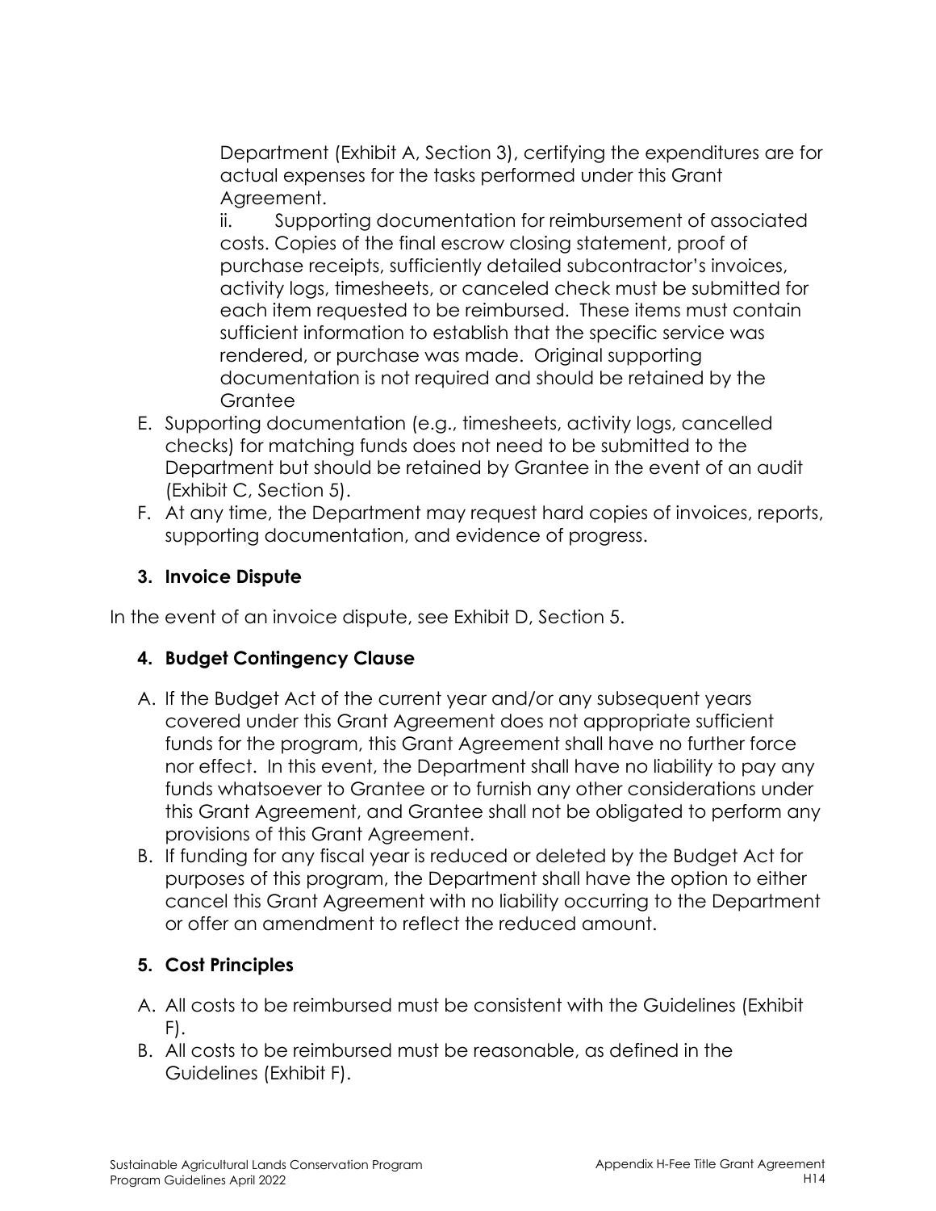Department (Exhibit A, Section 3), certifying the expenditures are for actual expenses for the tasks performed under this Grant Agreement.

ii. Supporting documentation for reimbursement of associated costs. Copies of the final escrow closing statement, proof of purchase receipts, sufficiently detailed subcontractor's invoices, activity logs, timesheets, or canceled check must be submitted for each item requested to be reimbursed. These items must contain sufficient information to establish that the specific service was rendered, or purchase was made. Original supporting documentation is not required and should be retained by the Grantee

E. Supporting documentation (e.g., timesheets, activity logs, cancelled checks) for matching funds does not need to be submitted to the Department but should be retained by Grantee in the event of an audit (Exhibit C, Section 5).

F. At any time, the Department may request hard copies of invoices, reports, supporting documentation, and evidence of progress.

### 3. Invoice Dispute

In the event of an invoice dispute, see Exhibit D, Section 5.

### 4. Budget Contingency Clause

A. If the Budget Act of the current year and/or any subsequent years covered under this Grant Agreement does not appropriate sufficient funds for the program, this Grant Agreement shall have no further force nor effect. In this event, the Department shall have no liability to pay any funds whatsoever to Grantee or to furnish any other considerations under this Grant Agreement, and Grantee shall not be obligated to perform any provisions of this Grant Agreement.

B. If funding for any fiscal year is reduced or deleted by the Budget Act for purposes of this program, the Department shall have the option to either cancel this Grant Agreement with no liability occurring to the Department or offer an amendment to reflect the reduced amount.

### 5. Cost Principles

A. All costs to be reimbursed must be consistent with the Guidelines (Exhibit F).

B. All costs to be reimbursed must be reasonable, as defined in the Guidelines (Exhibit F).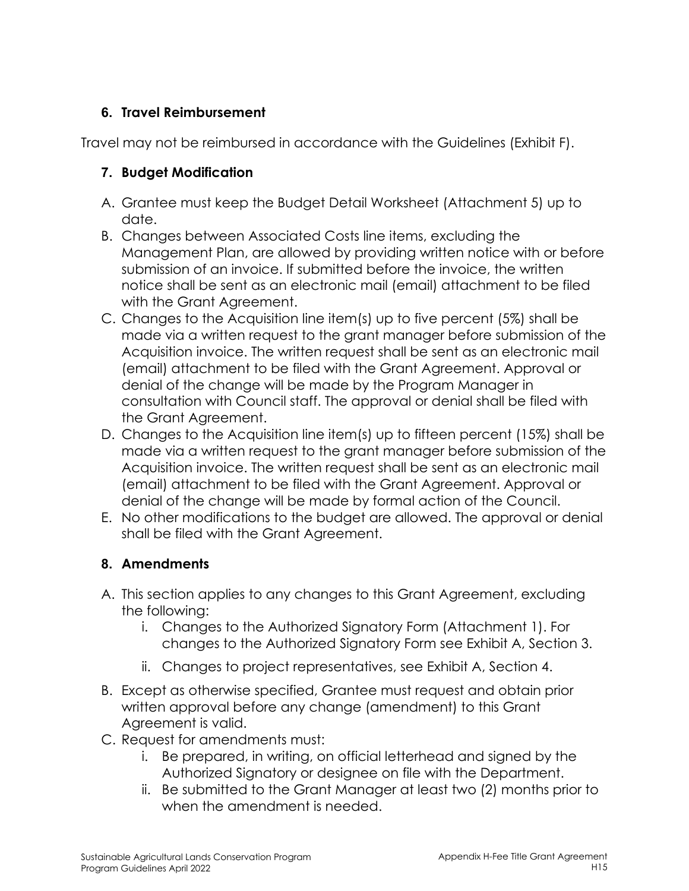### 6. Travel Reimbursement

Travel may not be reimbursed in accordance with the Guidelines (Exhibit F).

### 7. Budget Modification

A. Grantee must keep the Budget Detail Worksheet (Attachment 5) up to date.
B. Changes between Associated Costs line items, excluding the Management Plan, are allowed by providing written notice with or before submission of an invoice. If submitted before the invoice, the written notice shall be sent as an electronic mail (email) attachment to be filed with the Grant Agreement.
C. Changes to the Acquisition line item(s) up to five percent (5%) shall be made via a written request to the grant manager before submission of the Acquisition invoice. The written request shall be sent as an electronic mail (email) attachment to be filed with the Grant Agreement. Approval or denial of the change will be made by the Program Manager in consultation with Council staff. The approval or denial shall be filed with the Grant Agreement.
D. Changes to the Acquisition line item(s) up to fifteen percent (15%) shall be made via a written request to the grant manager before submission of the Acquisition invoice. The written request shall be sent as an electronic mail (email) attachment to be filed with the Grant Agreement. Approval or denial of the change will be made by formal action of the Council.
E. No other modifications to the budget are allowed. The approval or denial shall be filed with the Grant Agreement.

### 8. Amendments

A. This section applies to any changes to this Grant Agreement, excluding the following:
   i. Changes to the Authorized Signatory Form (Attachment 1). For changes to the Authorized Signatory Form see Exhibit A, Section 3.
   ii. Changes to project representatives, see Exhibit A, Section 4.
B. Except as otherwise specified, Grantee must request and obtain prior written approval before any change (amendment) to this Grant Agreement is valid.
C. Request for amendments must:
   i. Be prepared, in writing, on official letterhead and signed by the Authorized Signatory or designee on file with the Department.
   ii. Be submitted to the Grant Manager at least two (2) months prior to when the amendment is needed.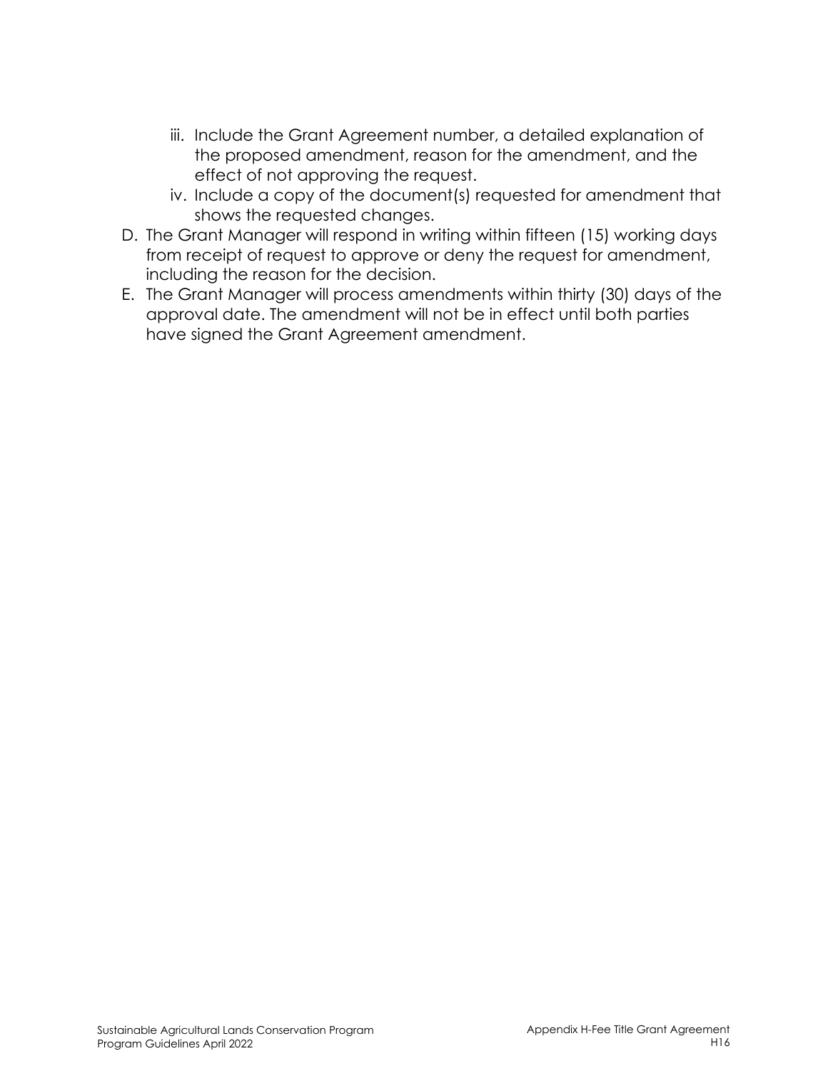iii. Include the Grant Agreement number, a detailed explanation of the proposed amendment, reason for the amendment, and the effect of not approving the request.
   iv. Include a copy of the document(s) requested for amendment that shows the requested changes.

D. The Grant Manager will respond in writing within fifteen (15) working days from receipt of request to approve or deny the request for amendment, including the reason for the decision.

E. The Grant Manager will process amendments within thirty (30) days of the approval date. The amendment will not be in effect until both parties have signed the Grant Agreement amendment.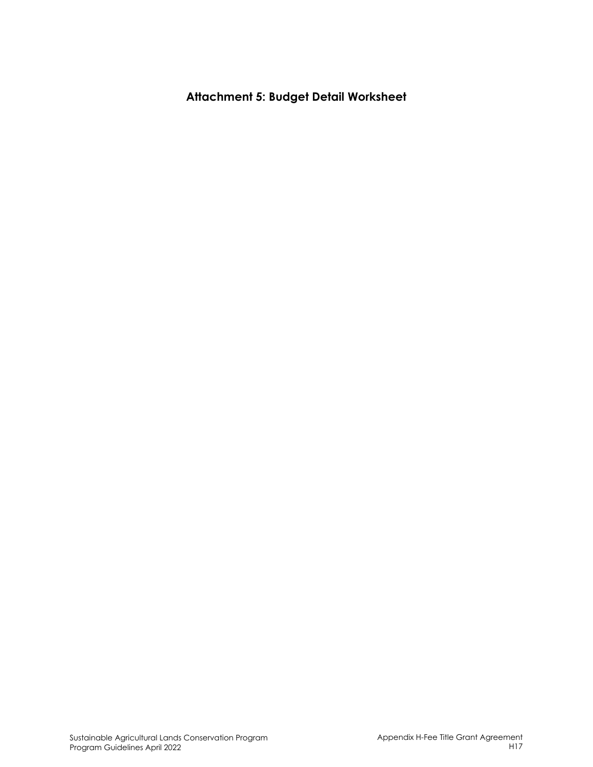# Attachment 5: Budget Detail Worksheet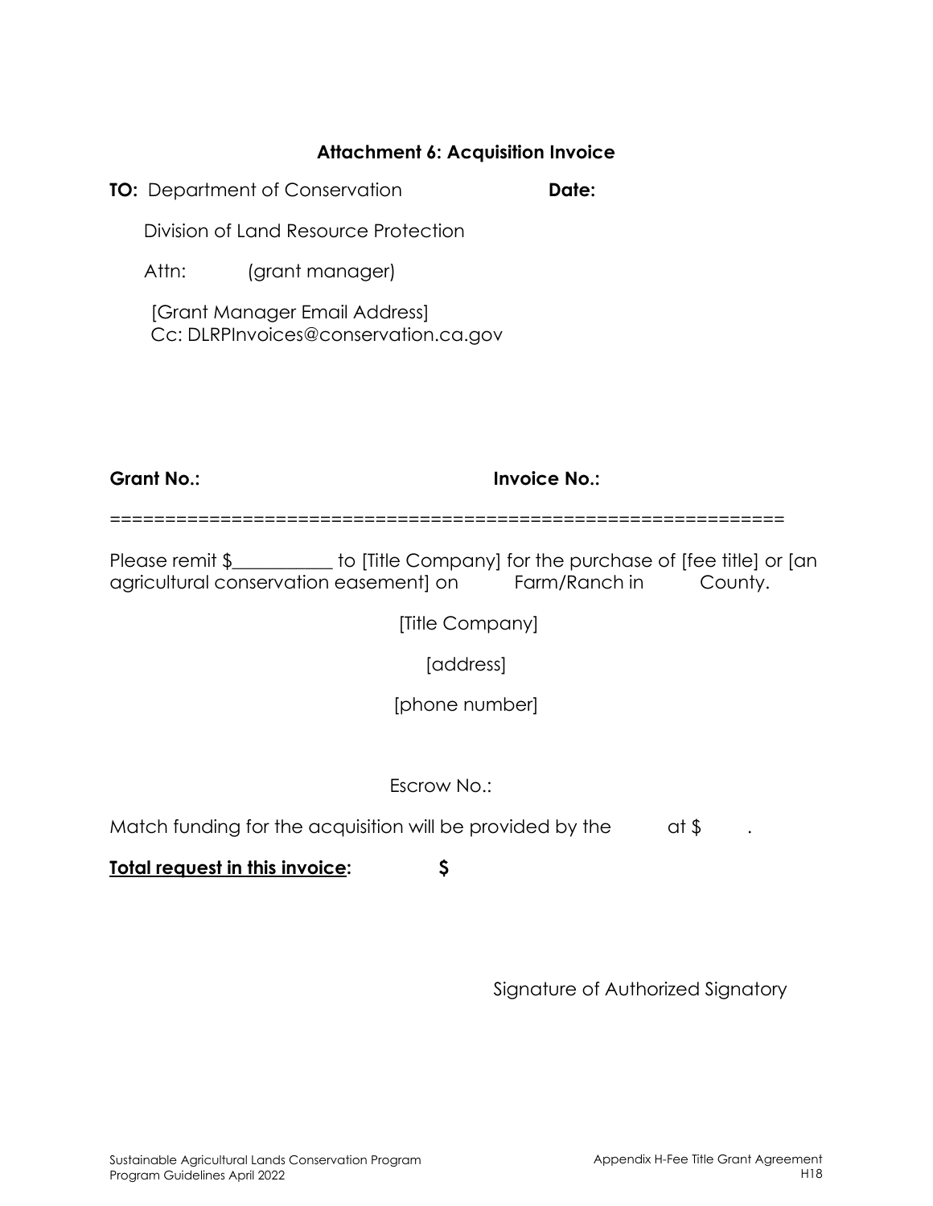## Attachment 6: Acquisition Invoice

**TO:** Department of Conservation **Date:**

Division of Land Resource Protection

Attn: (grant manager)

[Grant Manager Email Address]
Cc: DLRPInvoices@conservation.ca.gov

**Grant No.:** **Invoice No.:**

==============================================================

Please remit $__________ to [Title Company] for the purchase of [fee title] or [an agricultural conservation easement] on Farm/Ranch in County.

[Title Company]

[address]

[phone number]

Escrow No.:

Match funding for the acquisition will be provided by the at $ .

**<u>Total request in this invoice</u>:** **$**

Signature of Authorized Signatory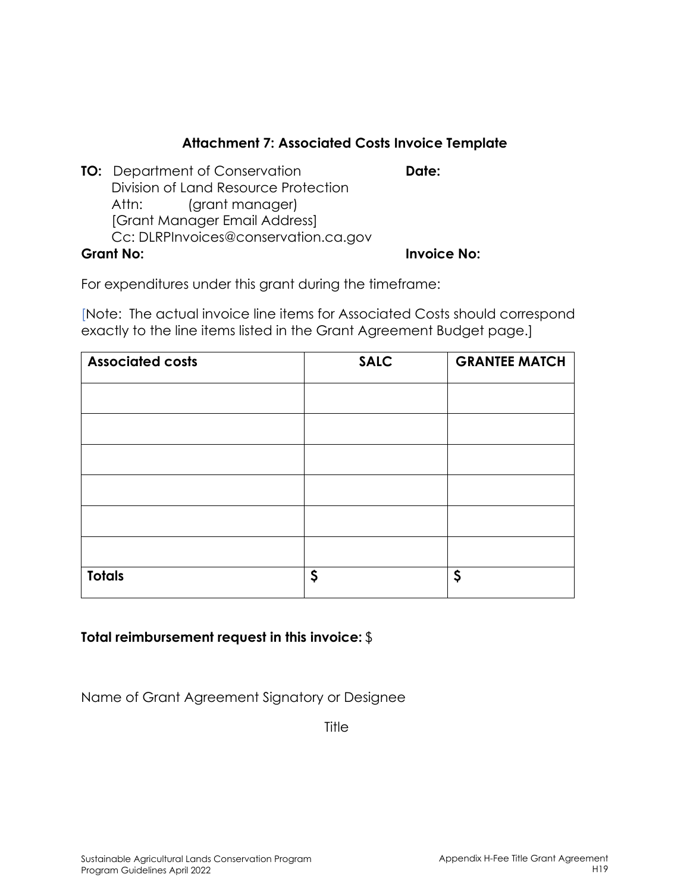### Attachment 7: Associated Costs Invoice Template

**TO:** Department of Conservation
Division of Land Resource Protection
Attn: (grant manager)
[Grant Manager Email Address]
Cc: DLRPInvoices@conservation.ca.gov

**Date:**

**Grant No:**

**Invoice No:**

For expenditures under this grant during the timeframe:

[Note: The actual invoice line items for Associated Costs should correspond exactly to the line items listed in the Grant Agreement Budget page.]

| Associated costs | SALC | GRANTEE MATCH |
|---|---|---|
| | | |
| | | |
| | | |
| | | |
| | | |
| | | |
| **Totals** | **$** | **$** |

**Total reimbursement request in this invoice:** $

Name of Grant Agreement Signatory or Designee

Title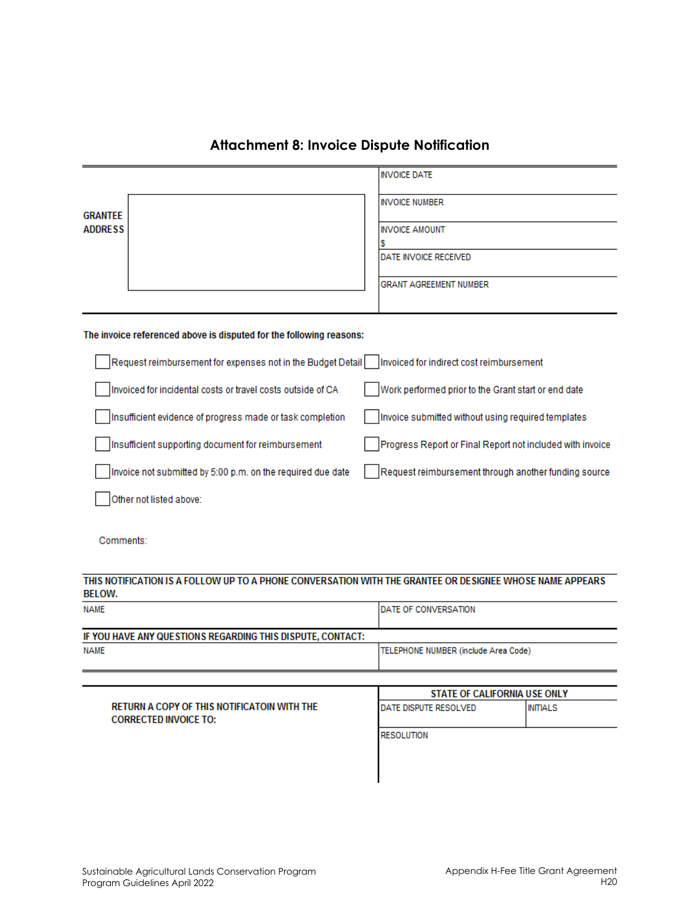## Attachment 8: Invoice Dispute Notification

| GRANTEE ADDRESS | |
|---|---|
| | INVOICE DATE |
| | INVOICE NUMBER |
| | INVOICE AMOUNT<br>$ |
| | DATE INVOICE RECEIVED |
| | GRANT AGREEMENT NUMBER |

**The invoice referenced above is disputed for the following reasons:**

- [ ] Request reimbursement for expenses not in the Budget Detail
- [ ] Invoiced for indirect cost reimbursement
- [ ] Invoiced for incidental costs or travel costs outside of CA
- [ ] Work performed prior to the Grant start or end date
- [ ] Insufficient evidence of progress made or task completion
- [ ] Invoice submitted without using required templates
- [ ] Insufficient supporting document for reimbursement
- [ ] Progress Report or Final Report not included with invoice
- [ ] Invoice not submitted by 5:00 p.m. on the required due date
- [ ] Request reimbursement through another funding source
- [ ] Other not listed above:

Comments:

**THIS NOTIFICATION IS A FOLLOW UP TO A PHONE CONVERSATION WITH THE GRANTEE OR DESIGNEE WHOSE NAME APPEARS BELOW.**

| NAME | DATE OF CONVERSATION |
|---|---|
| | |

**IF YOU HAVE ANY QUESTIONS REGARDING THIS DISPUTE, CONTACT:**

| NAME | TELEPHONE NUMBER (include Area Code) |
|---|---|
| | |

**RETURN A COPY OF THIS NOTIFICATOIN WITH THE CORRECTED INVOICE TO:**

| STATE OF CALIFORNIA USE ONLY | |
|---|---|
| DATE DISPUTE RESOLVED | INITIALS |
| RESOLUTION | |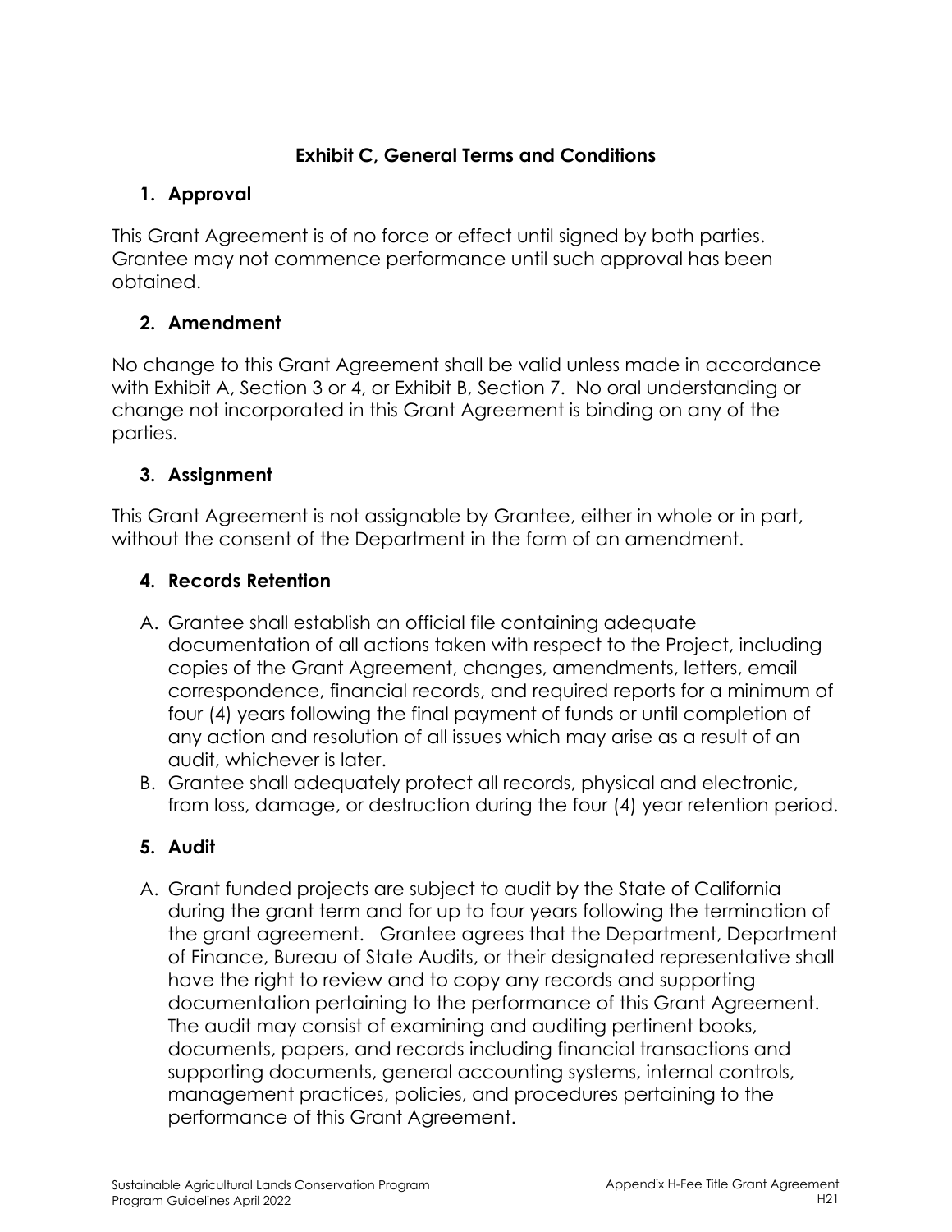## Exhibit C, General Terms and Conditions

### 1. Approval

This Grant Agreement is of no force or effect until signed by both parties. Grantee may not commence performance until such approval has been obtained.

### 2. Amendment

No change to this Grant Agreement shall be valid unless made in accordance with Exhibit A, Section 3 or 4, or Exhibit B, Section 7. No oral understanding or change not incorporated in this Grant Agreement is binding on any of the parties.

### 3. Assignment

This Grant Agreement is not assignable by Grantee, either in whole or in part, without the consent of the Department in the form of an amendment.

### 4. Records Retention

A. Grantee shall establish an official file containing adequate documentation of all actions taken with respect to the Project, including copies of the Grant Agreement, changes, amendments, letters, email correspondence, financial records, and required reports for a minimum of four (4) years following the final payment of funds or until completion of any action and resolution of all issues which may arise as a result of an audit, whichever is later.

B. Grantee shall adequately protect all records, physical and electronic, from loss, damage, or destruction during the four (4) year retention period.

### 5. Audit

A. Grant funded projects are subject to audit by the State of California during the grant term and for up to four years following the termination of the grant agreement. Grantee agrees that the Department, Department of Finance, Bureau of State Audits, or their designated representative shall have the right to review and to copy any records and supporting documentation pertaining to the performance of this Grant Agreement. The audit may consist of examining and auditing pertinent books, documents, papers, and records including financial transactions and supporting documents, general accounting systems, internal controls, management practices, policies, and procedures pertaining to the performance of this Grant Agreement.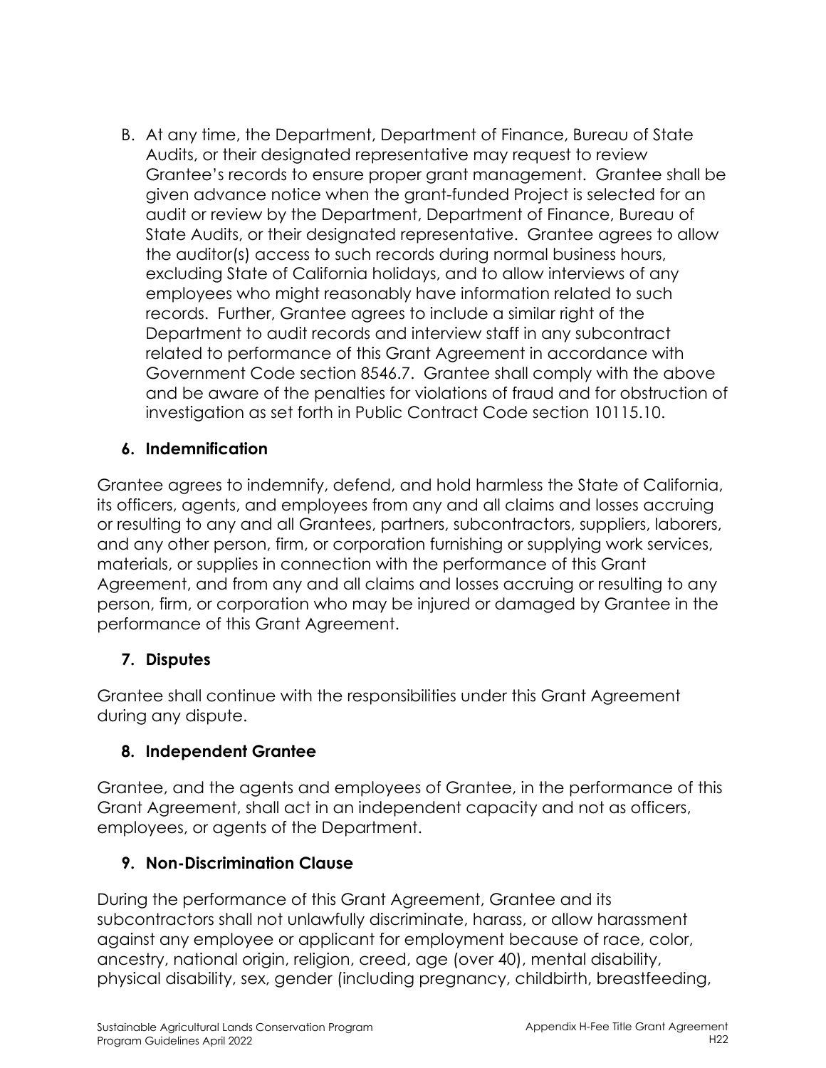B. At any time, the Department, Department of Finance, Bureau of State Audits, or their designated representative may request to review Grantee's records to ensure proper grant management. Grantee shall be given advance notice when the grant-funded Project is selected for an audit or review by the Department, Department of Finance, Bureau of State Audits, or their designated representative. Grantee agrees to allow the auditor(s) access to such records during normal business hours, excluding State of California holidays, and to allow interviews of any employees who might reasonably have information related to such records. Further, Grantee agrees to include a similar right of the Department to audit records and interview staff in any subcontract related to performance of this Grant Agreement in accordance with Government Code section 8546.7. Grantee shall comply with the above and be aware of the penalties for violations of fraud and for obstruction of investigation as set forth in Public Contract Code section 10115.10.

### 6. Indemnification

Grantee agrees to indemnify, defend, and hold harmless the State of California, its officers, agents, and employees from any and all claims and losses accruing or resulting to any and all Grantees, partners, subcontractors, suppliers, laborers, and any other person, firm, or corporation furnishing or supplying work services, materials, or supplies in connection with the performance of this Grant Agreement, and from any and all claims and losses accruing or resulting to any person, firm, or corporation who may be injured or damaged by Grantee in the performance of this Grant Agreement.

### 7. Disputes

Grantee shall continue with the responsibilities under this Grant Agreement during any dispute.

### 8. Independent Grantee

Grantee, and the agents and employees of Grantee, in the performance of this Grant Agreement, shall act in an independent capacity and not as officers, employees, or agents of the Department.

### 9. Non-Discrimination Clause

During the performance of this Grant Agreement, Grantee and its subcontractors shall not unlawfully discriminate, harass, or allow harassment against any employee or applicant for employment because of race, color, ancestry, national origin, religion, creed, age (over 40), mental disability, physical disability, sex, gender (including pregnancy, childbirth, breastfeeding,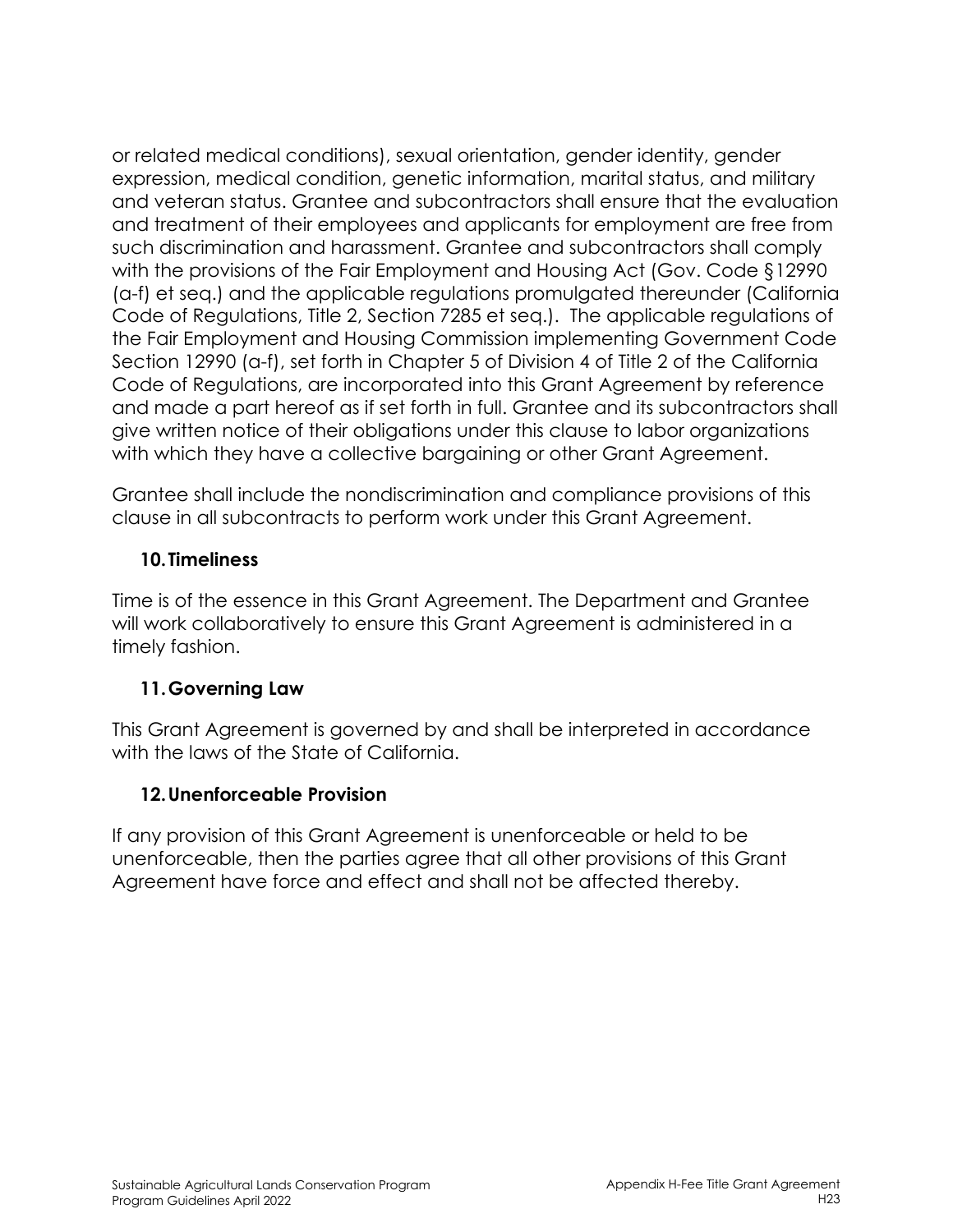or related medical conditions), sexual orientation, gender identity, gender expression, medical condition, genetic information, marital status, and military and veteran status. Grantee and subcontractors shall ensure that the evaluation and treatment of their employees and applicants for employment are free from such discrimination and harassment. Grantee and subcontractors shall comply with the provisions of the Fair Employment and Housing Act (Gov. Code §12990 (a-f) et seq.) and the applicable regulations promulgated thereunder (California Code of Regulations, Title 2, Section 7285 et seq.). The applicable regulations of the Fair Employment and Housing Commission implementing Government Code Section 12990 (a-f), set forth in Chapter 5 of Division 4 of Title 2 of the California Code of Regulations, are incorporated into this Grant Agreement by reference and made a part hereof as if set forth in full. Grantee and its subcontractors shall give written notice of their obligations under this clause to labor organizations with which they have a collective bargaining or other Grant Agreement.

Grantee shall include the nondiscrimination and compliance provisions of this clause in all subcontracts to perform work under this Grant Agreement.

### 10. Timeliness

Time is of the essence in this Grant Agreement. The Department and Grantee will work collaboratively to ensure this Grant Agreement is administered in a timely fashion.

### 11. Governing Law

This Grant Agreement is governed by and shall be interpreted in accordance with the laws of the State of California.

### 12. Unenforceable Provision

If any provision of this Grant Agreement is unenforceable or held to be unenforceable, then the parties agree that all other provisions of this Grant Agreement have force and effect and shall not be affected thereby.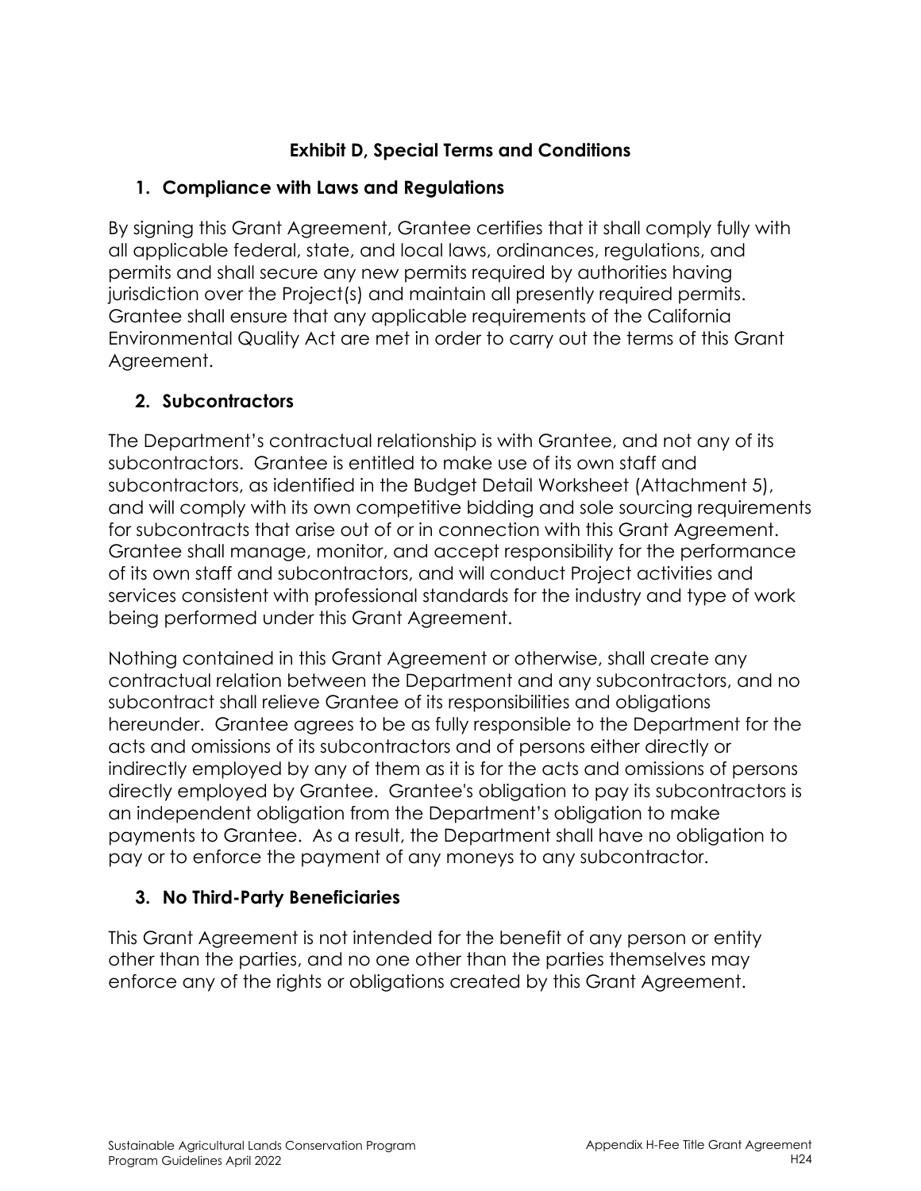## Exhibit D, Special Terms and Conditions

### 1. Compliance with Laws and Regulations

By signing this Grant Agreement, Grantee certifies that it shall comply fully with all applicable federal, state, and local laws, ordinances, regulations, and permits and shall secure any new permits required by authorities having jurisdiction over the Project(s) and maintain all presently required permits. Grantee shall ensure that any applicable requirements of the California Environmental Quality Act are met in order to carry out the terms of this Grant Agreement.

### 2. Subcontractors

The Department's contractual relationship is with Grantee, and not any of its subcontractors. Grantee is entitled to make use of its own staff and subcontractors, as identified in the Budget Detail Worksheet (Attachment 5), and will comply with its own competitive bidding and sole sourcing requirements for subcontracts that arise out of or in connection with this Grant Agreement. Grantee shall manage, monitor, and accept responsibility for the performance of its own staff and subcontractors, and will conduct Project activities and services consistent with professional standards for the industry and type of work being performed under this Grant Agreement.

Nothing contained in this Grant Agreement or otherwise, shall create any contractual relation between the Department and any subcontractors, and no subcontract shall relieve Grantee of its responsibilities and obligations hereunder. Grantee agrees to be as fully responsible to the Department for the acts and omissions of its subcontractors and of persons either directly or indirectly employed by any of them as it is for the acts and omissions of persons directly employed by Grantee. Grantee's obligation to pay its subcontractors is an independent obligation from the Department's obligation to make payments to Grantee. As a result, the Department shall have no obligation to pay or to enforce the payment of any moneys to any subcontractor.

### 3. No Third-Party Beneficiaries

This Grant Agreement is not intended for the benefit of any person or entity other than the parties, and no one other than the parties themselves may enforce any of the rights or obligations created by this Grant Agreement.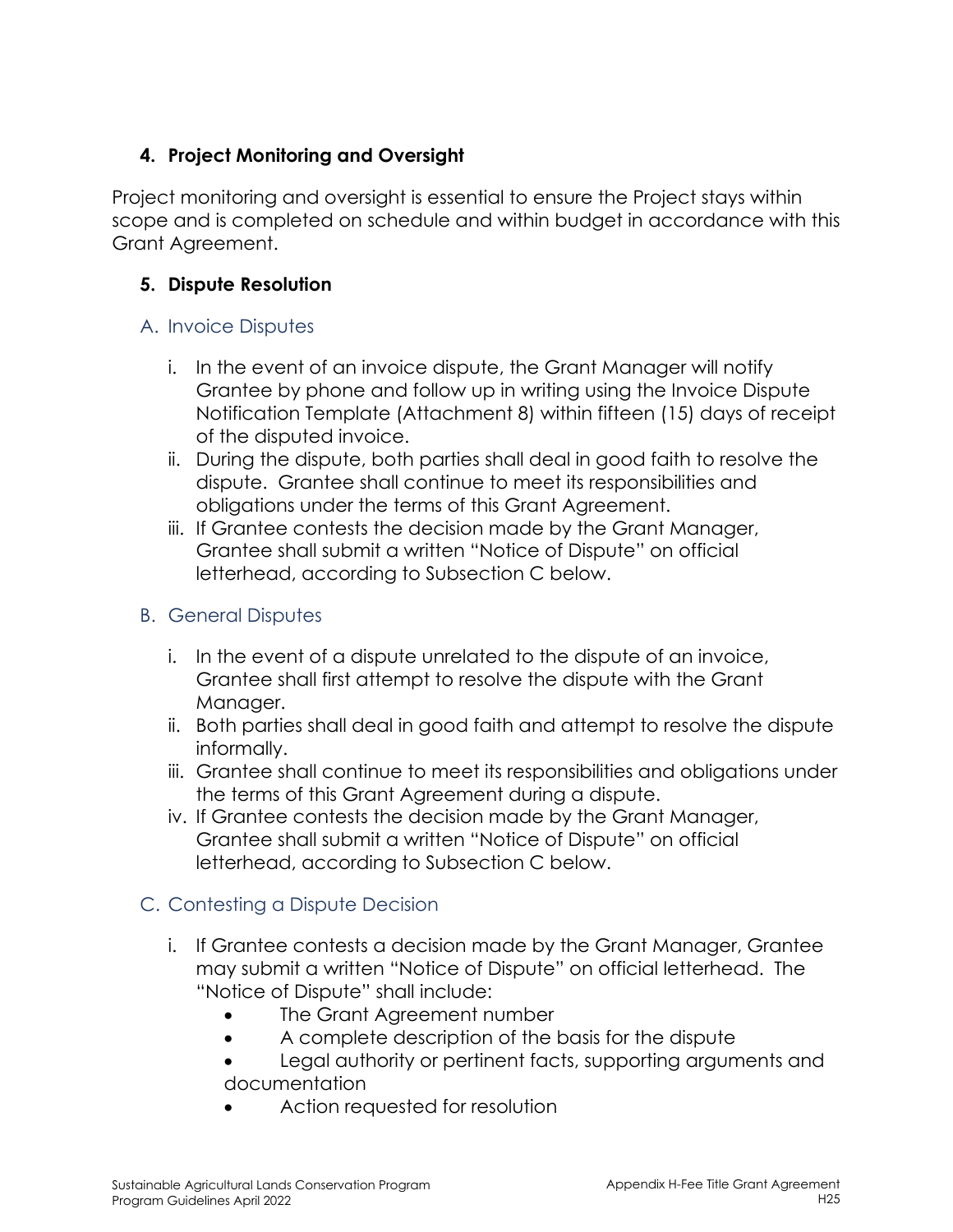### 4. Project Monitoring and Oversight

Project monitoring and oversight is essential to ensure the Project stays within scope and is completed on schedule and within budget in accordance with this Grant Agreement.

### 5. Dispute Resolution

#### A. Invoice Disputes

i. In the event of an invoice dispute, the Grant Manager will notify Grantee by phone and follow up in writing using the Invoice Dispute Notification Template (Attachment 8) within fifteen (15) days of receipt of the disputed invoice.

ii. During the dispute, both parties shall deal in good faith to resolve the dispute. Grantee shall continue to meet its responsibilities and obligations under the terms of this Grant Agreement.

iii. If Grantee contests the decision made by the Grant Manager, Grantee shall submit a written "Notice of Dispute" on official letterhead, according to Subsection C below.

#### B. General Disputes

i. In the event of a dispute unrelated to the dispute of an invoice, Grantee shall first attempt to resolve the dispute with the Grant Manager.

ii. Both parties shall deal in good faith and attempt to resolve the dispute informally.

iii. Grantee shall continue to meet its responsibilities and obligations under the terms of this Grant Agreement during a dispute.

iv. If Grantee contests the decision made by the Grant Manager, Grantee shall submit a written "Notice of Dispute" on official letterhead, according to Subsection C below.

#### C. Contesting a Dispute Decision

i. If Grantee contests a decision made by the Grant Manager, Grantee may submit a written "Notice of Dispute" on official letterhead. The "Notice of Dispute" shall include:

- The Grant Agreement number
- A complete description of the basis for the dispute
- Legal authority or pertinent facts, supporting arguments and documentation
- Action requested for resolution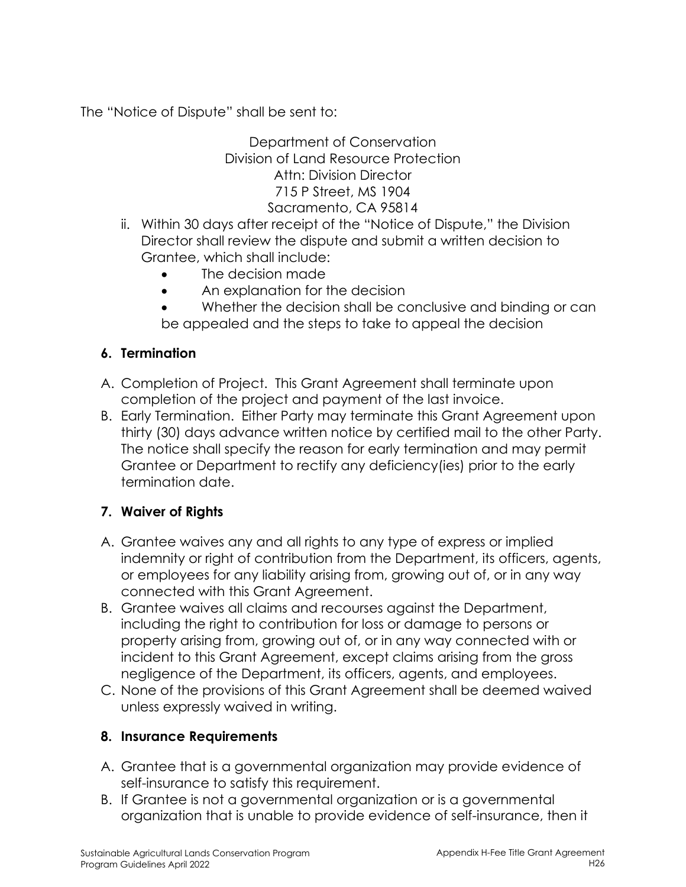The "Notice of Dispute" shall be sent to:

Department of Conservation
Division of Land Resource Protection
Attn: Division Director
715 P Street, MS 1904
Sacramento, CA 95814

ii. Within 30 days after receipt of the "Notice of Dispute," the Division Director shall review the dispute and submit a written decision to Grantee, which shall include:
   - The decision made
   - An explanation for the decision
   - Whether the decision shall be conclusive and binding or can be appealed and the steps to take to appeal the decision

### 6. Termination

A. Completion of Project. This Grant Agreement shall terminate upon completion of the project and payment of the last invoice.

B. Early Termination. Either Party may terminate this Grant Agreement upon thirty (30) days advance written notice by certified mail to the other Party. The notice shall specify the reason for early termination and may permit Grantee or Department to rectify any deficiency(ies) prior to the early termination date.

### 7. Waiver of Rights

A. Grantee waives any and all rights to any type of express or implied indemnity or right of contribution from the Department, its officers, agents, or employees for any liability arising from, growing out of, or in any way connected with this Grant Agreement.

B. Grantee waives all claims and recourses against the Department, including the right to contribution for loss or damage to persons or property arising from, growing out of, or in any way connected with or incident to this Grant Agreement, except claims arising from the gross negligence of the Department, its officers, agents, and employees.

C. None of the provisions of this Grant Agreement shall be deemed waived unless expressly waived in writing.

### 8. Insurance Requirements

A. Grantee that is a governmental organization may provide evidence of self-insurance to satisfy this requirement.

B. If Grantee is not a governmental organization or is a governmental organization that is unable to provide evidence of self-insurance, then it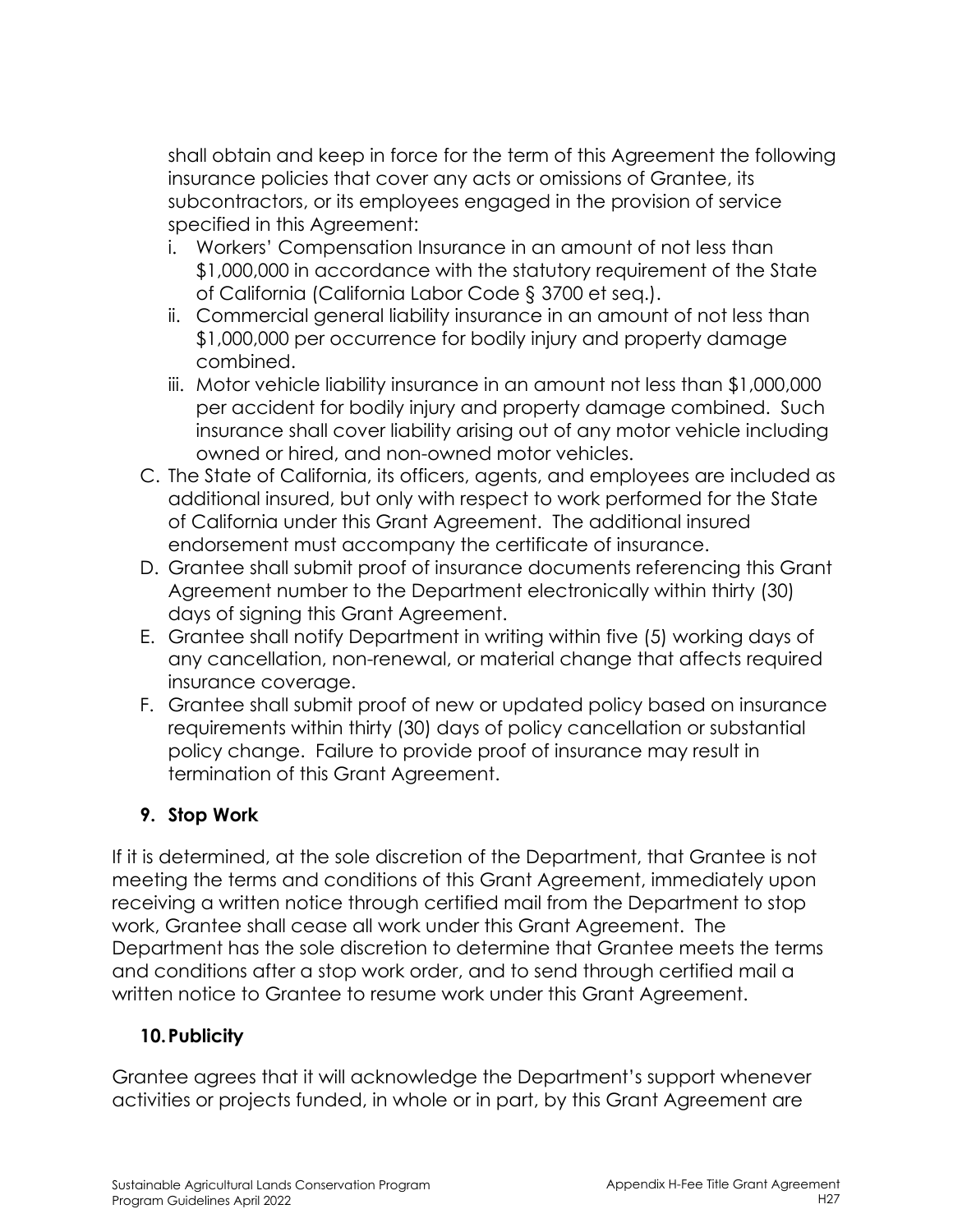shall obtain and keep in force for the term of this Agreement the following insurance policies that cover any acts or omissions of Grantee, its subcontractors, or its employees engaged in the provision of service specified in this Agreement:

i. Workers' Compensation Insurance in an amount of not less than $1,000,000 in accordance with the statutory requirement of the State of California (California Labor Code § 3700 et seq.).
ii. Commercial general liability insurance in an amount of not less than $1,000,000 per occurrence for bodily injury and property damage combined.
iii. Motor vehicle liability insurance in an amount not less than $1,000,000 per accident for bodily injury and property damage combined. Such insurance shall cover liability arising out of any motor vehicle including owned or hired, and non-owned motor vehicles.

C. The State of California, its officers, agents, and employees are included as additional insured, but only with respect to work performed for the State of California under this Grant Agreement. The additional insured endorsement must accompany the certificate of insurance.

D. Grantee shall submit proof of insurance documents referencing this Grant Agreement number to the Department electronically within thirty (30) days of signing this Grant Agreement.

E. Grantee shall notify Department in writing within five (5) working days of any cancellation, non-renewal, or material change that affects required insurance coverage.

F. Grantee shall submit proof of new or updated policy based on insurance requirements within thirty (30) days of policy cancellation or substantial policy change. Failure to provide proof of insurance may result in termination of this Grant Agreement.

### 9. Stop Work

If it is determined, at the sole discretion of the Department, that Grantee is not meeting the terms and conditions of this Grant Agreement, immediately upon receiving a written notice through certified mail from the Department to stop work, Grantee shall cease all work under this Grant Agreement. The Department has the sole discretion to determine that Grantee meets the terms and conditions after a stop work order, and to send through certified mail a written notice to Grantee to resume work under this Grant Agreement.

### 10. Publicity

Grantee agrees that it will acknowledge the Department's support whenever activities or projects funded, in whole or in part, by this Grant Agreement are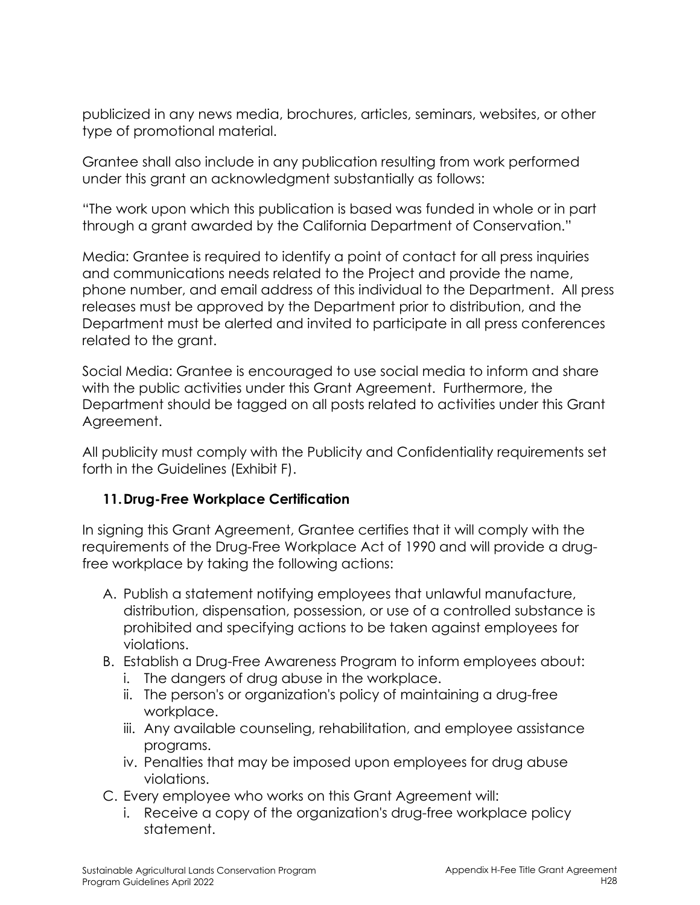publicized in any news media, brochures, articles, seminars, websites, or other type of promotional material.

Grantee shall also include in any publication resulting from work performed under this grant an acknowledgment substantially as follows:

"The work upon which this publication is based was funded in whole or in part through a grant awarded by the California Department of Conservation."

Media: Grantee is required to identify a point of contact for all press inquiries and communications needs related to the Project and provide the name, phone number, and email address of this individual to the Department. All press releases must be approved by the Department prior to distribution, and the Department must be alerted and invited to participate in all press conferences related to the grant.

Social Media: Grantee is encouraged to use social media to inform and share with the public activities under this Grant Agreement. Furthermore, the Department should be tagged on all posts related to activities under this Grant Agreement.

All publicity must comply with the Publicity and Confidentiality requirements set forth in the Guidelines (Exhibit F).

### 11. Drug-Free Workplace Certification

In signing this Grant Agreement, Grantee certifies that it will comply with the requirements of the Drug-Free Workplace Act of 1990 and will provide a drug-free workplace by taking the following actions:

A. Publish a statement notifying employees that unlawful manufacture, distribution, dispensation, possession, or use of a controlled substance is prohibited and specifying actions to be taken against employees for violations.
B. Establish a Drug-Free Awareness Program to inform employees about:
   i. The dangers of drug abuse in the workplace.
   ii. The person's or organization's policy of maintaining a drug-free workplace.
   iii. Any available counseling, rehabilitation, and employee assistance programs.
   iv. Penalties that may be imposed upon employees for drug abuse violations.
C. Every employee who works on this Grant Agreement will:
   i. Receive a copy of the organization's drug-free workplace policy statement.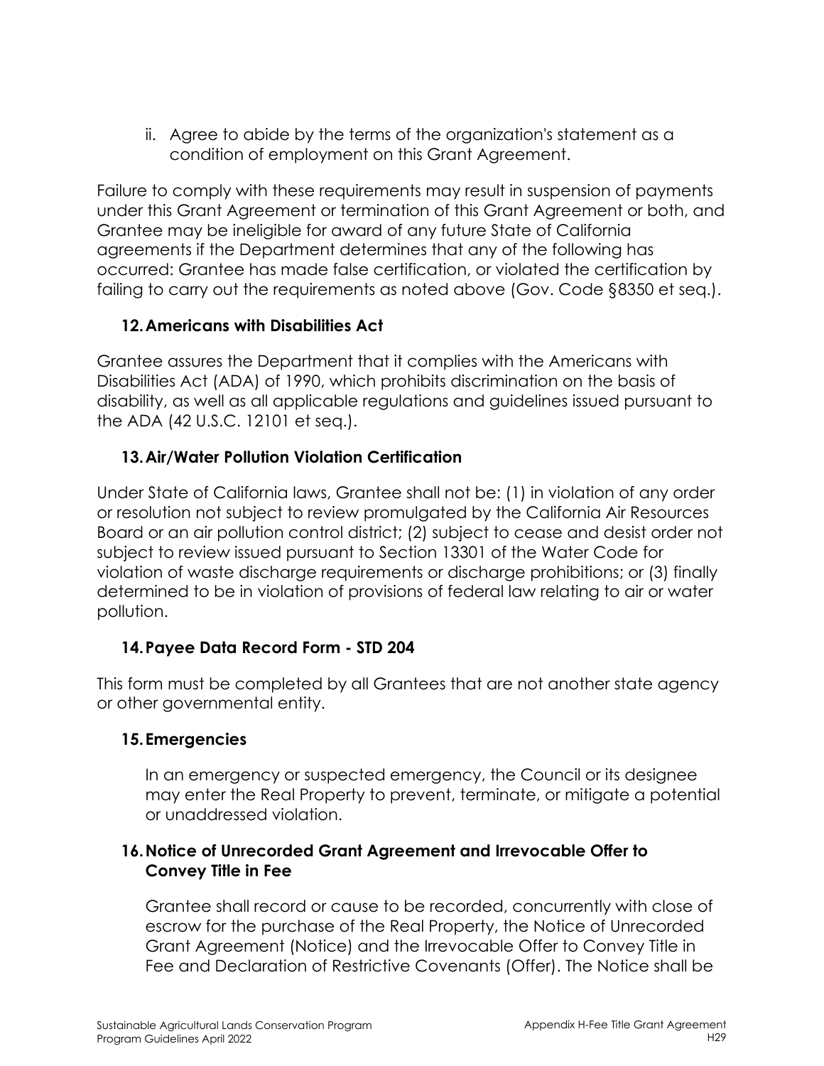ii. Agree to abide by the terms of the organization's statement as a condition of employment on this Grant Agreement.

Failure to comply with these requirements may result in suspension of payments under this Grant Agreement or termination of this Grant Agreement or both, and Grantee may be ineligible for award of any future State of California agreements if the Department determines that any of the following has occurred: Grantee has made false certification, or violated the certification by failing to carry out the requirements as noted above (Gov. Code §8350 et seq.).

### 12. Americans with Disabilities Act

Grantee assures the Department that it complies with the Americans with Disabilities Act (ADA) of 1990, which prohibits discrimination on the basis of disability, as well as all applicable regulations and guidelines issued pursuant to the ADA (42 U.S.C. 12101 et seq.).

### 13. Air/Water Pollution Violation Certification

Under State of California laws, Grantee shall not be: (1) in violation of any order or resolution not subject to review promulgated by the California Air Resources Board or an air pollution control district; (2) subject to cease and desist order not subject to review issued pursuant to Section 13301 of the Water Code for violation of waste discharge requirements or discharge prohibitions; or (3) finally determined to be in violation of provisions of federal law relating to air or water pollution.

### 14. Payee Data Record Form - STD 204

This form must be completed by all Grantees that are not another state agency or other governmental entity.

### 15. Emergencies

In an emergency or suspected emergency, the Council or its designee may enter the Real Property to prevent, terminate, or mitigate a potential or unaddressed violation.

### 16. Notice of Unrecorded Grant Agreement and Irrevocable Offer to Convey Title in Fee

Grantee shall record or cause to be recorded, concurrently with close of escrow for the purchase of the Real Property, the Notice of Unrecorded Grant Agreement (Notice) and the Irrevocable Offer to Convey Title in Fee and Declaration of Restrictive Covenants (Offer). The Notice shall be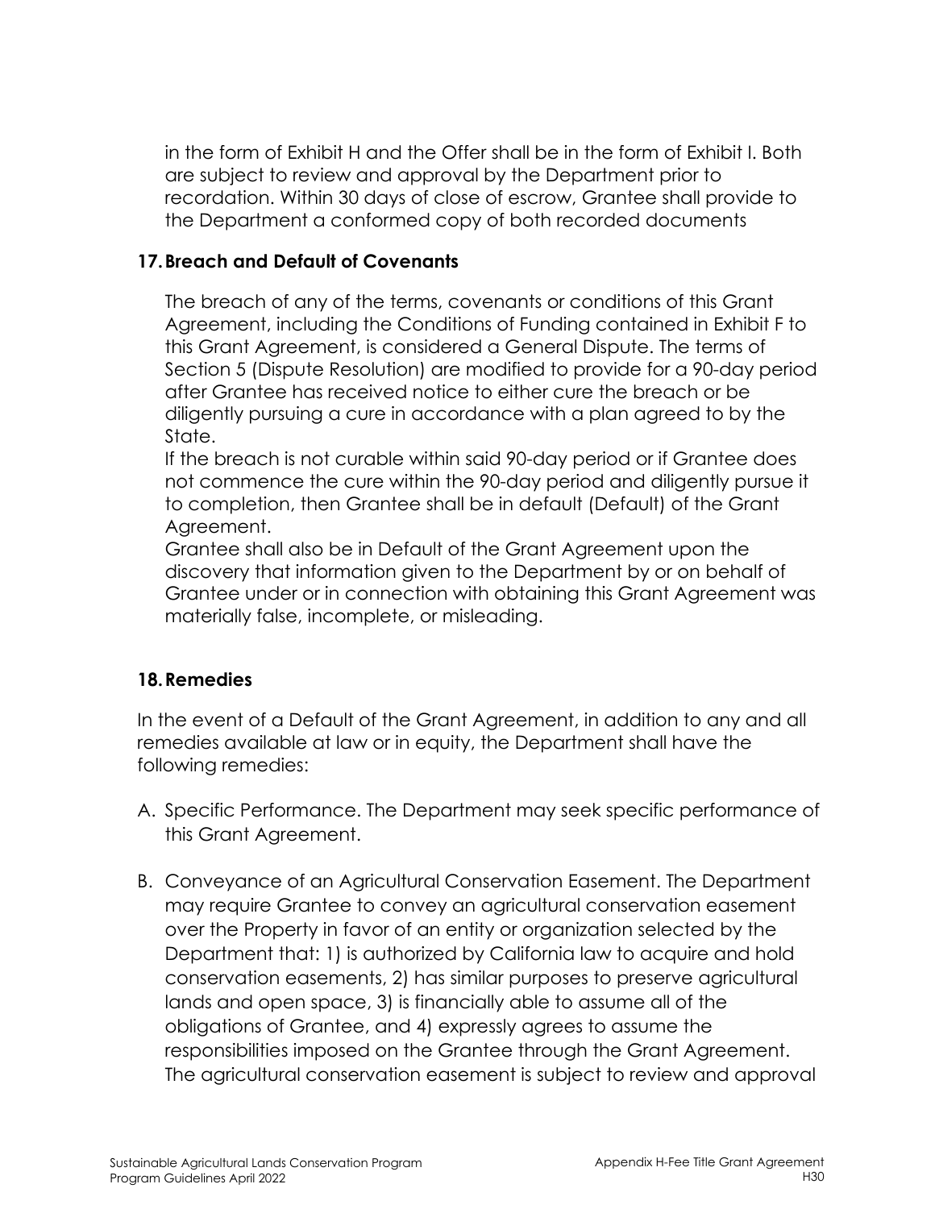in the form of Exhibit H and the Offer shall be in the form of Exhibit I. Both are subject to review and approval by the Department prior to recordation. Within 30 days of close of escrow, Grantee shall provide to the Department a conformed copy of both recorded documents

## 17. Breach and Default of Covenants

The breach of any of the terms, covenants or conditions of this Grant Agreement, including the Conditions of Funding contained in Exhibit F to this Grant Agreement, is considered a General Dispute. The terms of Section 5 (Dispute Resolution) are modified to provide for a 90-day period after Grantee has received notice to either cure the breach or be diligently pursuing a cure in accordance with a plan agreed to by the State.

If the breach is not curable within said 90-day period or if Grantee does not commence the cure within the 90-day period and diligently pursue it to completion, then Grantee shall be in default (Default) of the Grant Agreement.

Grantee shall also be in Default of the Grant Agreement upon the discovery that information given to the Department by or on behalf of Grantee under or in connection with obtaining this Grant Agreement was materially false, incomplete, or misleading.

## 18. Remedies

In the event of a Default of the Grant Agreement, in addition to any and all remedies available at law or in equity, the Department shall have the following remedies:

A. Specific Performance. The Department may seek specific performance of this Grant Agreement.

B. Conveyance of an Agricultural Conservation Easement. The Department may require Grantee to convey an agricultural conservation easement over the Property in favor of an entity or organization selected by the Department that: 1) is authorized by California law to acquire and hold conservation easements, 2) has similar purposes to preserve agricultural lands and open space, 3) is financially able to assume all of the obligations of Grantee, and 4) expressly agrees to assume the responsibilities imposed on the Grantee through the Grant Agreement. The agricultural conservation easement is subject to review and approval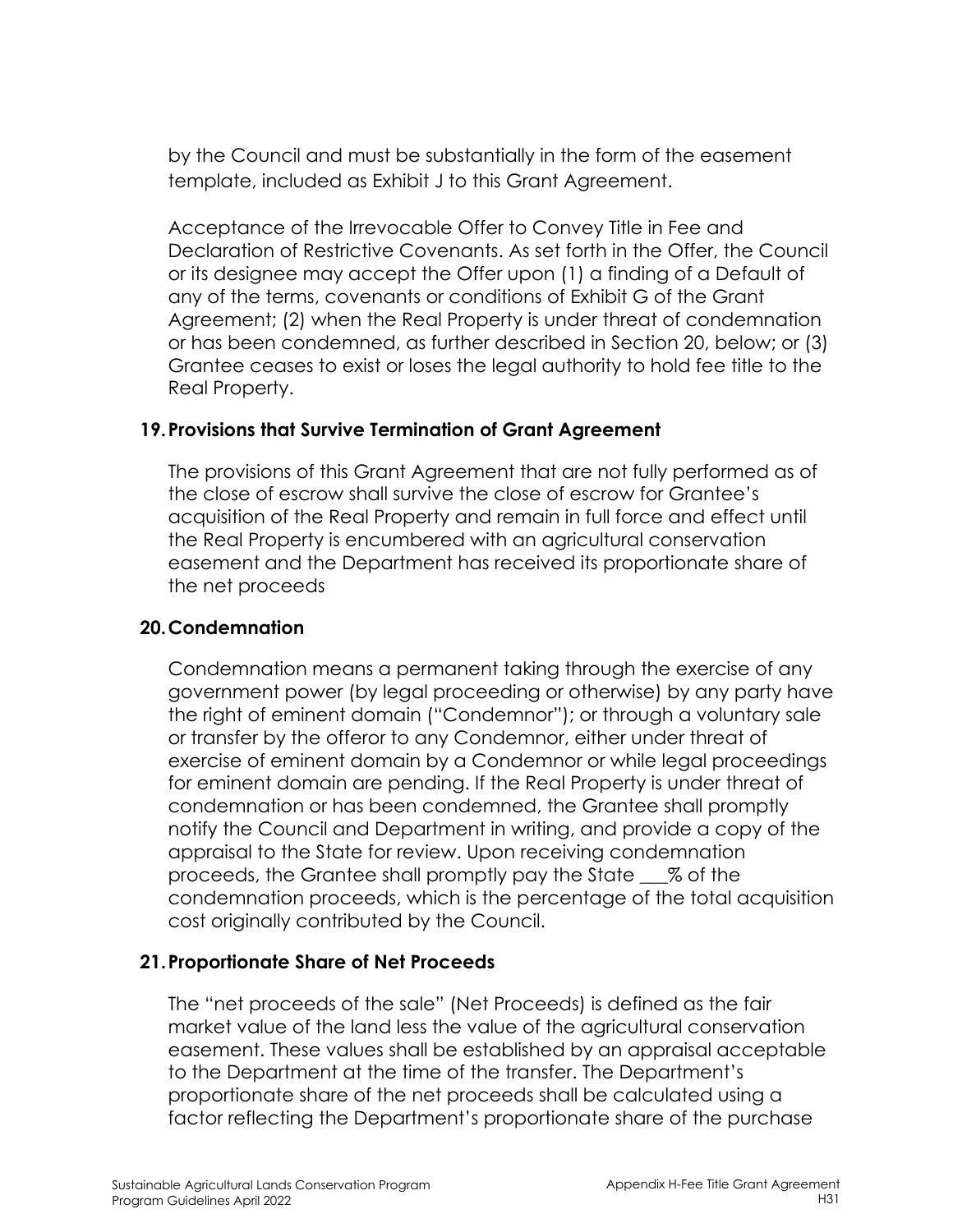by the Council and must be substantially in the form of the easement template, included as Exhibit J to this Grant Agreement.

Acceptance of the Irrevocable Offer to Convey Title in Fee and Declaration of Restrictive Covenants. As set forth in the Offer, the Council or its designee may accept the Offer upon (1) a finding of a Default of any of the terms, covenants or conditions of Exhibit G of the Grant Agreement; (2) when the Real Property is under threat of condemnation or has been condemned, as further described in Section 20, below; or (3) Grantee ceases to exist or loses the legal authority to hold fee title to the Real Property.

## 19. Provisions that Survive Termination of Grant Agreement

The provisions of this Grant Agreement that are not fully performed as of the close of escrow shall survive the close of escrow for Grantee's acquisition of the Real Property and remain in full force and effect until the Real Property is encumbered with an agricultural conservation easement and the Department has received its proportionate share of the net proceeds

## 20. Condemnation

Condemnation means a permanent taking through the exercise of any government power (by legal proceeding or otherwise) by any party have the right of eminent domain ("Condemnor"); or through a voluntary sale or transfer by the offeror to any Condemnor, either under threat of exercise of eminent domain by a Condemnor or while legal proceedings for eminent domain are pending. If the Real Property is under threat of condemnation or has been condemned, the Grantee shall promptly notify the Council and Department in writing, and provide a copy of the appraisal to the State for review. Upon receiving condemnation proceeds, the Grantee shall promptly pay the State ___% of the condemnation proceeds, which is the percentage of the total acquisition cost originally contributed by the Council.

## 21. Proportionate Share of Net Proceeds

The "net proceeds of the sale" (Net Proceeds) is defined as the fair market value of the land less the value of the agricultural conservation easement. These values shall be established by an appraisal acceptable to the Department at the time of the transfer. The Department's proportionate share of the net proceeds shall be calculated using a factor reflecting the Department's proportionate share of the purchase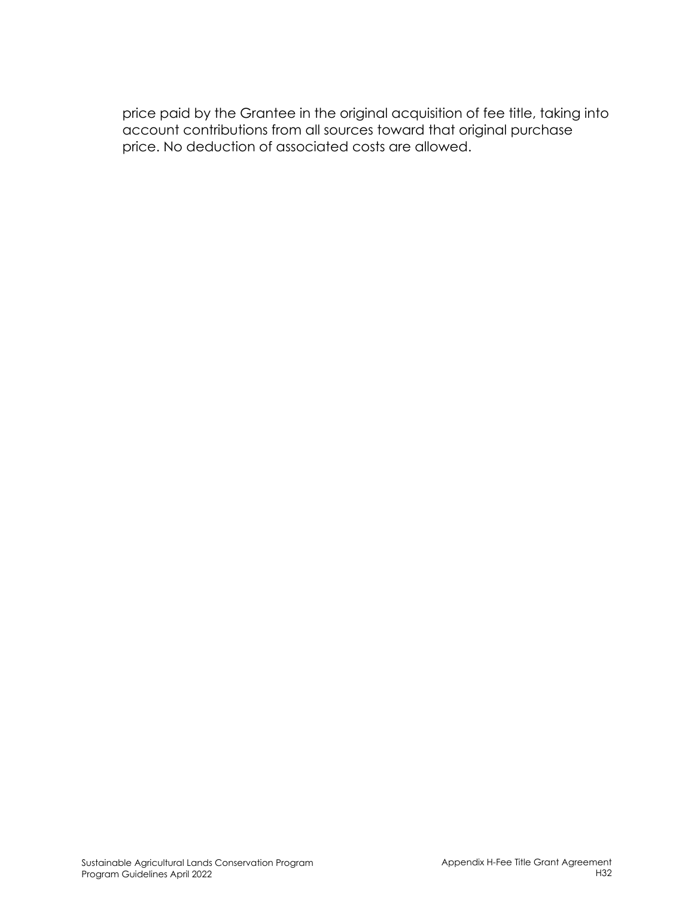price paid by the Grantee in the original acquisition of fee title, taking into account contributions from all sources toward that original purchase price. No deduction of associated costs are allowed.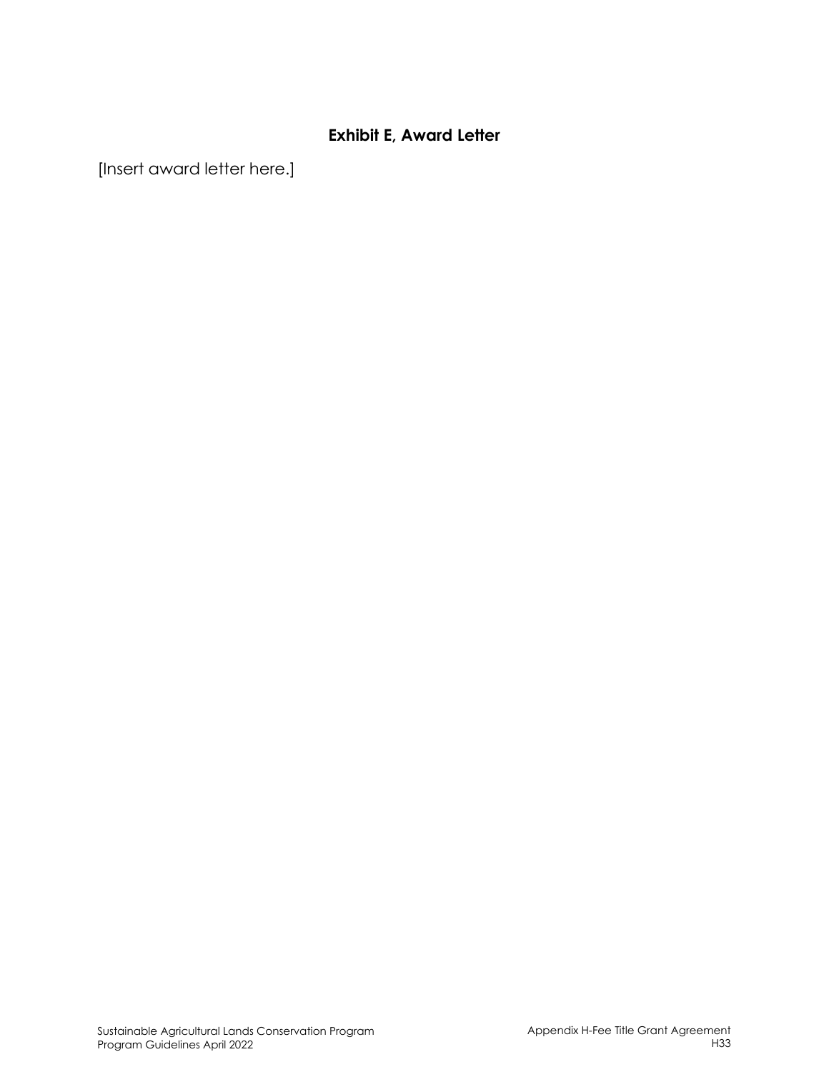## Exhibit E, Award Letter

[Insert award letter here.]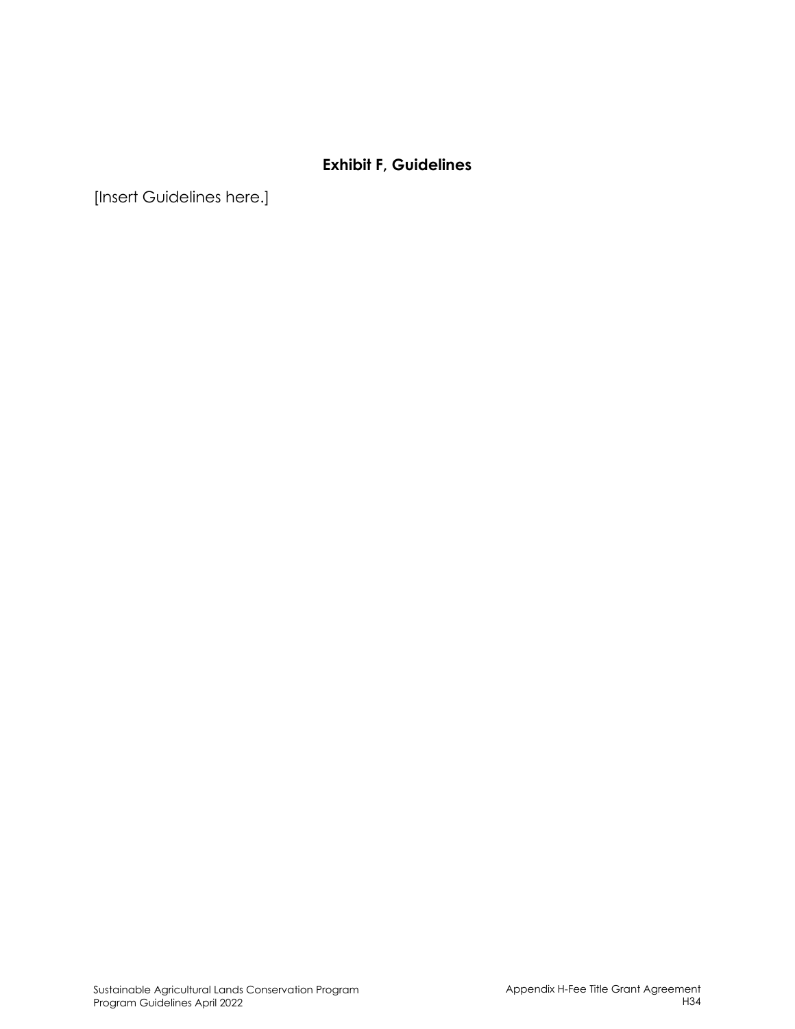## Exhibit F, Guidelines

[Insert Guidelines here.]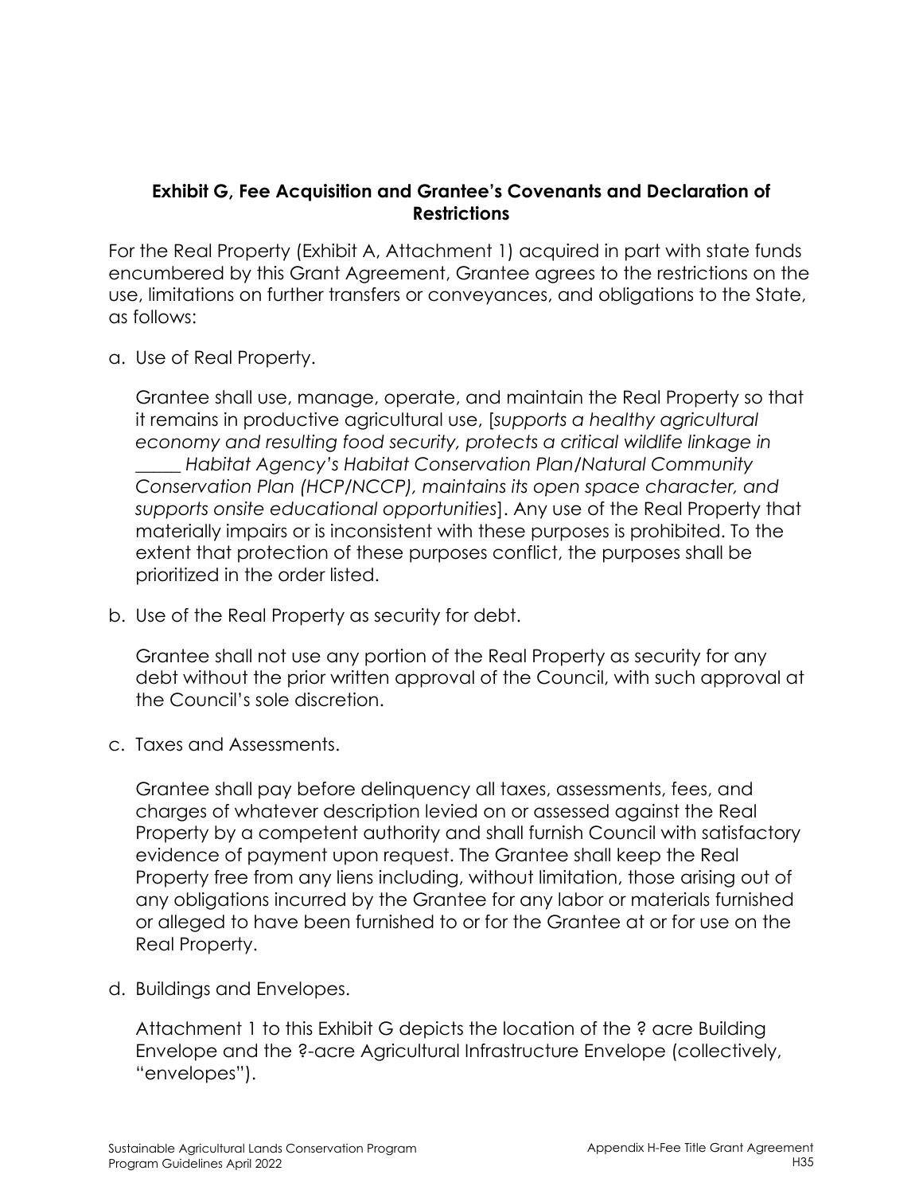**Exhibit G, Fee Acquisition and Grantee's Covenants and Declaration of Restrictions**

For the Real Property (Exhibit A, Attachment 1) acquired in part with state funds encumbered by this Grant Agreement, Grantee agrees to the restrictions on the use, limitations on further transfers or conveyances, and obligations to the State, as follows:

a. Use of Real Property.

   Grantee shall use, manage, operate, and maintain the Real Property so that it remains in productive agricultural use, [*supports a healthy agricultural economy and resulting food security, protects a critical wildlife linkage in _____ Habitat Agency's Habitat Conservation Plan/Natural Community Conservation Plan (HCP/NCCP), maintains its open space character, and supports onsite educational opportunities*]. Any use of the Real Property that materially impairs or is inconsistent with these purposes is prohibited. To the extent that protection of these purposes conflict, the purposes shall be prioritized in the order listed.

b. Use of the Real Property as security for debt.

   Grantee shall not use any portion of the Real Property as security for any debt without the prior written approval of the Council, with such approval at the Council's sole discretion.

c. Taxes and Assessments.

   Grantee shall pay before delinquency all taxes, assessments, fees, and charges of whatever description levied on or assessed against the Real Property by a competent authority and shall furnish Council with satisfactory evidence of payment upon request. The Grantee shall keep the Real Property free from any liens including, without limitation, those arising out of any obligations incurred by the Grantee for any labor or materials furnished or alleged to have been furnished to or for the Grantee at or for use on the Real Property.

d. Buildings and Envelopes.

   Attachment 1 to this Exhibit G depicts the location of the ? acre Building Envelope and the ?-acre Agricultural Infrastructure Envelope (collectively, "envelopes").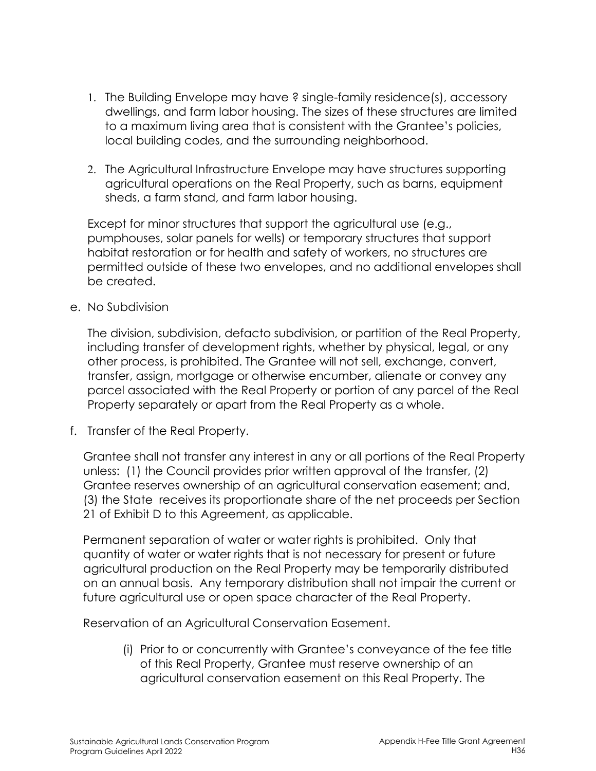1. The Building Envelope may have ? single-family residence(s), accessory dwellings, and farm labor housing. The sizes of these structures are limited to a maximum living area that is consistent with the Grantee's policies, local building codes, and the surrounding neighborhood.

2. The Agricultural Infrastructure Envelope may have structures supporting agricultural operations on the Real Property, such as barns, equipment sheds, a farm stand, and farm labor housing.

Except for minor structures that support the agricultural use (e.g., pumphouses, solar panels for wells) or temporary structures that support habitat restoration or for health and safety of workers, no structures are permitted outside of these two envelopes, and no additional envelopes shall be created.

e. No Subdivision

The division, subdivision, defacto subdivision, or partition of the Real Property, including transfer of development rights, whether by physical, legal, or any other process, is prohibited. The Grantee will not sell, exchange, convert, transfer, assign, mortgage or otherwise encumber, alienate or convey any parcel associated with the Real Property or portion of any parcel of the Real Property separately or apart from the Real Property as a whole.

f. Transfer of the Real Property.

Grantee shall not transfer any interest in any or all portions of the Real Property unless: (1) the Council provides prior written approval of the transfer, (2) Grantee reserves ownership of an agricultural conservation easement; and, (3) the State receives its proportionate share of the net proceeds per Section 21 of Exhibit D to this Agreement, as applicable.

Permanent separation of water or water rights is prohibited. Only that quantity of water or water rights that is not necessary for present or future agricultural production on the Real Property may be temporarily distributed on an annual basis. Any temporary distribution shall not impair the current or future agricultural use or open space character of the Real Property.

Reservation of an Agricultural Conservation Easement.

(i) Prior to or concurrently with Grantee's conveyance of the fee title of this Real Property, Grantee must reserve ownership of an agricultural conservation easement on this Real Property. The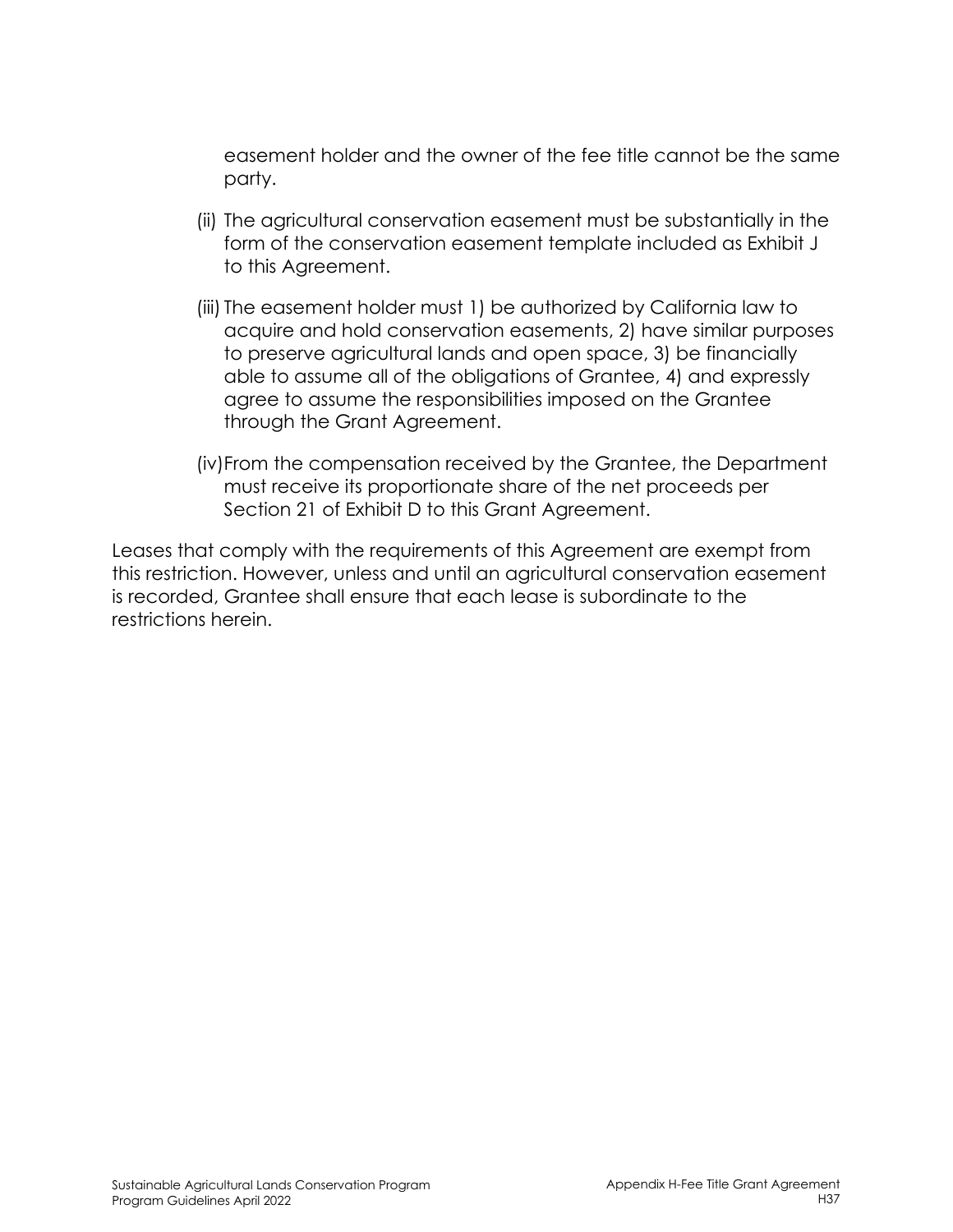easement holder and the owner of the fee title cannot be the same party.

(ii) The agricultural conservation easement must be substantially in the form of the conservation easement template included as Exhibit J to this Agreement.

(iii) The easement holder must 1) be authorized by California law to acquire and hold conservation easements, 2) have similar purposes to preserve agricultural lands and open space, 3) be financially able to assume all of the obligations of Grantee, 4) and expressly agree to assume the responsibilities imposed on the Grantee through the Grant Agreement.

(iv) From the compensation received by the Grantee, the Department must receive its proportionate share of the net proceeds per Section 21 of Exhibit D to this Grant Agreement.

Leases that comply with the requirements of this Agreement are exempt from this restriction. However, unless and until an agricultural conservation easement is recorded, Grantee shall ensure that each lease is subordinate to the restrictions herein.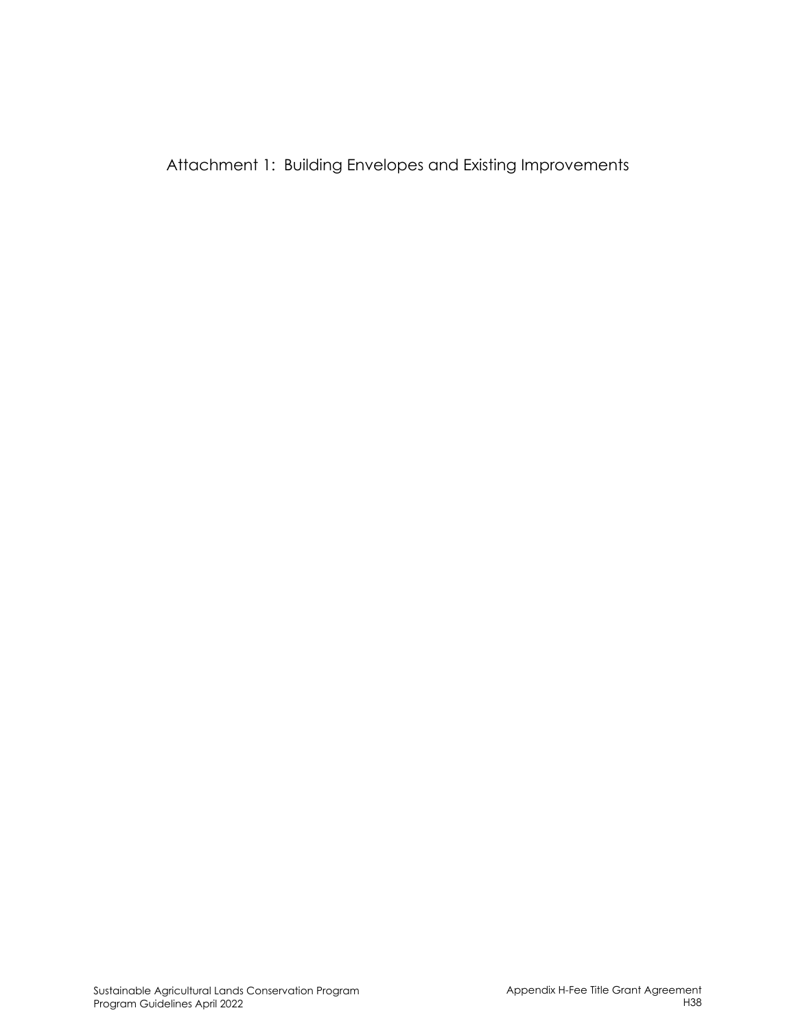# Attachment 1: Building Envelopes and Existing Improvements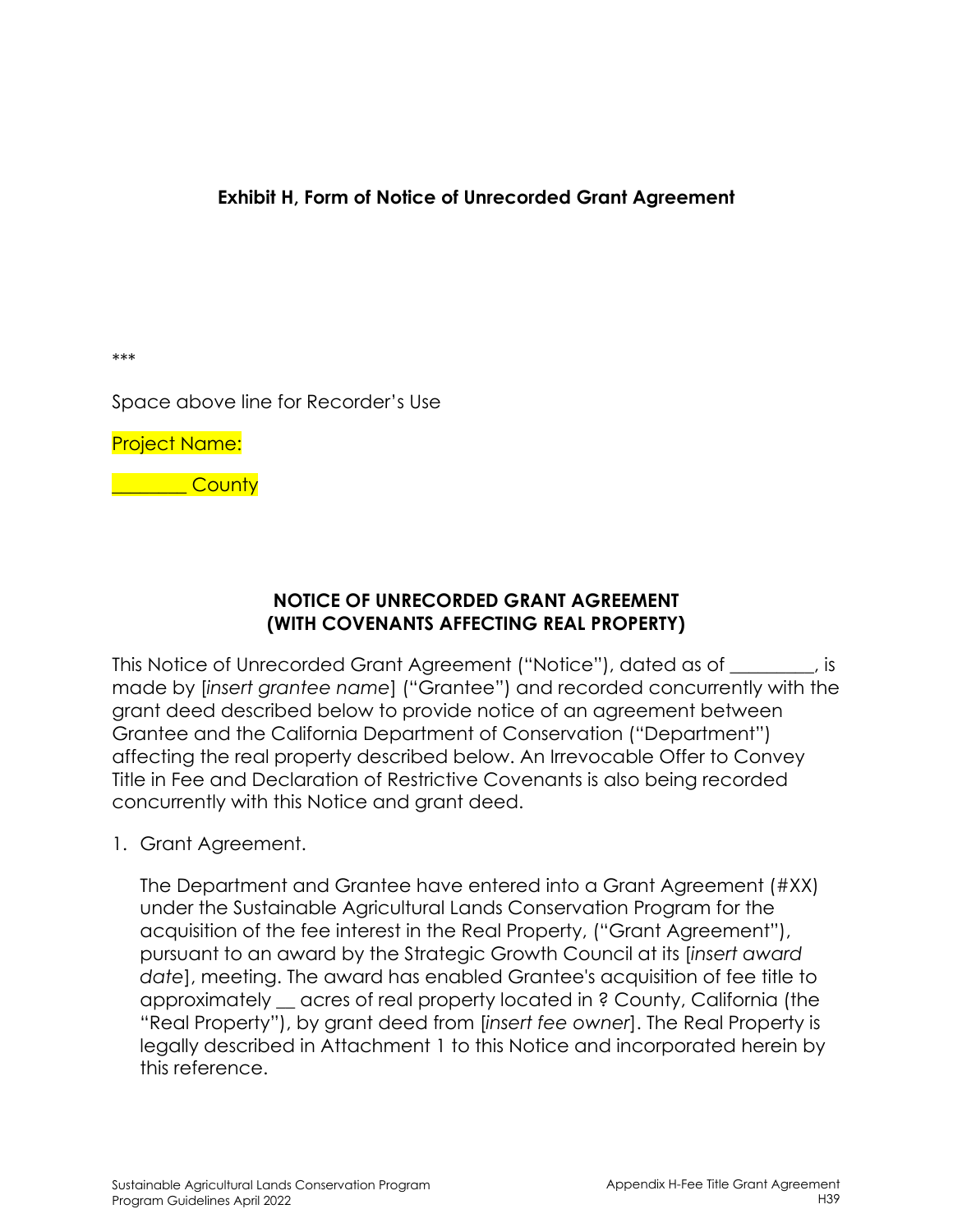**Exhibit H, Form of Notice of Unrecorded Grant Agreement**

***

Space above line for Recorder's Use

Project Name:

________ County

**NOTICE OF UNRECORDED GRANT AGREEMENT (WITH COVENANTS AFFECTING REAL PROPERTY)**

This Notice of Unrecorded Grant Agreement ("Notice"), dated as of _________, is made by [*insert grantee name*] ("Grantee") and recorded concurrently with the grant deed described below to provide notice of an agreement between Grantee and the California Department of Conservation ("Department") affecting the real property described below. An Irrevocable Offer to Convey Title in Fee and Declaration of Restrictive Covenants is also being recorded concurrently with this Notice and grant deed.

1. Grant Agreement.

   The Department and Grantee have entered into a Grant Agreement (#XX) under the Sustainable Agricultural Lands Conservation Program for the acquisition of the fee interest in the Real Property, ("Grant Agreement"), pursuant to an award by the Strategic Growth Council at its [*insert award date*], meeting. The award has enabled Grantee's acquisition of fee title to approximately __ acres of real property located in ? County, California (the "Real Property"), by grant deed from [*insert fee owner*]. The Real Property is legally described in Attachment 1 to this Notice and incorporated herein by this reference.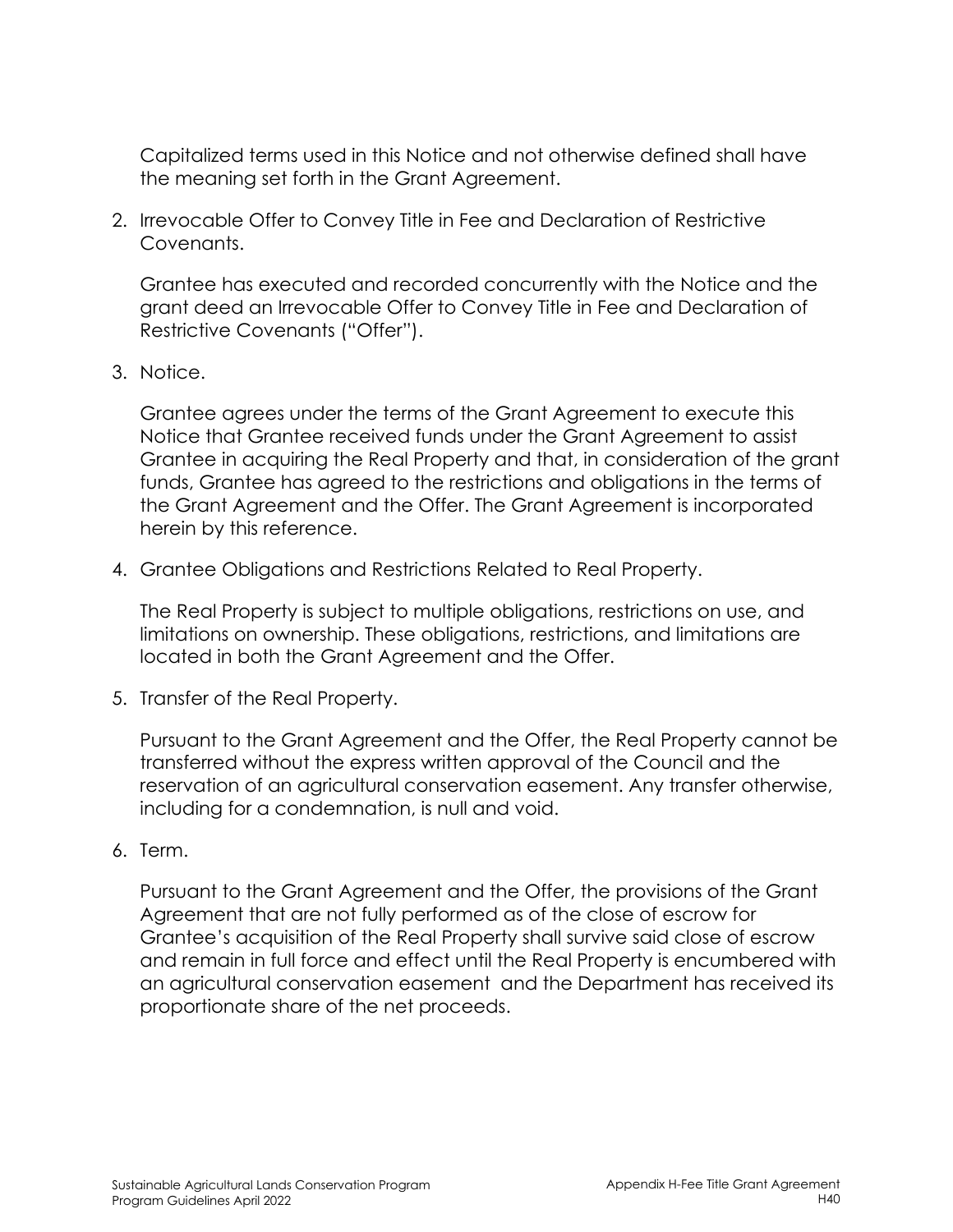Capitalized terms used in this Notice and not otherwise defined shall have the meaning set forth in the Grant Agreement.

2. Irrevocable Offer to Convey Title in Fee and Declaration of Restrictive Covenants.

   Grantee has executed and recorded concurrently with the Notice and the grant deed an Irrevocable Offer to Convey Title in Fee and Declaration of Restrictive Covenants ("Offer").

3. Notice.

   Grantee agrees under the terms of the Grant Agreement to execute this Notice that Grantee received funds under the Grant Agreement to assist Grantee in acquiring the Real Property and that, in consideration of the grant funds, Grantee has agreed to the restrictions and obligations in the terms of the Grant Agreement and the Offer. The Grant Agreement is incorporated herein by this reference.

4. Grantee Obligations and Restrictions Related to Real Property.

   The Real Property is subject to multiple obligations, restrictions on use, and limitations on ownership. These obligations, restrictions, and limitations are located in both the Grant Agreement and the Offer.

5. Transfer of the Real Property.

   Pursuant to the Grant Agreement and the Offer, the Real Property cannot be transferred without the express written approval of the Council and the reservation of an agricultural conservation easement. Any transfer otherwise, including for a condemnation, is null and void.

6. Term.

   Pursuant to the Grant Agreement and the Offer, the provisions of the Grant Agreement that are not fully performed as of the close of escrow for Grantee's acquisition of the Real Property shall survive said close of escrow and remain in full force and effect until the Real Property is encumbered with an agricultural conservation easement and the Department has received its proportionate share of the net proceeds.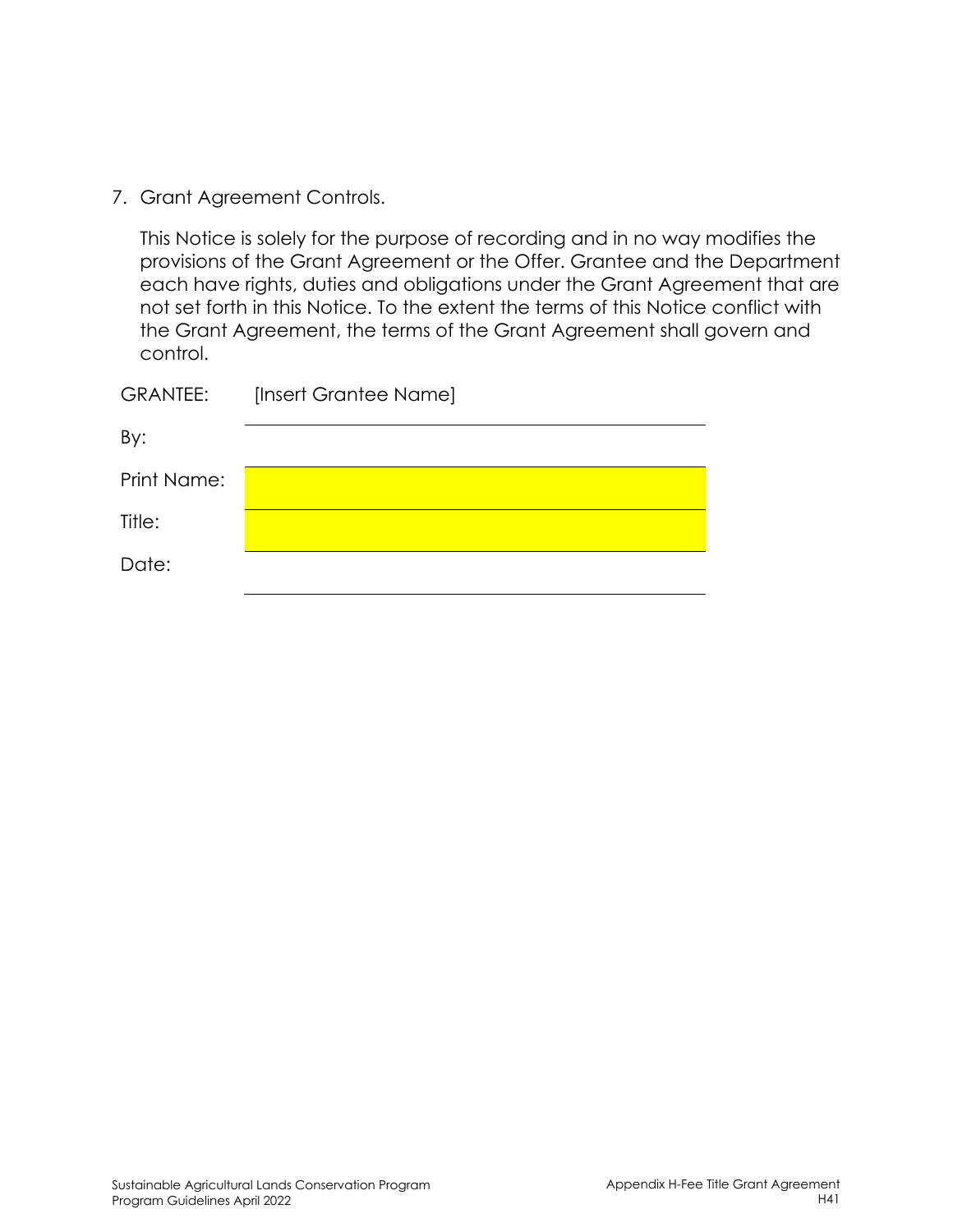7. Grant Agreement Controls.

   This Notice is solely for the purpose of recording and in no way modifies the provisions of the Grant Agreement or the Offer. Grantee and the Department each have rights, duties and obligations under the Grant Agreement that are not set forth in this Notice. To the extent the terms of this Notice conflict with the Grant Agreement, the terms of the Grant Agreement shall govern and control.

GRANTEE: [Insert Grantee Name]

By: \_\_\_\_\_\_\_\_\_\_\_\_\_\_\_\_\_\_\_\_\_\_\_\_\_\_\_\_\_\_

Print Name: \_\_\_\_\_\_\_\_\_\_\_\_\_\_\_\_\_\_\_\_\_\_\_\_\_\_\_\_\_\_

Title: \_\_\_\_\_\_\_\_\_\_\_\_\_\_\_\_\_\_\_\_\_\_\_\_\_\_\_\_\_\_

Date: \_\_\_\_\_\_\_\_\_\_\_\_\_\_\_\_\_\_\_\_\_\_\_\_\_\_\_\_\_\_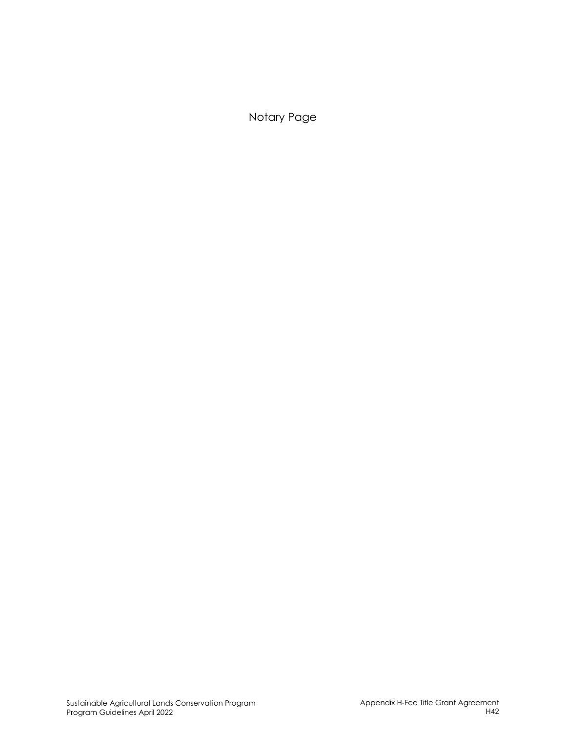Notary Page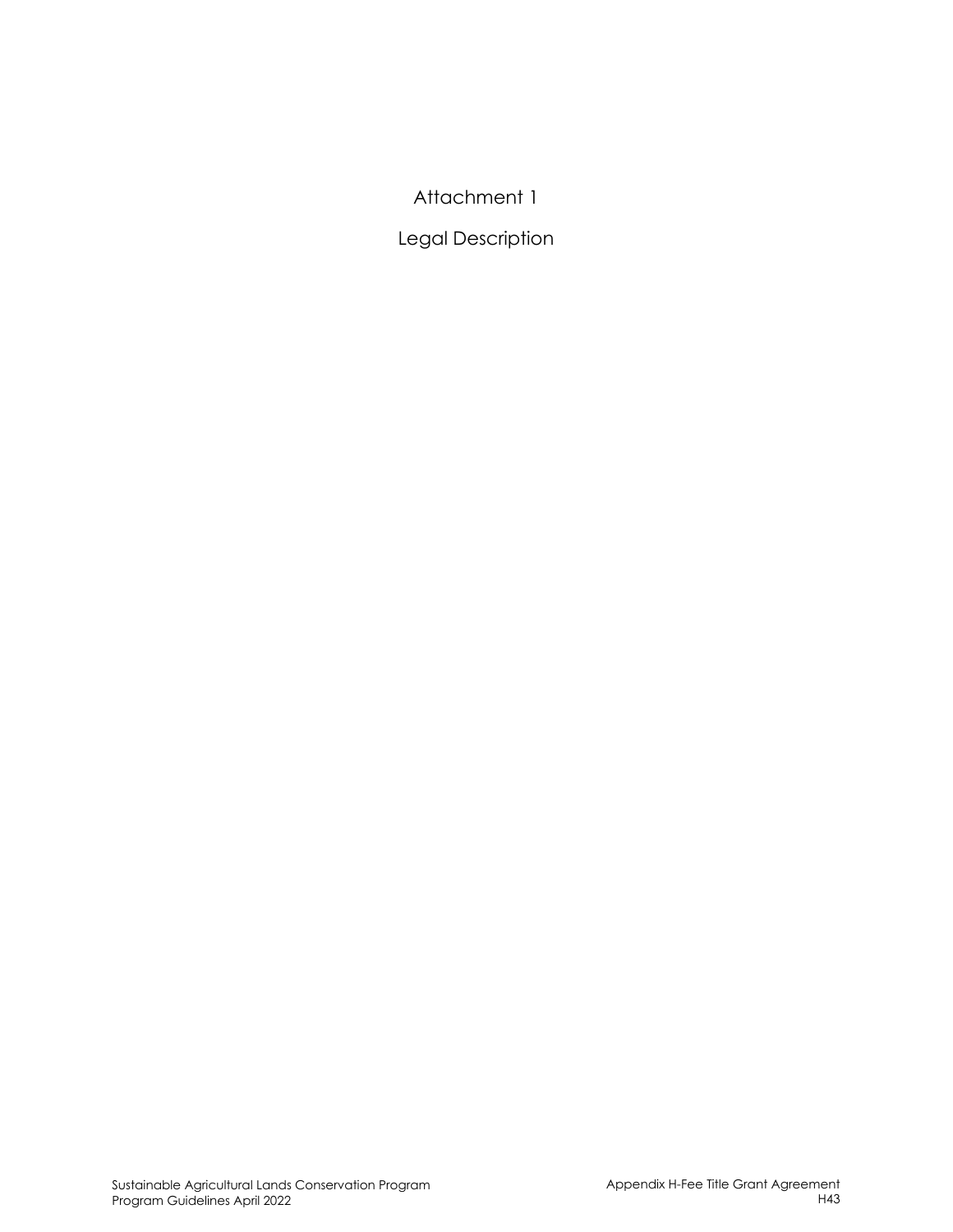# Attachment 1

## Legal Description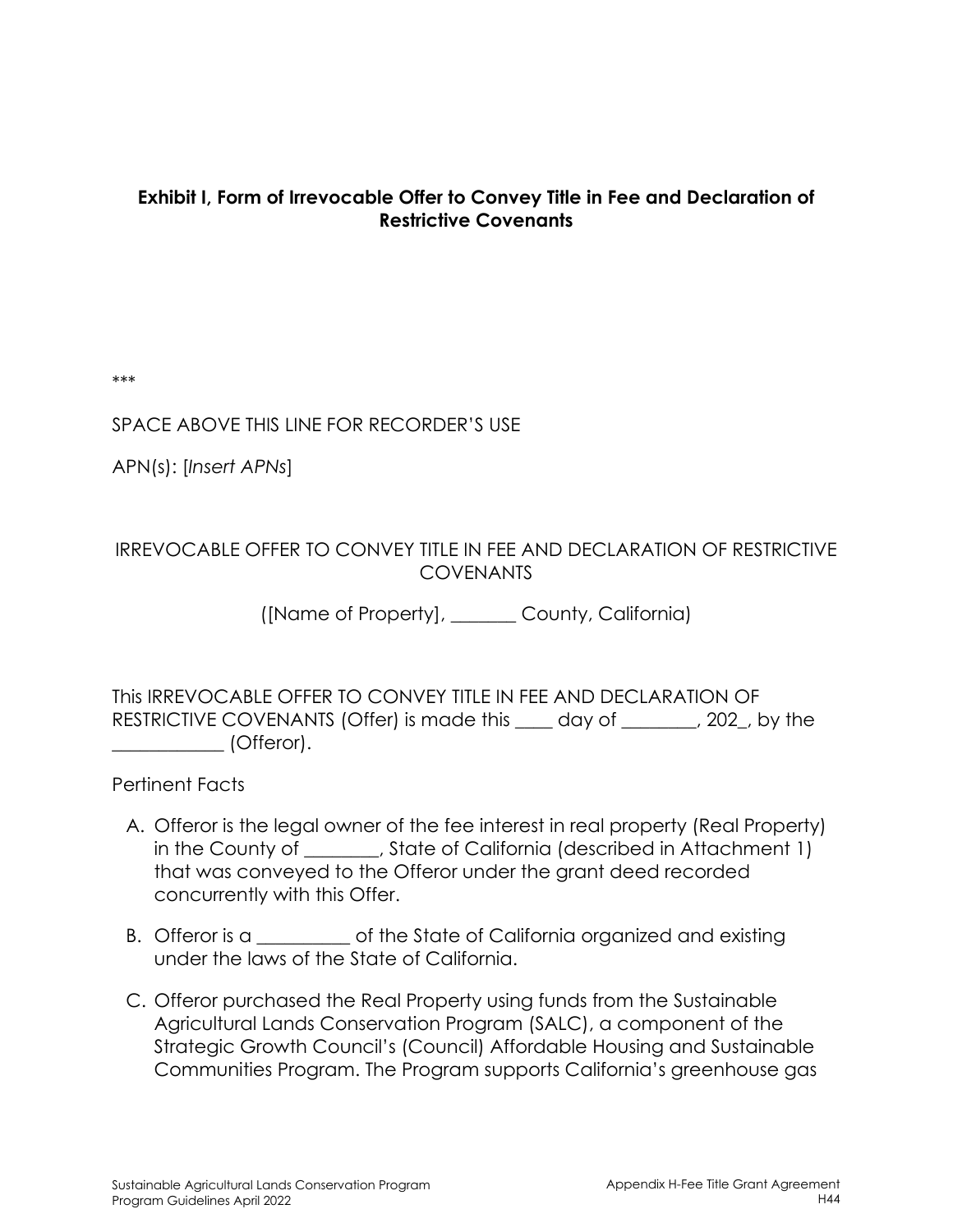**Exhibit I, Form of Irrevocable Offer to Convey Title in Fee and Declaration of Restrictive Covenants**

***

SPACE ABOVE THIS LINE FOR RECORDER'S USE

APN(s): [*Insert APNs*]

IRREVOCABLE OFFER TO CONVEY TITLE IN FEE AND DECLARATION OF RESTRICTIVE COVENANTS

([Name of Property], _______ County, California)

This IRREVOCABLE OFFER TO CONVEY TITLE IN FEE AND DECLARATION OF RESTRICTIVE COVENANTS (Offer) is made this ____ day of ________, 202_, by the ____________ (Offeror).

Pertinent Facts

A. Offeror is the legal owner of the fee interest in real property (Real Property) in the County of ________, State of California (described in Attachment 1) that was conveyed to the Offeror under the grant deed recorded concurrently with this Offer.

B. Offeror is a __________ of the State of California organized and existing under the laws of the State of California.

C. Offeror purchased the Real Property using funds from the Sustainable Agricultural Lands Conservation Program (SALC), a component of the Strategic Growth Council's (Council) Affordable Housing and Sustainable Communities Program. The Program supports California's greenhouse gas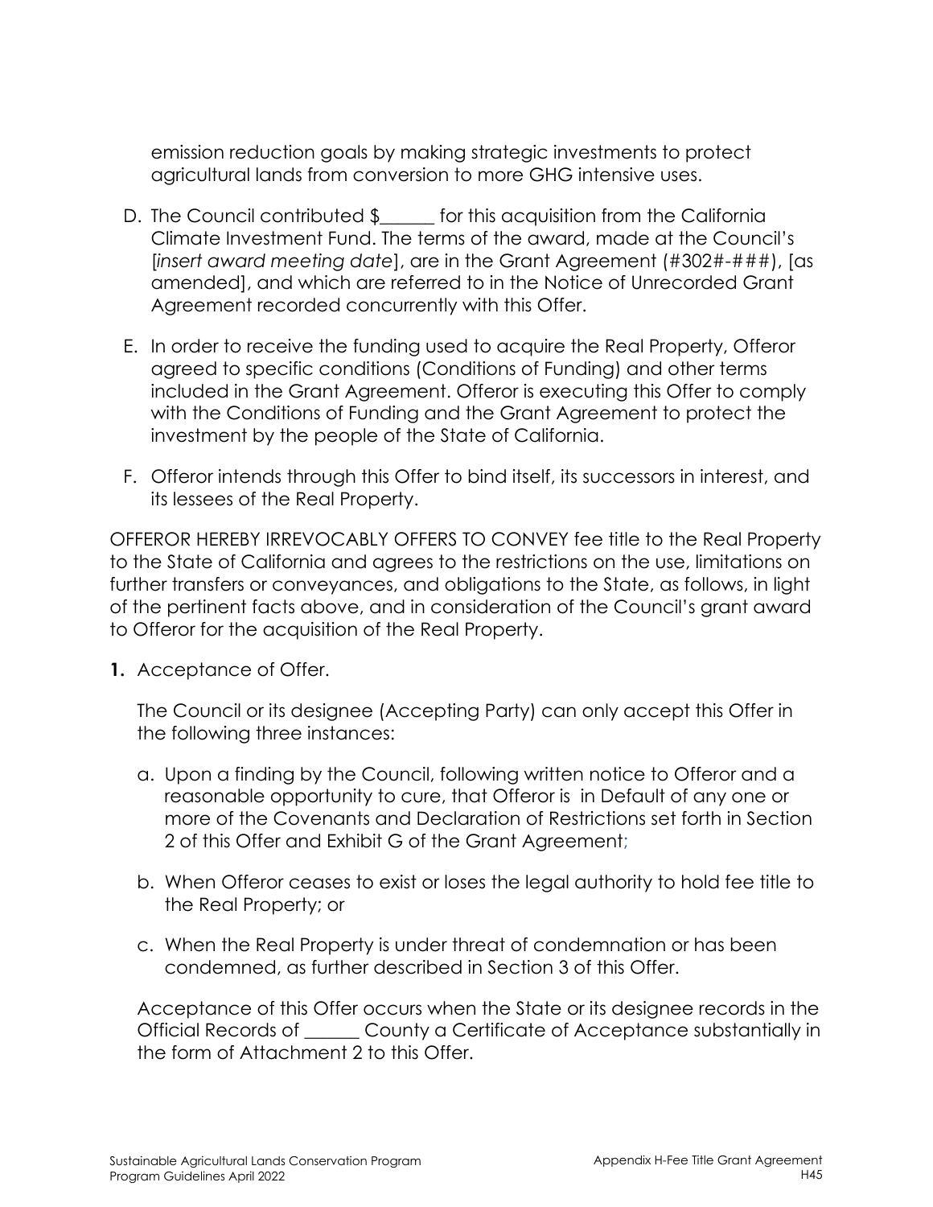emission reduction goals by making strategic investments to protect agricultural lands from conversion to more GHG intensive uses.

D. The Council contributed $______ for this acquisition from the California Climate Investment Fund. The terms of the award, made at the Council's [*insert award meeting date*], are in the Grant Agreement (#302#-###), [as amended], and which are referred to in the Notice of Unrecorded Grant Agreement recorded concurrently with this Offer.

E. In order to receive the funding used to acquire the Real Property, Offeror agreed to specific conditions (Conditions of Funding) and other terms included in the Grant Agreement. Offeror is executing this Offer to comply with the Conditions of Funding and the Grant Agreement to protect the investment by the people of the State of California.

F. Offeror intends through this Offer to bind itself, its successors in interest, and its lessees of the Real Property.

OFFEROR HEREBY IRREVOCABLY OFFERS TO CONVEY fee title to the Real Property to the State of California and agrees to the restrictions on the use, limitations on further transfers or conveyances, and obligations to the State, as follows, in light of the pertinent facts above, and in consideration of the Council's grant award to Offeror for the acquisition of the Real Property.

**1.** Acceptance of Offer.

The Council or its designee (Accepting Party) can only accept this Offer in the following three instances:

a. Upon a finding by the Council, following written notice to Offeror and a reasonable opportunity to cure, that Offeror is in Default of any one or more of the Covenants and Declaration of Restrictions set forth in Section 2 of this Offer and Exhibit G of the Grant Agreement;

b. When Offeror ceases to exist or loses the legal authority to hold fee title to the Real Property; or

c. When the Real Property is under threat of condemnation or has been condemned, as further described in Section 3 of this Offer.

Acceptance of this Offer occurs when the State or its designee records in the Official Records of ______ County a Certificate of Acceptance substantially in the form of Attachment 2 to this Offer.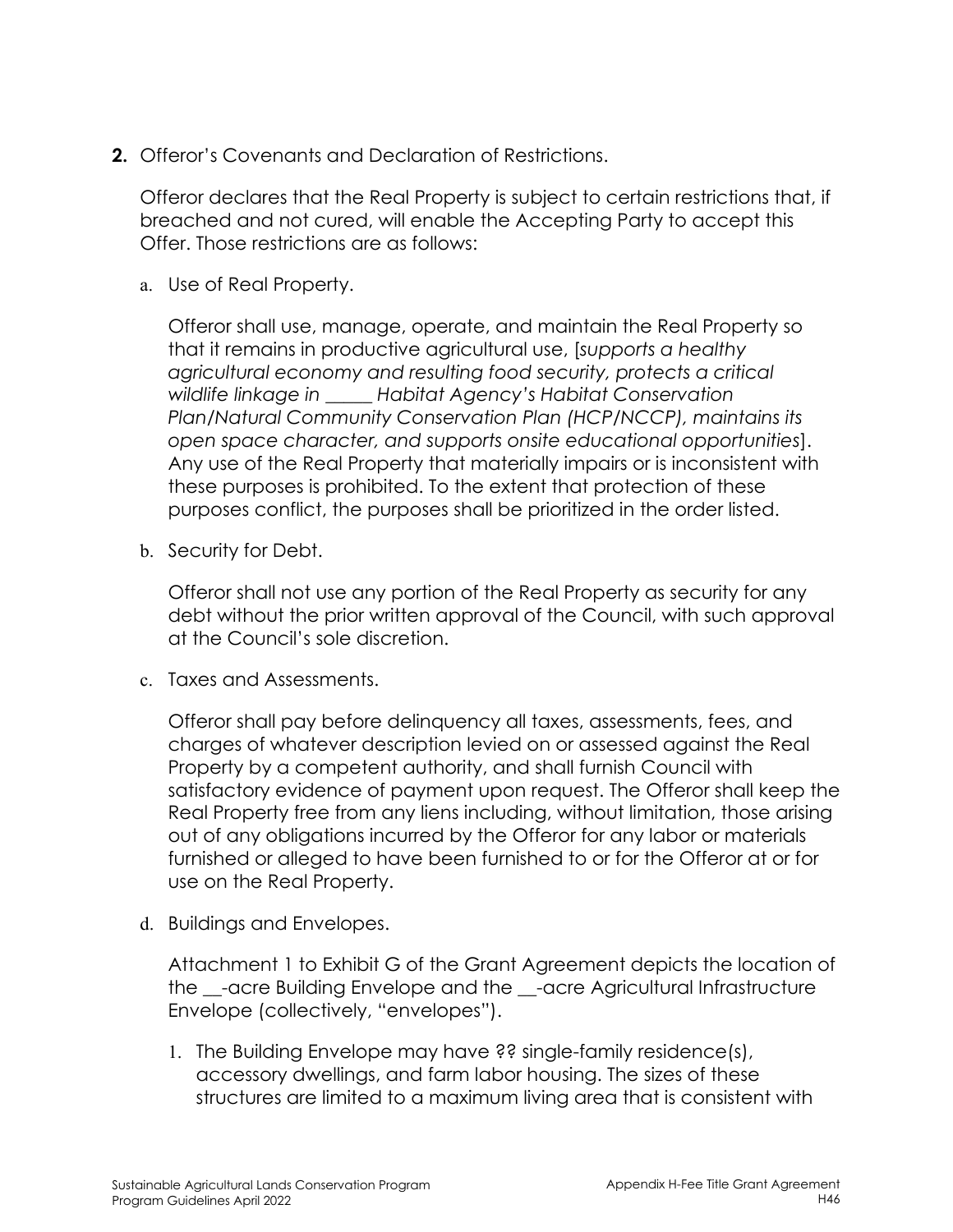**2.** Offeror's Covenants and Declaration of Restrictions.

Offeror declares that the Real Property is subject to certain restrictions that, if breached and not cured, will enable the Accepting Party to accept this Offer. Those restrictions are as follows:

a. Use of Real Property.

Offeror shall use, manage, operate, and maintain the Real Property so that it remains in productive agricultural use, [*supports a healthy agricultural economy and resulting food security, protects a critical wildlife linkage in _____ Habitat Agency's Habitat Conservation Plan/Natural Community Conservation Plan (HCP/NCCP), maintains its open space character, and supports onsite educational opportunities*]. Any use of the Real Property that materially impairs or is inconsistent with these purposes is prohibited. To the extent that protection of these purposes conflict, the purposes shall be prioritized in the order listed.

b. Security for Debt.

Offeror shall not use any portion of the Real Property as security for any debt without the prior written approval of the Council, with such approval at the Council's sole discretion.

c. Taxes and Assessments.

Offeror shall pay before delinquency all taxes, assessments, fees, and charges of whatever description levied on or assessed against the Real Property by a competent authority, and shall furnish Council with satisfactory evidence of payment upon request. The Offeror shall keep the Real Property free from any liens including, without limitation, those arising out of any obligations incurred by the Offeror for any labor or materials furnished or alleged to have been furnished to or for the Offeror at or for use on the Real Property.

d. Buildings and Envelopes.

Attachment 1 to Exhibit G of the Grant Agreement depicts the location of the __-acre Building Envelope and the __-acre Agricultural Infrastructure Envelope (collectively, "envelopes").

1. The Building Envelope may have ?? single-family residence(s), accessory dwellings, and farm labor housing. The sizes of these structures are limited to a maximum living area that is consistent with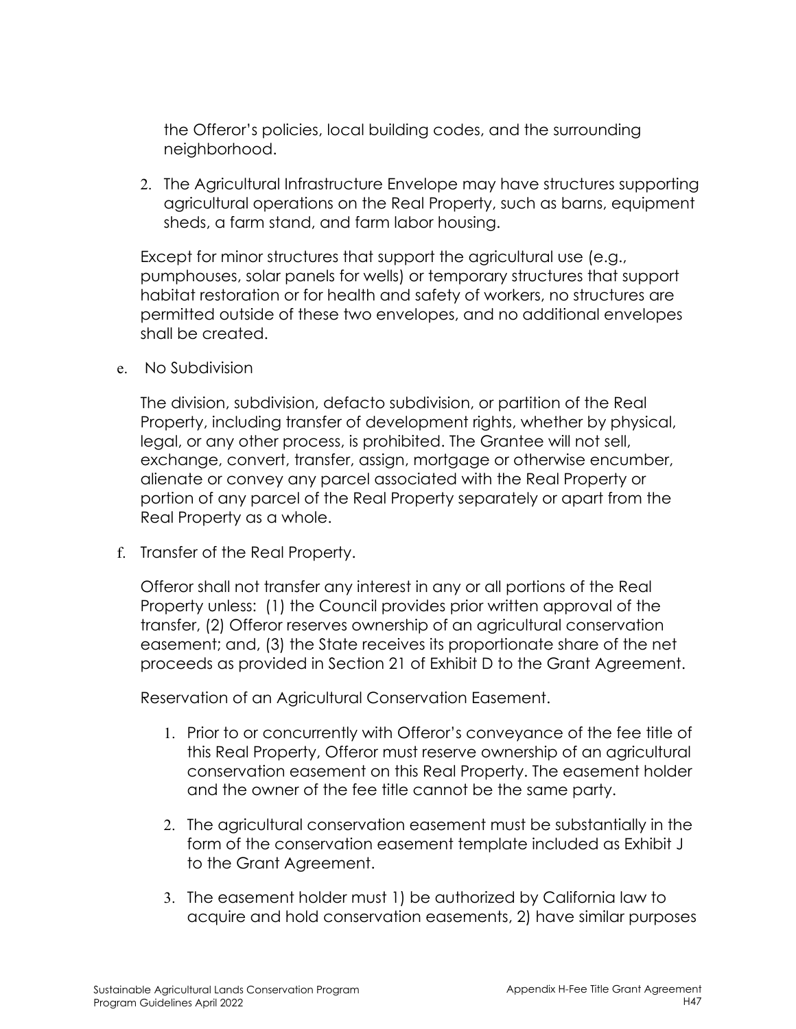the Offeror's policies, local building codes, and the surrounding neighborhood.

2. The Agricultural Infrastructure Envelope may have structures supporting agricultural operations on the Real Property, such as barns, equipment sheds, a farm stand, and farm labor housing.

Except for minor structures that support the agricultural use (e.g., pumphouses, solar panels for wells) or temporary structures that support habitat restoration or for health and safety of workers, no structures are permitted outside of these two envelopes, and no additional envelopes shall be created.

e. No Subdivision

The division, subdivision, defacto subdivision, or partition of the Real Property, including transfer of development rights, whether by physical, legal, or any other process, is prohibited. The Grantee will not sell, exchange, convert, transfer, assign, mortgage or otherwise encumber, alienate or convey any parcel associated with the Real Property or portion of any parcel of the Real Property separately or apart from the Real Property as a whole.

f. Transfer of the Real Property.

Offeror shall not transfer any interest in any or all portions of the Real Property unless: (1) the Council provides prior written approval of the transfer, (2) Offeror reserves ownership of an agricultural conservation easement; and, (3) the State receives its proportionate share of the net proceeds as provided in Section 21 of Exhibit D to the Grant Agreement.

Reservation of an Agricultural Conservation Easement.

1. Prior to or concurrently with Offeror's conveyance of the fee title of this Real Property, Offeror must reserve ownership of an agricultural conservation easement on this Real Property. The easement holder and the owner of the fee title cannot be the same party.

2. The agricultural conservation easement must be substantially in the form of the conservation easement template included as Exhibit J to the Grant Agreement.

3. The easement holder must 1) be authorized by California law to acquire and hold conservation easements, 2) have similar purposes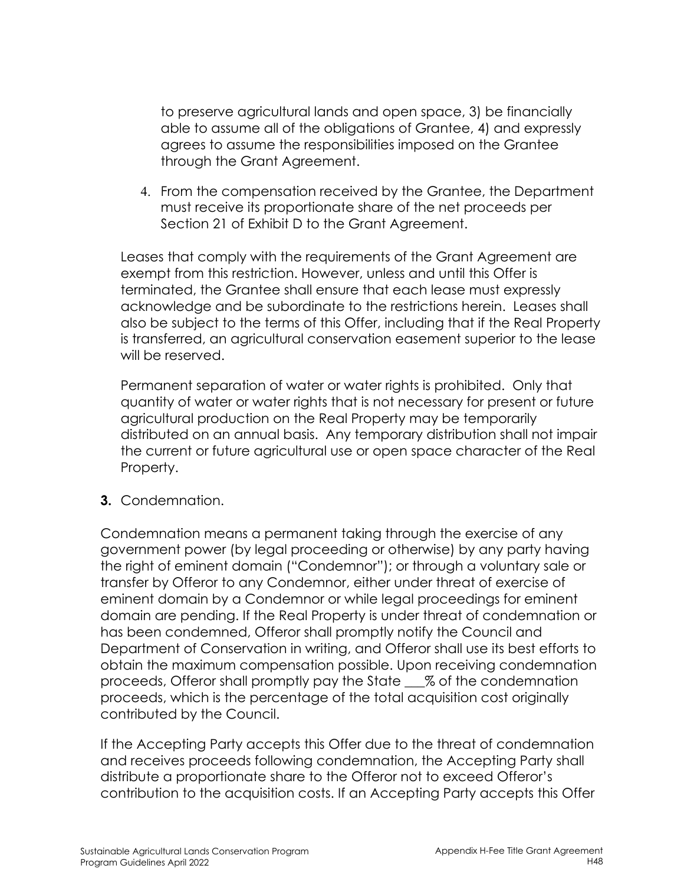to preserve agricultural lands and open space, 3) be financially able to assume all of the obligations of Grantee, 4) and expressly agrees to assume the responsibilities imposed on the Grantee through the Grant Agreement.

4. From the compensation received by the Grantee, the Department must receive its proportionate share of the net proceeds per Section 21 of Exhibit D to the Grant Agreement.

Leases that comply with the requirements of the Grant Agreement are exempt from this restriction. However, unless and until this Offer is terminated, the Grantee shall ensure that each lease must expressly acknowledge and be subordinate to the restrictions herein. Leases shall also be subject to the terms of this Offer, including that if the Real Property is transferred, an agricultural conservation easement superior to the lease will be reserved.

Permanent separation of water or water rights is prohibited. Only that quantity of water or water rights that is not necessary for present or future agricultural production on the Real Property may be temporarily distributed on an annual basis. Any temporary distribution shall not impair the current or future agricultural use or open space character of the Real Property.

**3.** Condemnation.

Condemnation means a permanent taking through the exercise of any government power (by legal proceeding or otherwise) by any party having the right of eminent domain ("Condemnor"); or through a voluntary sale or transfer by Offeror to any Condemnor, either under threat of exercise of eminent domain by a Condemnor or while legal proceedings for eminent domain are pending. If the Real Property is under threat of condemnation or has been condemned, Offeror shall promptly notify the Council and Department of Conservation in writing, and Offeror shall use its best efforts to obtain the maximum compensation possible. Upon receiving condemnation proceeds, Offeror shall promptly pay the State ___% of the condemnation proceeds, which is the percentage of the total acquisition cost originally contributed by the Council.

If the Accepting Party accepts this Offer due to the threat of condemnation and receives proceeds following condemnation, the Accepting Party shall distribute a proportionate share to the Offeror not to exceed Offeror's contribution to the acquisition costs. If an Accepting Party accepts this Offer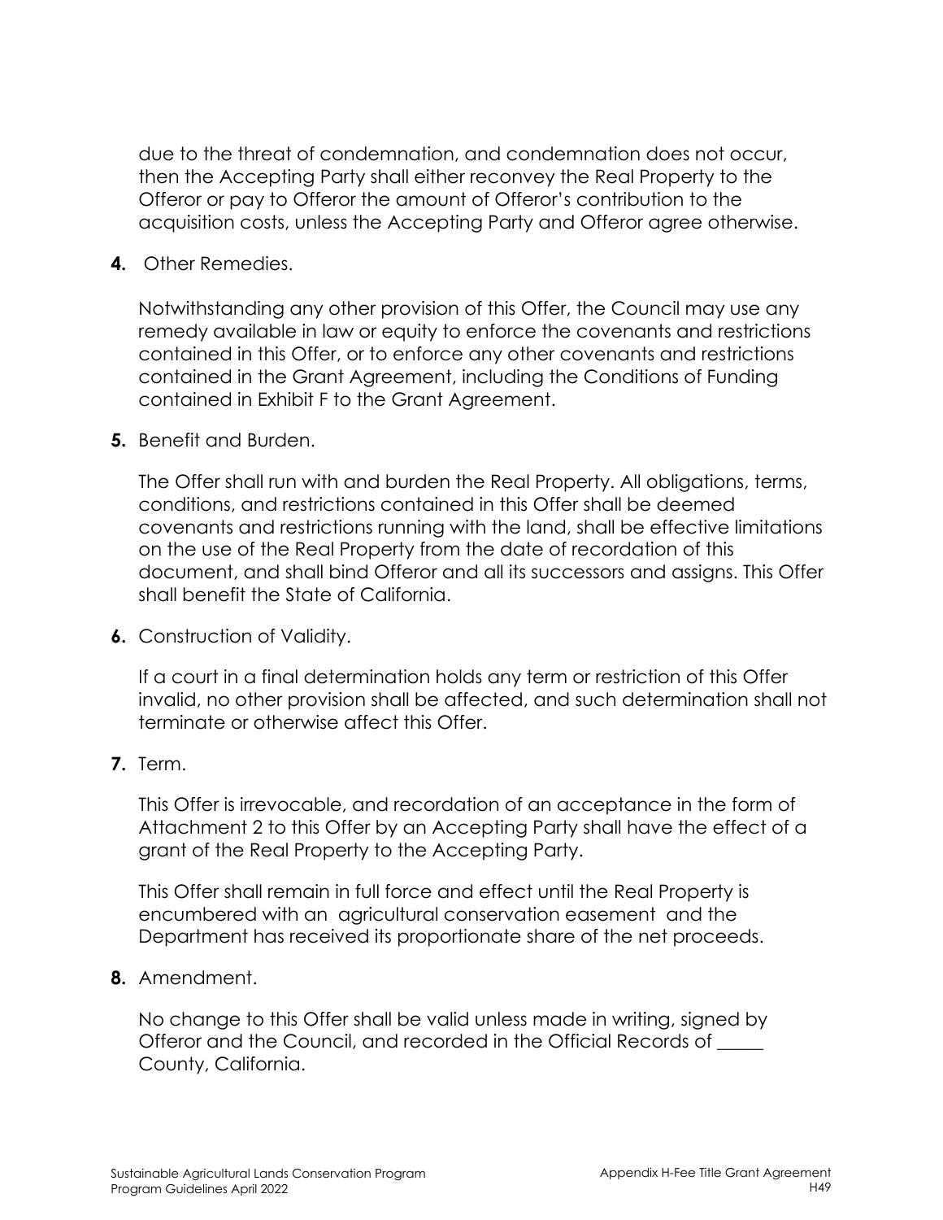due to the threat of condemnation, and condemnation does not occur, then the Accepting Party shall either reconvey the Real Property to the Offeror or pay to Offeror the amount of Offeror's contribution to the acquisition costs, unless the Accepting Party and Offeror agree otherwise.

**4.** Other Remedies.

Notwithstanding any other provision of this Offer, the Council may use any remedy available in law or equity to enforce the covenants and restrictions contained in this Offer, or to enforce any other covenants and restrictions contained in the Grant Agreement, including the Conditions of Funding contained in Exhibit F to the Grant Agreement.

**5.** Benefit and Burden.

The Offer shall run with and burden the Real Property. All obligations, terms, conditions, and restrictions contained in this Offer shall be deemed covenants and restrictions running with the land, shall be effective limitations on the use of the Real Property from the date of recordation of this document, and shall bind Offeror and all its successors and assigns. This Offer shall benefit the State of California.

**6.** Construction of Validity.

If a court in a final determination holds any term or restriction of this Offer invalid, no other provision shall be affected, and such determination shall not terminate or otherwise affect this Offer.

**7.** Term.

This Offer is irrevocable, and recordation of an acceptance in the form of Attachment 2 to this Offer by an Accepting Party shall have the effect of a grant of the Real Property to the Accepting Party.

This Offer shall remain in full force and effect until the Real Property is encumbered with an agricultural conservation easement and the Department has received its proportionate share of the net proceeds.

**8.** Amendment.

No change to this Offer shall be valid unless made in writing, signed by Offeror and the Council, and recorded in the Official Records of _____ County, California.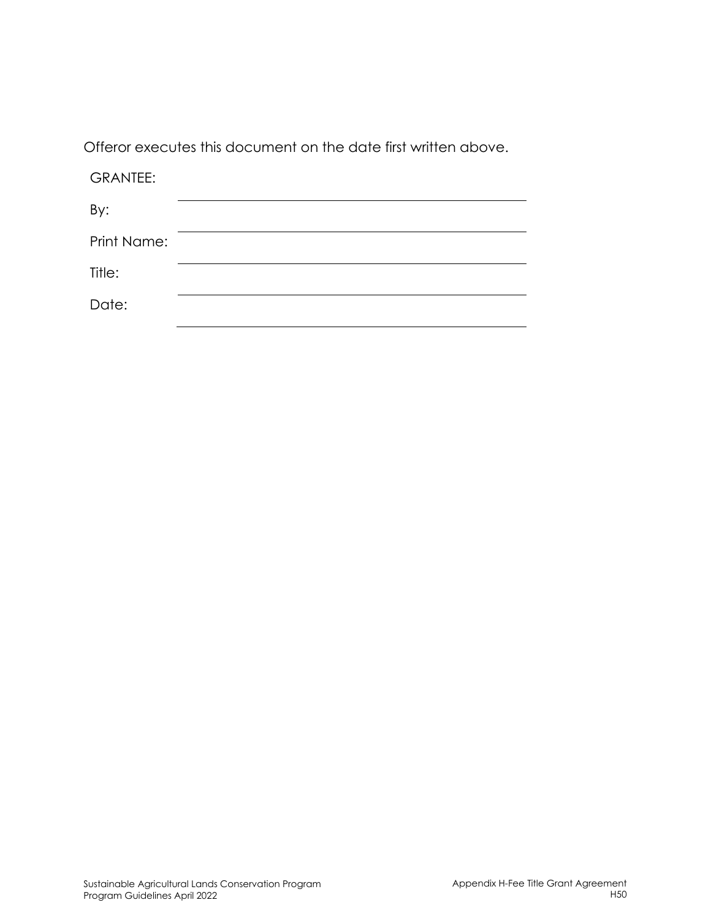Offeror executes this document on the date first written above.

GRANTEE:

By: \_\_\_\_\_\_\_\_\_\_\_\_\_\_\_\_\_\_\_\_\_\_\_\_\_\_\_\_\_\_\_\_\_\_\_\_\_\_

Print Name: \_\_\_\_\_\_\_\_\_\_\_\_\_\_\_\_\_\_\_\_\_\_\_\_\_\_\_\_\_\_\_\_\_\_\_\_\_\_

Title: \_\_\_\_\_\_\_\_\_\_\_\_\_\_\_\_\_\_\_\_\_\_\_\_\_\_\_\_\_\_\_\_\_\_\_\_\_\_

Date: \_\_\_\_\_\_\_\_\_\_\_\_\_\_\_\_\_\_\_\_\_\_\_\_\_\_\_\_\_\_\_\_\_\_\_\_\_\_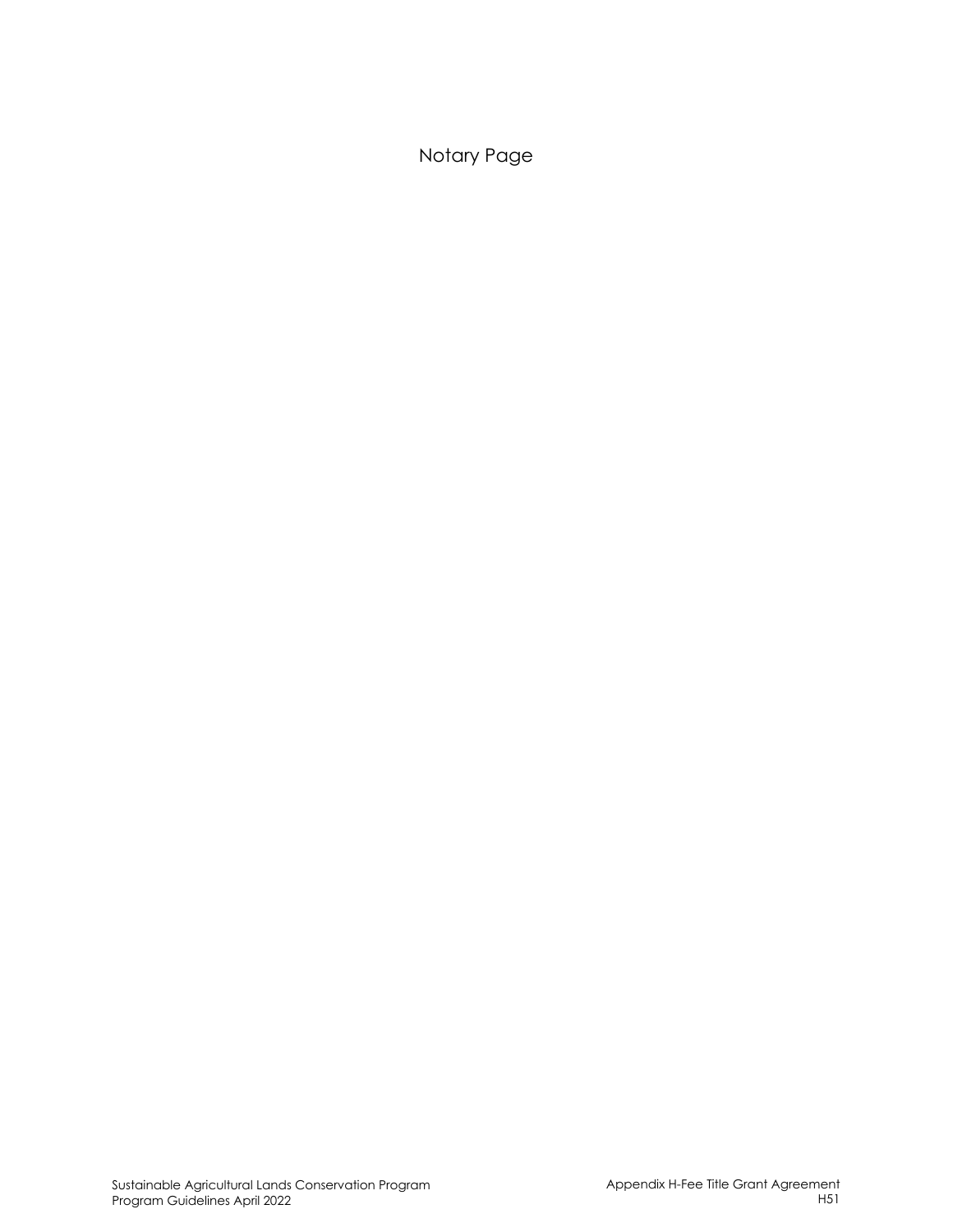Notary Page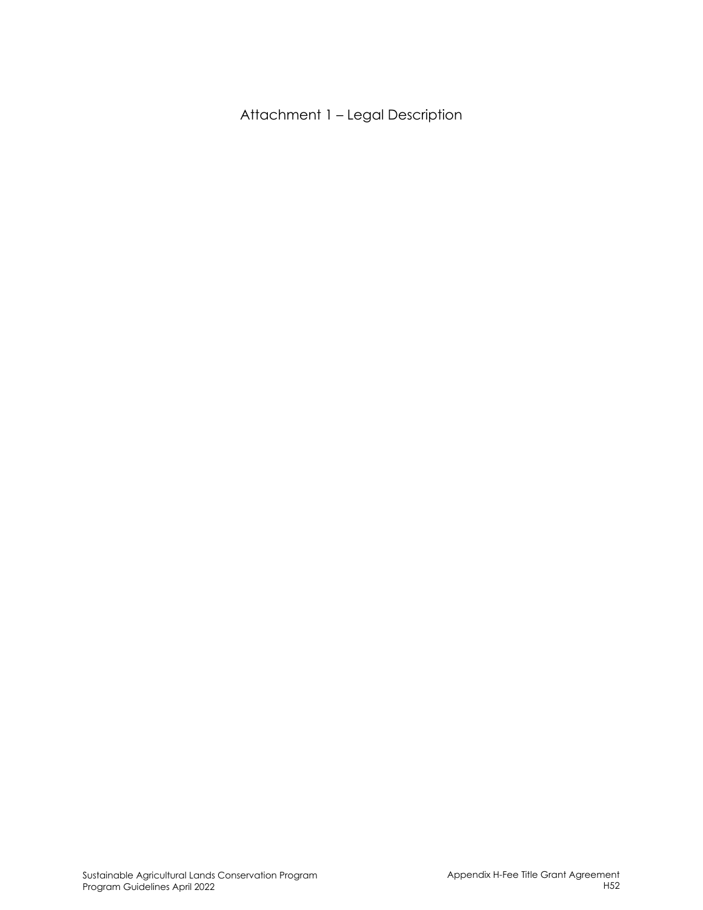# Attachment 1 – Legal Description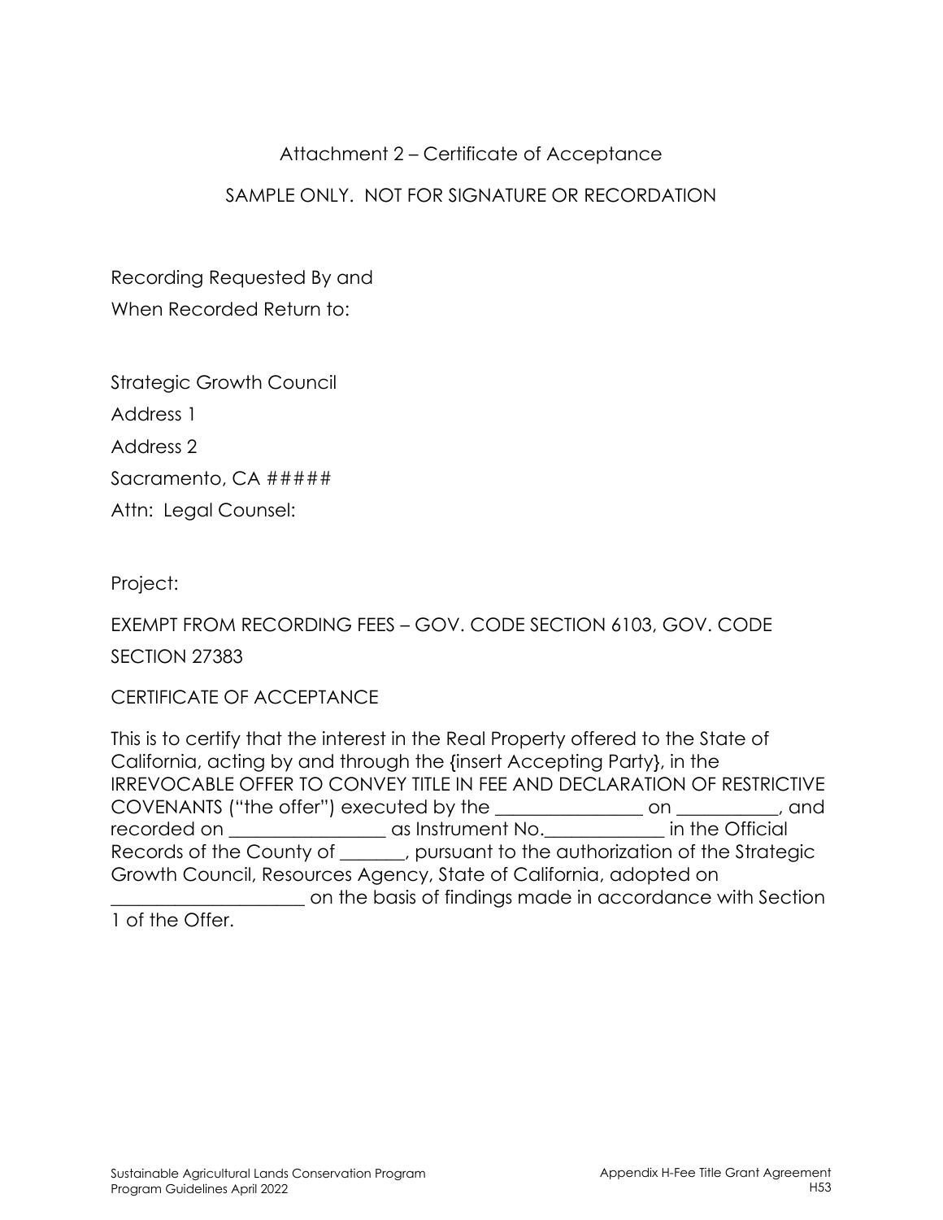# Attachment 2 – Certificate of Acceptance

SAMPLE ONLY. NOT FOR SIGNATURE OR RECORDATION

Recording Requested By and
When Recorded Return to:

Strategic Growth Council
Address 1
Address 2
Sacramento, CA #####
Attn: Legal Counsel:

Project:

EXEMPT FROM RECORDING FEES – GOV. CODE SECTION 6103, GOV. CODE SECTION 27383

CERTIFICATE OF ACCEPTANCE

This is to certify that the interest in the Real Property offered to the State of California, acting by and through the {insert Accepting Party}, in the IRREVOCABLE OFFER TO CONVEY TITLE IN FEE AND DECLARATION OF RESTRICTIVE COVENANTS ("the offer") executed by the ________________ on ___________, and recorded on _________________ as Instrument No._____________ in the Official Records of the County of _______, pursuant to the authorization of the Strategic Growth Council, Resources Agency, State of California, adopted on ____________________ on the basis of findings made in accordance with Section 1 of the Offer.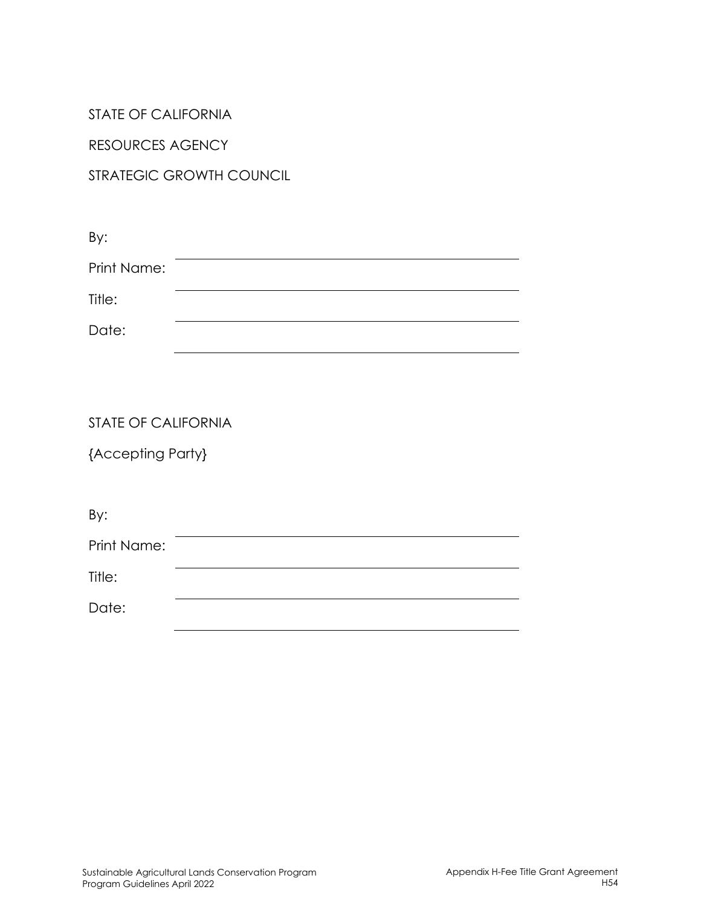STATE OF CALIFORNIA

RESOURCES AGENCY

STRATEGIC GROWTH COUNCIL

By: \_\_\_\_\_\_\_\_\_\_\_\_\_\_\_\_\_\_\_\_\_\_\_\_\_\_\_\_\_\_\_\_\_\_\_\_

Print Name: \_\_\_\_\_\_\_\_\_\_\_\_\_\_\_\_\_\_\_\_\_\_\_\_\_\_\_\_\_\_\_\_\_\_\_\_

Title: \_\_\_\_\_\_\_\_\_\_\_\_\_\_\_\_\_\_\_\_\_\_\_\_\_\_\_\_\_\_\_\_\_\_\_\_

Date: \_\_\_\_\_\_\_\_\_\_\_\_\_\_\_\_\_\_\_\_\_\_\_\_\_\_\_\_\_\_\_\_\_\_\_\_

STATE OF CALIFORNIA

{Accepting Party}

By: \_\_\_\_\_\_\_\_\_\_\_\_\_\_\_\_\_\_\_\_\_\_\_\_\_\_\_\_\_\_\_\_\_\_\_\_

Print Name: \_\_\_\_\_\_\_\_\_\_\_\_\_\_\_\_\_\_\_\_\_\_\_\_\_\_\_\_\_\_\_\_\_\_\_\_

Title: \_\_\_\_\_\_\_\_\_\_\_\_\_\_\_\_\_\_\_\_\_\_\_\_\_\_\_\_\_\_\_\_\_\_\_\_

Date: \_\_\_\_\_\_\_\_\_\_\_\_\_\_\_\_\_\_\_\_\_\_\_\_\_\_\_\_\_\_\_\_\_\_\_\_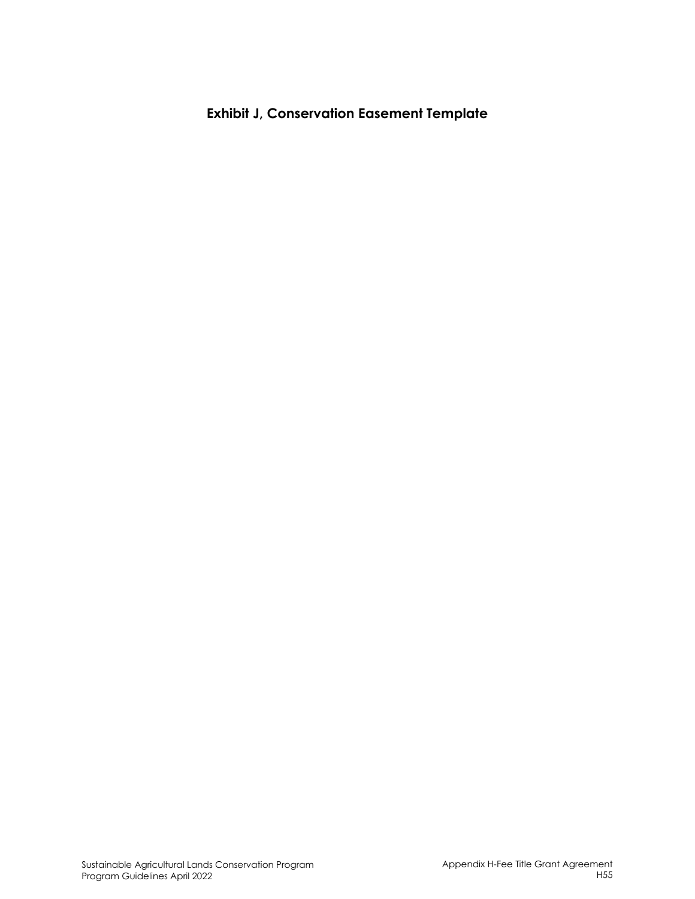## Exhibit J, Conservation Easement Template